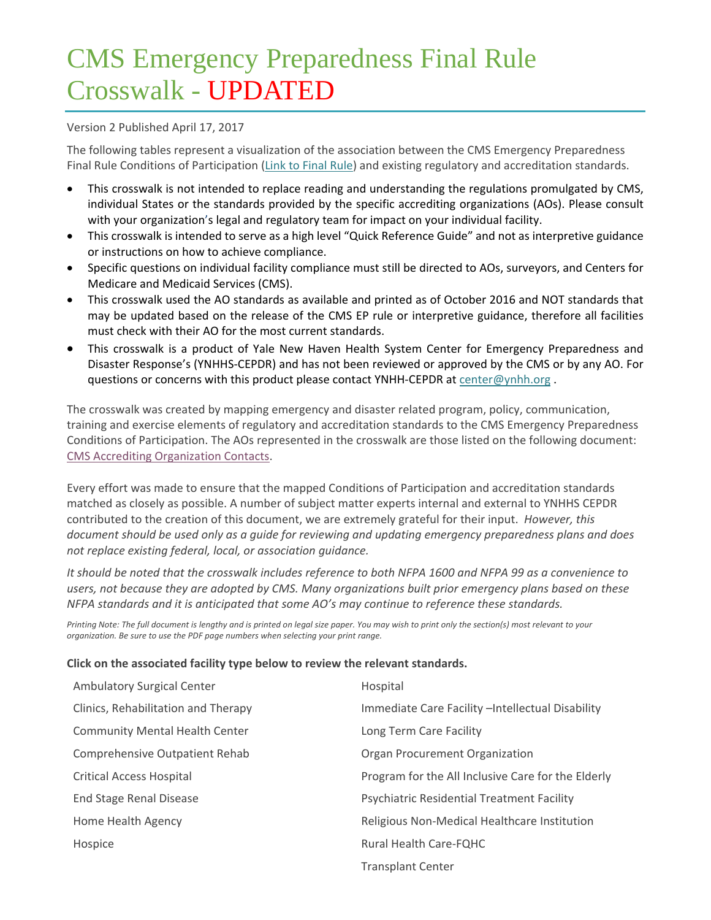# CMS Emergency Preparedness Final Rule Crosswalk - UPDATED

Version 2 Published April 17, 2017

The following tables represent a visualization of the association between the CMS Emergency Preparedness Final Rule Conditions of Participation (Link to Final Rule) and existing regulatory and accreditation standards.

- This crosswalk is not intended to replace reading and understanding the regulations promulgated by CMS, individual States or the standards provided by the specific accrediting organizations (AOs). Please consult with your organization's legal and regulatory team for impact on your individual facility.
- This crosswalk is intended to serve as a high level "Quick Reference Guide" and not as interpretive guidance or instructions on how to achieve compliance.
- Specific questions on individual facility compliance must still be directed to AOs, surveyors, and Centers for Medicare and Medicaid Services (CMS).
- This crosswalk used the AO standards as available and printed as of October 2016 and NOT standards that may be updated based on the release of the CMS EP rule or interpretive guidance, therefore all facilities must check with their AO for the most current standards.
- This crosswalk is a product of Yale New Haven Health System Center for Emergency Preparedness and Disaster Response's (YNHHS-CEPDR) and has not been reviewed or approved by the CMS or by any AO. For questions or concerns with this product please contact YNHH-CEPDR at center@ynhh.org .

The crosswalk was created by mapping emergency and disaster related program, policy, communication, training and exercise elements of regulatory and accreditation standards to the CMS Emergency Preparedness Conditions of Participation. The AOs represented in the crosswalk are those listed on the following document: CMS Accrediting Organization Contacts.

Every effort was made to ensure that the mapped Conditions of Participation and accreditation standards matched as closely as possible. A number of subject matter experts internal and external to YNHHS CEPDR contributed to the creation of this document, we are extremely grateful for their input. *However, this document should be used only as a guide for reviewing and updating emergency preparedness plans and does not replace existing federal, local, or association guidance.*

*It should be noted that the crosswalk includes reference to both NFPA 1600 and NFPA 99 as a convenience to users, not because they are adopted by CMS. Many organizations built prior emergency plans based on these NFPA standards and it is anticipated that some AO's may continue to reference these standards.*

*Printing Note: The full document is lengthy and is printed on legal size paper. You may wish to print only the section(s) most relevant to your organization. Be sure to use the PDF page numbers when selecting your print range.*

**Click on the associated facility type below to review the relevant standards.**

- Ambulatory Surgical Center
- Clinics, Rehabilitation and Therapy
- Community Mental Health Center
- Comprehensive Outpatient Rehab
- Critical Access Hospital
- End Stage Renal Disease
- Home Health Agency
- Hospice
- Hospital
- Immediate Care Facility –Intellectual Disability
- Long Term Care Facility
- Organ Procurement Organization
- Program for the All Inclusive Care for the Elderly
- Psychiatric Residential Treatment Facility
- Religious Non-Medical Healthcare Institution
- Rural Health Care-FQHC
- Transplant Center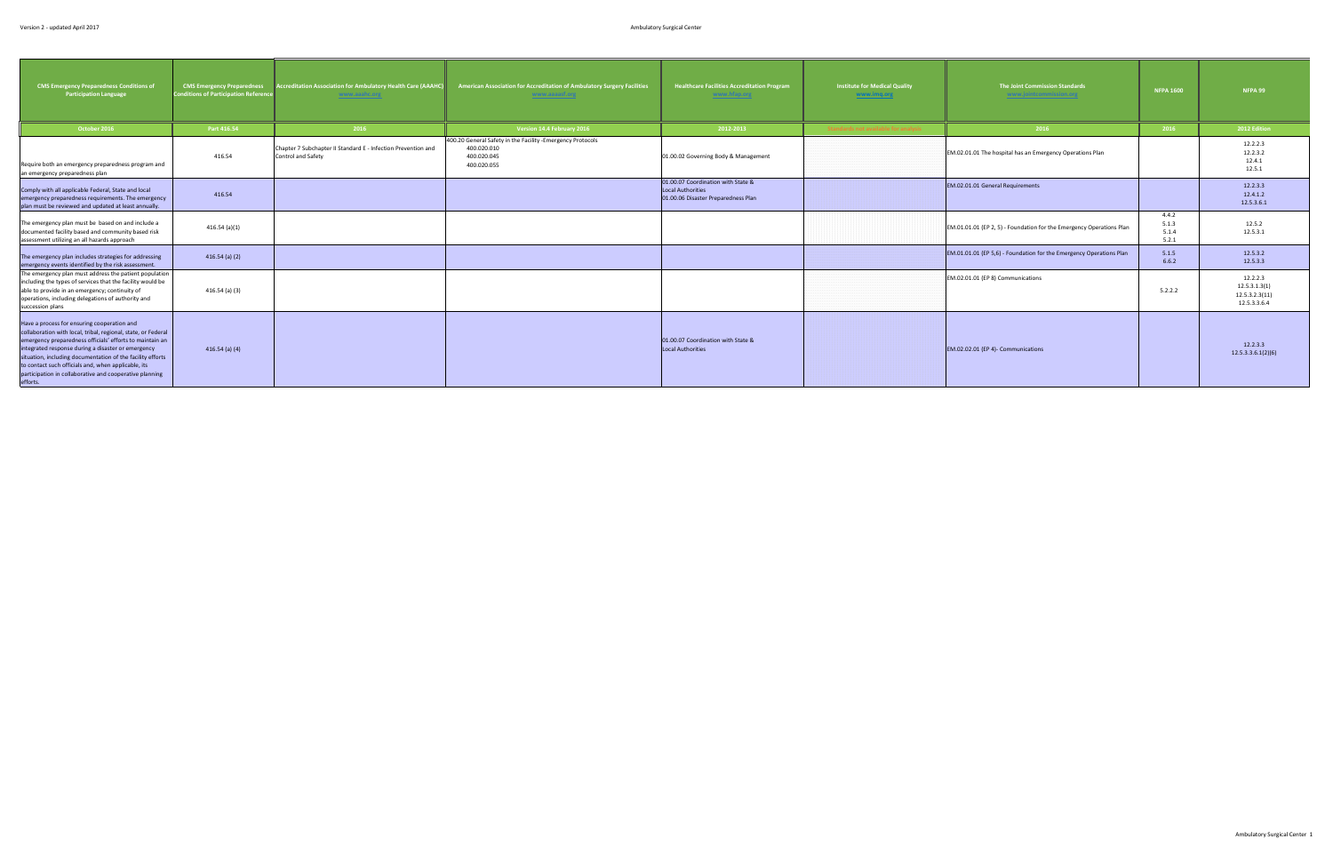| CMS Emergency Preparedness Conditions of Participation Language | CMS Emergency Preparedness Conditions of Participation Reference | Accreditation Association for Ambulatory Health Care (AAAHC) www.aaahc.org | American Association for Accreditation of Ambulatory Surgery Facilities www.aaaasf.org | Healthcare Facilities Accreditation Program www.hfap.org | Institute for Medical Quality www.imq.org | The Joint Commission Standards www.jointcommission.org | NFPA 1600 | NFPA 99 |
|---|---|---|---|---|---|---|---|---|
| October 2016 | Part 416.54 | 2016 | Version 14.4 February 2016 | 2012-2013 | Standards not available for analysis | 2016 | 2016 | 2012 Edition |
| Require both an emergency preparedness program and an emergency preparedness plan | 416.54 | Chapter 7 Subchapter II Standard E - Infection Prevention and Control and Safety | 400.20 General Safety in the Facility -Emergency Protocols 400.020.010 400.020.045 400.020.055 | 01.00.02 Governing Body & Management | | EM.02.01.01 The hospital has an Emergency Operations Plan | | 12.2.2.3 12.2.3.2 12.4.1 12.5.1 |
| Comply with all applicable Federal, State and local emergency preparedness requirements. The emergency plan must be reviewed and updated at least annually. | 416.54 | | | 01.00.07 Coordination with State & Local Authorities 01.00.06 Disaster Preparedness Plan | | EM.02.01.01 General Requirements | | 12.2.3.3 12.4.1.2 12.5.3.6.1 |
| The emergency plan must be based on and include a documented facility based and community based risk assessment utilizing an all hazards approach | 416.54 (a)(1) | | | | | EM.01.01.01 (EP 2, 5) - Foundation for the Emergency Operations Plan | 4.4.2 5.1.3 5.1.4 5.2.1 | 12.5.2 12.5.3.1 |
| The emergency plan includes strategies for addressing emergency events identified by the risk assessment. | 416.54 (a) (2) | | | | | EM.01.01.01 (EP 5,6) - Foundation for the Emergency Operations Plan | 5.1.5 6.6.2 | 12.5.3.2 12.5.3.3 |
| The emergency plan must address the patient population including the types of services that the facility would be able to provide in an emergency; continuity of operations, including delegations of authority and succession plans | 416.54 (a) (3) | | | | | EM.02.01.01 (EP 8) Communications | 5.2.2.2 | 12.2.2.3 12.5.3.1.3(1) 12.5.3.2.3(11) 12.5.3.3.6.4 |
| Have a process for ensuring cooperation and collaboration with local, tribal, regional, state, or Federal emergency preparedness officials' efforts to maintain an integrated response during a disaster or emergency situation, including documentation of the facility efforts to contact such officials and, when applicable, its participation in collaborative and cooperative planning efforts. | 416.54 (a) (4) | | | 01.00.07 Coordination with State & Local Authorities | | EM.02.02.01 (EP 4)- Communications | | 12.2.3.3 12.5.3.3.6.1(2)(6) |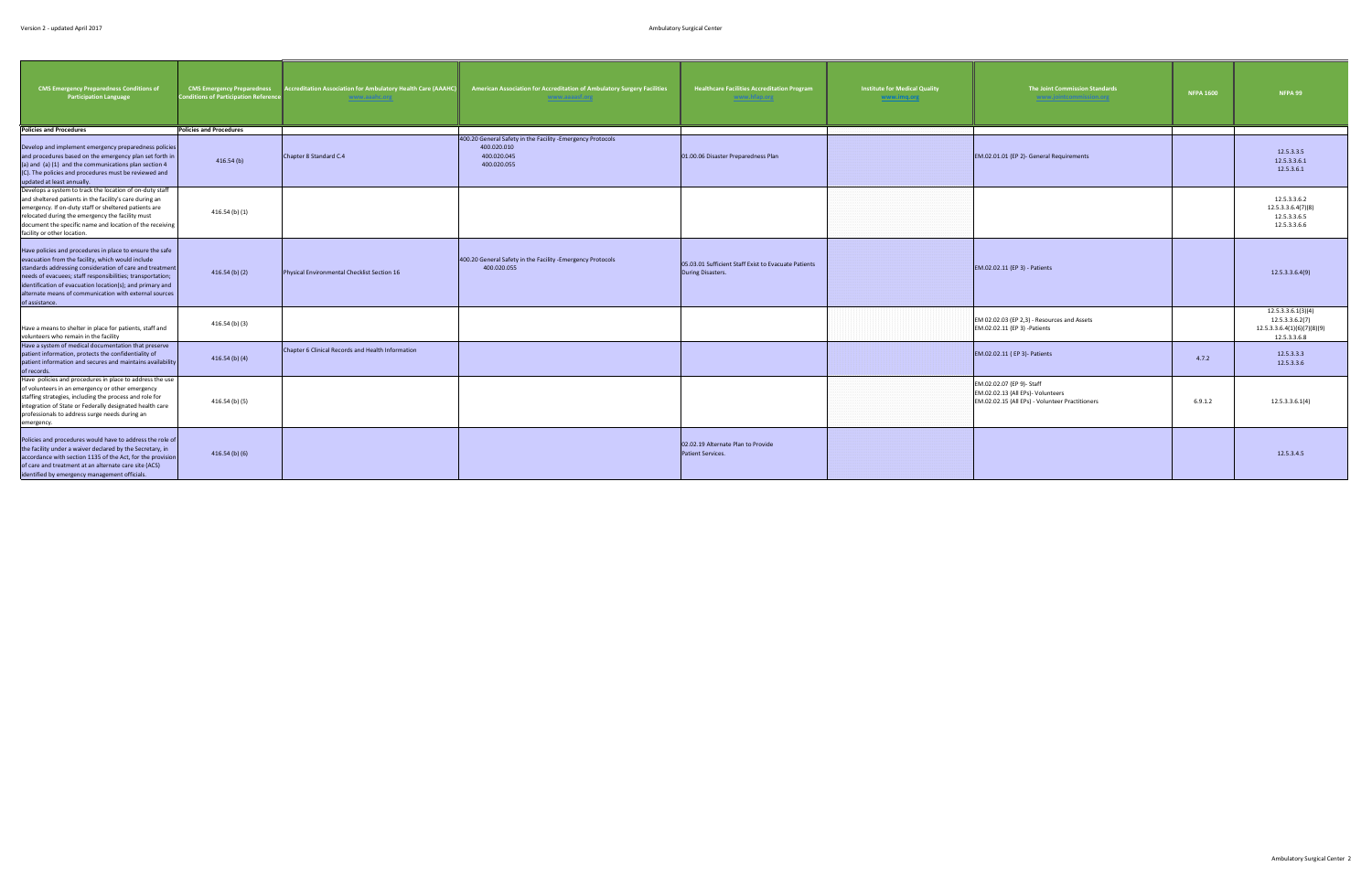| CMS Emergency Preparedness Conditions of Participation Language | CMS Emergency Preparedness Conditions of Participation Reference | Accreditation Association for Ambulatory Health Care (AAAHC) www.aaahc.org | American Association for Accreditation of Ambulatory Surgery Facilities www.aaaasf.org | Healthcare Facilities Accreditation Program www.hfap.org | Institute for Medical Quality www.imq.org | The Joint Commission Standards www.jointcommission.org | NFPA 1600 | NFPA 99 |
|---|---|---|---|---|---|---|---|---|
| **Policies and Procedures** | **Policies and Procedures** | | | | | | | |
| Develop and implement emergency preparedness policies and procedures based on the emergency plan set forth in (a) and (a) (1) and the communications plan section 4 (C). The policies and procedures must be reviewed and updated at least annually. | 416.54 (b) | Chapter 8 Standard C.4 | 400.20 General Safety in the Facility -Emergency Protocols 400.020.010 400.020.045 400.020.055 | 01.00.06 Disaster Preparedness Plan | | EM.02.01.01 (EP 2)- General Requirements | | 12.5.3.3.5 12.5.3.3.6.1 12.5.3.6.1 |
| Develops a system to track the location of on-duty staff and sheltered patients in the facility's care during an emergency. If on-duty staff or sheltered patients are relocated during the emergency the facility must document the specific name and location of the receiving facility or other location. | 416.54 (b) (1) | | | | | | | 12.5.3.3.6.2 12.5.3.3.6.4(7)(8) 12.5.3.3.6.5 12.5.3.3.6.6 |
| Have policies and procedures in place to ensure the safe evacuation from the facility, which would include standards addressing consideration of care and treatment needs of evacuees; staff responsibilities; transportation; identification of evacuation location(s); and primary and alternate means of communication with external sources of assistance. | 416.54 (b) (2) | Physical Environmental Checklist Section 16 | 400.20 General Safety in the Facility -Emergency Protocols 400.020.055 | 05.03.01 Sufficient Staff Exist to Evacuate Patients During Disasters. | | EM.02.02.11 (EP 3) - Patients | | 12.5.3.3.6.4(9) |
| Have a means to shelter in place for patients, staff and volunteers who remain in the facility | 416.54 (b) (3) | | | | | EM 02.02.03 (EP 2,3) - Resources and Assets EM.02.02.11 (EP 3) -Patients | | 12.5.3.3.6.1(3)(4) 12.5.3.3.6.2(7) 12.5.3.3.6.4(1)(6)(7)(8)(9) 12.5.3.3.6.8 |
| Have a system of medical documentation that preserve patient information, protects the confidentiality of patient information and secures and maintains availability of records. | 416.54 (b) (4) | Chapter 6 Clinical Records and Health Information | | | | EM.02.02.11 ( EP 3)- Patients | 4.7.2 | 12.5.3.3.3 12.5.3.3.6 |
| Have policies and procedures in place to address the use of volunteers in an emergency or other emergency staffing strategies, including the process and role for integration of State or Federally designated health care professionals to address surge needs during an emergency. | 416.54 (b) (5) | | | | | EM.02.02.07 (EP 9)- Staff EM.02.02.13 (All EPs)- Volunteers EM.02.02.15 (All EPs) - Volunteer Practitioners | 6.9.1.2 | 12.5.3.3.6.1(4) |
| Policies and procedures would have to address the role of the facility under a waiver declared by the Secretary, in accordance with section 1135 of the Act, for the provision of care and treatment at an alternate care site (ACS) identified by emergency management officials. | 416.54 (b) (6) | | | 02.02.19 Alternate Plan to Provide Patient Services. | | | | 12.5.3.4.5 |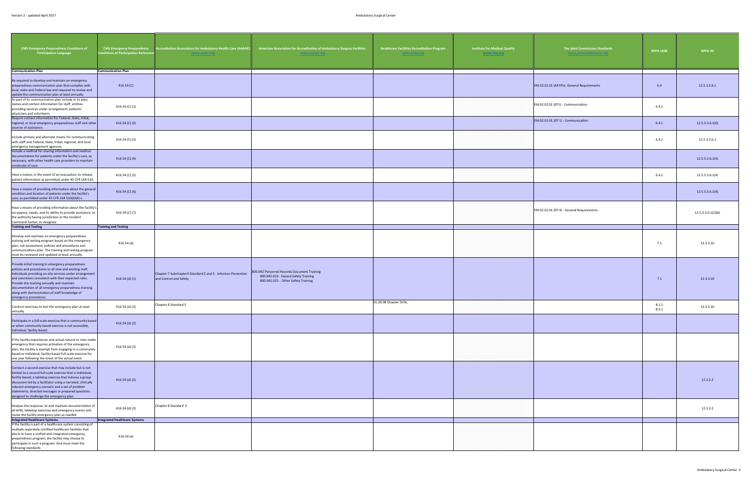| CMS Emergency Preparedness Conditions of Participation Language | CMS Emergency Preparedness Conditions of Participation Reference | Accreditation Association for Ambulatory Health Care (AAAHC) www.aaahc.org | American Association for Accreditation of Ambulatory Surgery Facilities www.aaaasf.org | Healthcare Facilities Accreditation Program www.hfap.org | Institute for Medical Quality www.imq.org | The Joint Commission Standards www.jointcommission.org | NFPA 1600 | NFPA 99 |
|---|---|---|---|---|---|---|---|---|
| **Communication Plan** | **Communication Plan** | | | | | | | |
| Be required to develop and maintain an emergency preparedness communication plan that complies with local, state and Federal law and required to review and update the communication plan at least annually. | 416.54 (C) | | | | | EM.02.02.01 (All EPs)- General Requirements | 6.4 | 12.5.3.3.6.1 |
| As part of its communication plan include in its plan, names and contact information for staff; entities providing services under arrangement; patients' physicians and volunteers. | 416.54 (C) (1) | | | | | EM.02.02.01 (EP1) - Communication | 6.4.1 | |
| Require contact information for Federal, State, tribal, regional, or local emergency preparedness staff and other sources of assistance. | 416.54 (C) (2) | | | | | EM.02.02.01 (EP 1) - Communication | 6.4.1 | 12.5.3.3.6.1(6) |
| Include primary and alternate means for communicating with staff and Federal, State, tribal, regional, and local emergency management agencies | 416.54 (C) (3) | | | | | | 6.4.1 | 12.5.3.3.6.1 |
| Include a method for sharing information and medical documentation for patients under the facility's care, as necessary, with other health care providers to maintain continuity of care. | 416.54 (C) (4) | | | | | | | 12.5.3.3.6.1(4) |
| Have a means, in the event of an evacuation, to release patient information as permitted under 45 CFR 164.510. | 416.54 (C) (5) | | | | | | 6.4.1 | 12.5.3.3.6.1(4) |
| Have a means of providing information about the general condition and location of patients under the facility's care, as permitted under 45 CFR 164.510(b)(4) s. | 416.54 (C) (6) | | | | | | | 12.5.3.3.6.1(4) |
| Have a means of providing information about the facility's occupancy, needs, and its ability to provide assistance, to the authority having jurisdiction or the Incident Command Center, or designee. | 416.54 (C) (7) | | | | | EM.02.02.01 (EP 4) - General Requirements | | 12.5.3.3.6.1(2)(6) |
| **Training and Testing** | **Training and Testing** | | | | | | | |
| Develop and maintain an emergency preparedness training and testing program based on the emergency plan, risk assessment, policies and procedures and communications plan. The training and testing program must be reviewed and updated at least annually. | 416.54 (d) | | | | | | 7.1 | 12.3.3.10 |
| Provide initial training in emergency preparedness policies and procedures to all new and existing staff, individuals providing on-site services under arrangement and volunteers consistent with their expected roles. Provide this training annually and maintain documentation of all emergency preparedness training along with demonstration of staff knowledge of emergency procedures. | 416.54 (d) (1) | Chapter 7 SubchapterII Standard E and 5 - Infection Prevention and Control and Safety | 800.042 Personnel Records Document Training<br>800.042.010 - Hazard Safety Training<br>800.042.025 - Other Safety Training | | | | 7.1 | 12.3.3.10 |
| Conduct exercises to test the emergency plan at least annually | 416.54 (d) (2) | Chapter 8 Standard E | | 01.00.08 Disaster Drills. | | | 8.1.1<br>8.5.1 | 12.3.3.10 |
| Participate in a full scale exercise that is community based or when community based exercise is not accessible, individual, facility-based. | 416.54 (d) (2) | | | | | | | |
| If the facility experiences and actual natural or man made emergency that requires activation of the emergency plan, the facility is exempt from engaging in a community based or individual, facility based full-scale exercise for one year following the onset of the actual event | 416.54 (d) (2) | | | | | | | |
| Conduct a second exercise that may include but is not limited to a second full-scale exercise that is individual, facility based; a tabletop exercise that induces a group discussion led by a facilitator using a narrated, clinically relevant emergency scenario and a set of problem statements, directed messages or prepared questions designed to challenge the emergency plan | 416.54 (d) (2) | | | | | | | 12.3.3.2 |
| Analyze the response to and maintain documentation of all drills, tabletop exercises and emergency events and revise the facility emergency plan as needed | 416.54 (d) (2) | Chapter 8 Standard E | | | | | | 12.3.3.2 |
| **Integrated Healthcare Systems** | **Integrated Healthcare Systems** | | | | | | | |
| If the facility is part of a healthcare system consisting of multiple separately certified healthcare facilities that elects to have a unified and integrated emergency preparedness program, the facility may choose to participate in such a program. And must meet the following standards | 416.54 (e) | | | | | | | |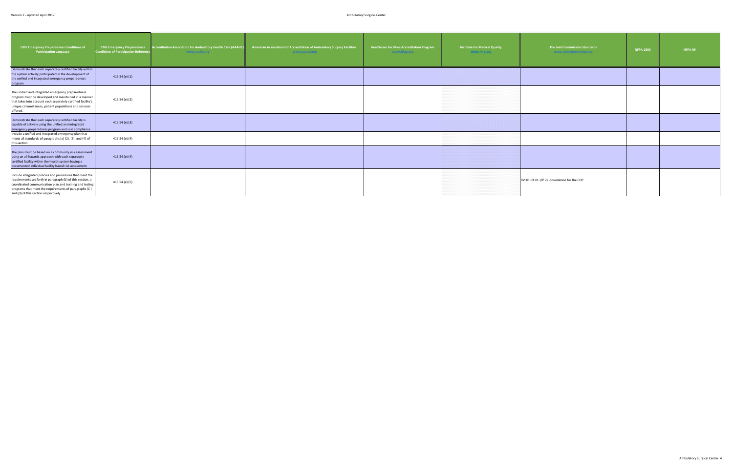| CMS Emergency Preparedness Conditions of Participation Language | CMS Emergency Preparedness Conditions of Participation Reference | Accreditation Association for Ambulatory Health Care (AAAHC) www.aaahc.org | American Association for Accreditation of Ambulatory Surgery Facilities www.aaaasf.org | Healthcare Facilities Accreditation Program www.hfap.org | Institute for Medical Quality www.imq.org | The Joint Commission Standards www.jointcommission.org | NFPA 1600 | NFPA 99 |
|---|---|---|---|---|---|---|---|---|
| Demonstrate that each separately certified facility within the system actively participated in the development of the unified and integrated emergency preparedness program | 416.54 (e) (1) | | | | | | | |
| The unified and integrated emergency preparedness program must be developed and maintained in a manner that takes into account each separately certified facility's unique circumstances, patient populations and services offered. | 416.54 (e) (2) | | | | | | | |
| Demonstrate that each separately certified facility is capable of actively using the unified and integrated emergency preparedness program and is in compliance | 416.54 (e) (3) | | | | | | | |
| Include a unified and integrated emergency plan that meets all standards of paragraphs (a) (2), (3), and (4) of this section. | 416.54 (e) (4) | | | | | | | |
| The plan must be based on a community risk assessment using an all-hazards approach with each separately certified facility within the health system having a documented individual facility based risk assessment | 416.54 (e) (4) | | | | | | | |
| Include integrated policies and procedures that meet the requirements set forth in paragraph (b) of this section, a coordinated communication plan and training and testing programs that meet the requirements of paragraphs (C ) and (d) of this section respectively | 416.54 (e) (5) | | | | | EM.01.01.01 (EP 2) -Foundation for the EOP | | |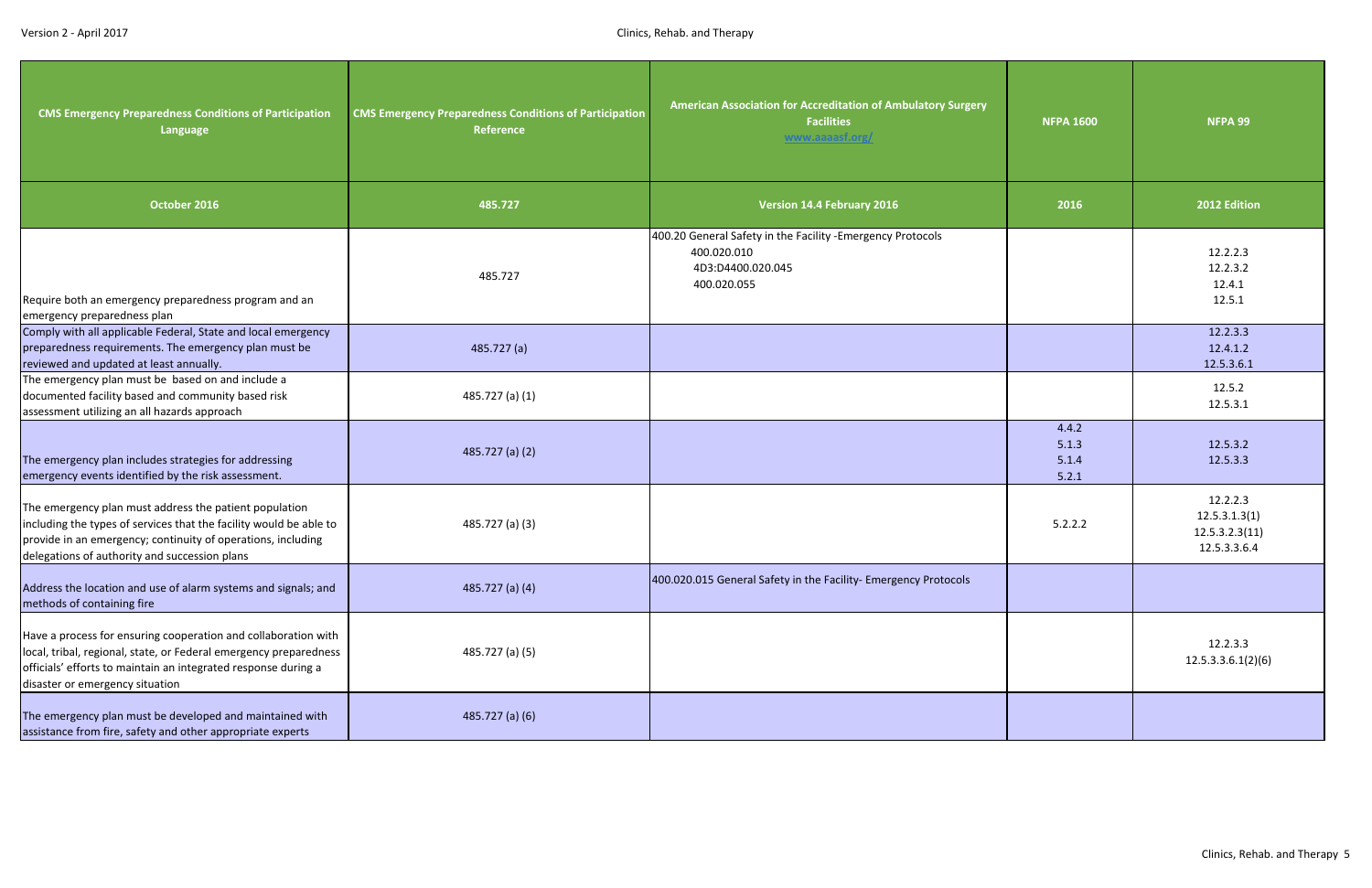| CMS Emergency Preparedness Conditions of Participation Language | CMS Emergency Preparedness Conditions of Participation Reference | American Association for Accreditation of Ambulatory Surgery Facilities www.aaaasf.org/ | NFPA 1600 | NFPA 99 |
|---|---|---|---|---|
| October 2016 | 485.727 | Version 14.4 February 2016 | 2016 | 2012 Edition |
| Require both an emergency preparedness program and an emergency preparedness plan | 485.727 | 400.20 General Safety in the Facility -Emergency Protocols<br>400.020.010<br>4D3:D4400.020.045<br>400.020.055 | | 12.2.2.3<br>12.2.3.2<br>12.4.1<br>12.5.1 |
| Comply with all applicable Federal, State and local emergency preparedness requirements. The emergency plan must be reviewed and updated at least annually. | 485.727 (a) | | | 12.2.3.3<br>12.4.1.2<br>12.5.3.6.1 |
| The emergency plan must be based on and include a documented facility based and community based risk assessment utilizing an all hazards approach | 485.727 (a) (1) | | | 12.5.2<br>12.5.3.1 |
| The emergency plan includes strategies for addressing emergency events identified by the risk assessment. | 485.727 (a) (2) | | 4.4.2<br>5.1.3<br>5.1.4<br>5.2.1 | 12.5.3.2<br>12.5.3.3 |
| The emergency plan must address the patient population including the types of services that the facility would be able to provide in an emergency; continuity of operations, including delegations of authority and succession plans | 485.727 (a) (3) | | 5.2.2.2 | 12.2.2.3<br>12.5.3.1.3(1)<br>12.5.3.2.3(11)<br>12.5.3.3.6.4 |
| Address the location and use of alarm systems and signals; and methods of containing fire | 485.727 (a) (4) | 400.020.015 General Safety in the Facility- Emergency Protocols | | |
| Have a process for ensuring cooperation and collaboration with local, tribal, regional, state, or Federal emergency preparedness officials' efforts to maintain an integrated response during a disaster or emergency situation | 485.727 (a) (5) | | | 12.2.3.3<br>12.5.3.3.6.1(2)(6) |
| The emergency plan must be developed and maintained with assistance from fire, safety and other appropriate experts | 485.727 (a) (6) | | | |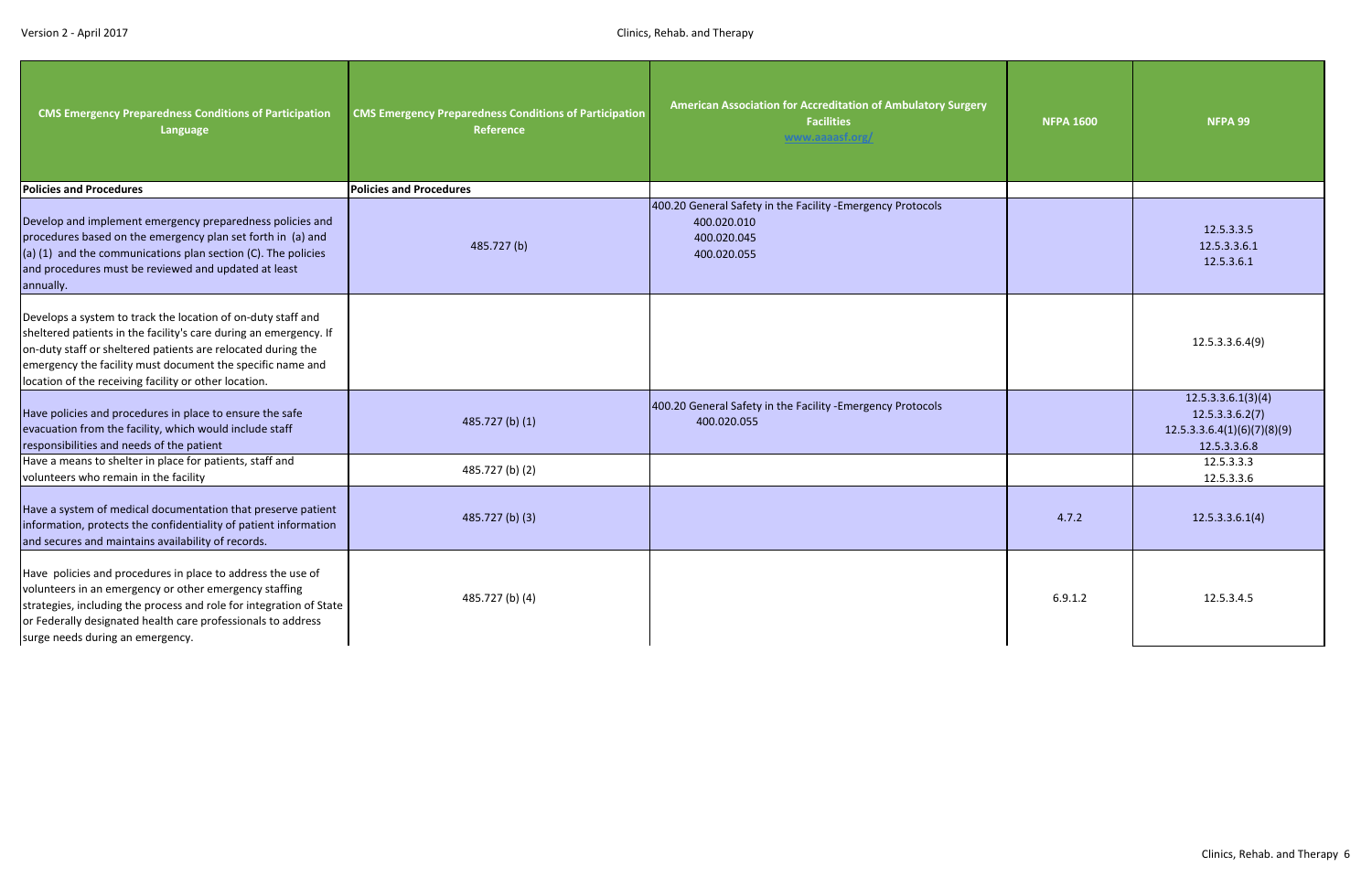| CMS Emergency Preparedness Conditions of Participation Language | CMS Emergency Preparedness Conditions of Participation Reference | American Association for Accreditation of Ambulatory Surgery Facilities www.aaaasf.org/ | NFPA 1600 | NFPA 99 |
|---|---|---|---|---|
| **Policies and Procedures** | **Policies and Procedures** | | | |
| Develop and implement emergency preparedness policies and procedures based on the emergency plan set forth in (a) and (a) (1) and the communications plan section (C). The policies and procedures must be reviewed and updated at least annually. | 485.727 (b) | 400.20 General Safety in the Facility -Emergency Protocols<br>400.020.010<br>400.020.045<br>400.020.055 | | 12.5.3.3.5<br>12.5.3.3.6.1<br>12.5.3.6.1 |
| Develops a system to track the location of on-duty staff and sheltered patients in the facility's care during an emergency. If on-duty staff or sheltered patients are relocated during the emergency the facility must document the specific name and location of the receiving facility or other location. | | | | 12.5.3.3.6.4(9) |
| Have policies and procedures in place to ensure the safe evacuation from the facility, which would include staff responsibilities and needs of the patient | 485.727 (b) (1) | 400.20 General Safety in the Facility -Emergency Protocols<br>400.020.055 | | 12.5.3.3.6.1(3)(4)<br>12.5.3.3.6.2(7)<br>12.5.3.3.6.4(1)(6)(7)(8)(9)<br>12.5.3.3.6.8 |
| Have a means to shelter in place for patients, staff and volunteers who remain in the facility | 485.727 (b) (2) | | | 12.5.3.3.3<br>12.5.3.3.6 |
| Have a system of medical documentation that preserve patient information, protects the confidentiality of patient information and secures and maintains availability of records. | 485.727 (b) (3) | | 4.7.2 | 12.5.3.3.6.1(4) |
| Have policies and procedures in place to address the use of volunteers in an emergency or other emergency staffing strategies, including the process and role for integration of State or Federally designated health care professionals to address surge needs during an emergency. | 485.727 (b) (4) | | 6.9.1.2 | 12.5.3.4.5 |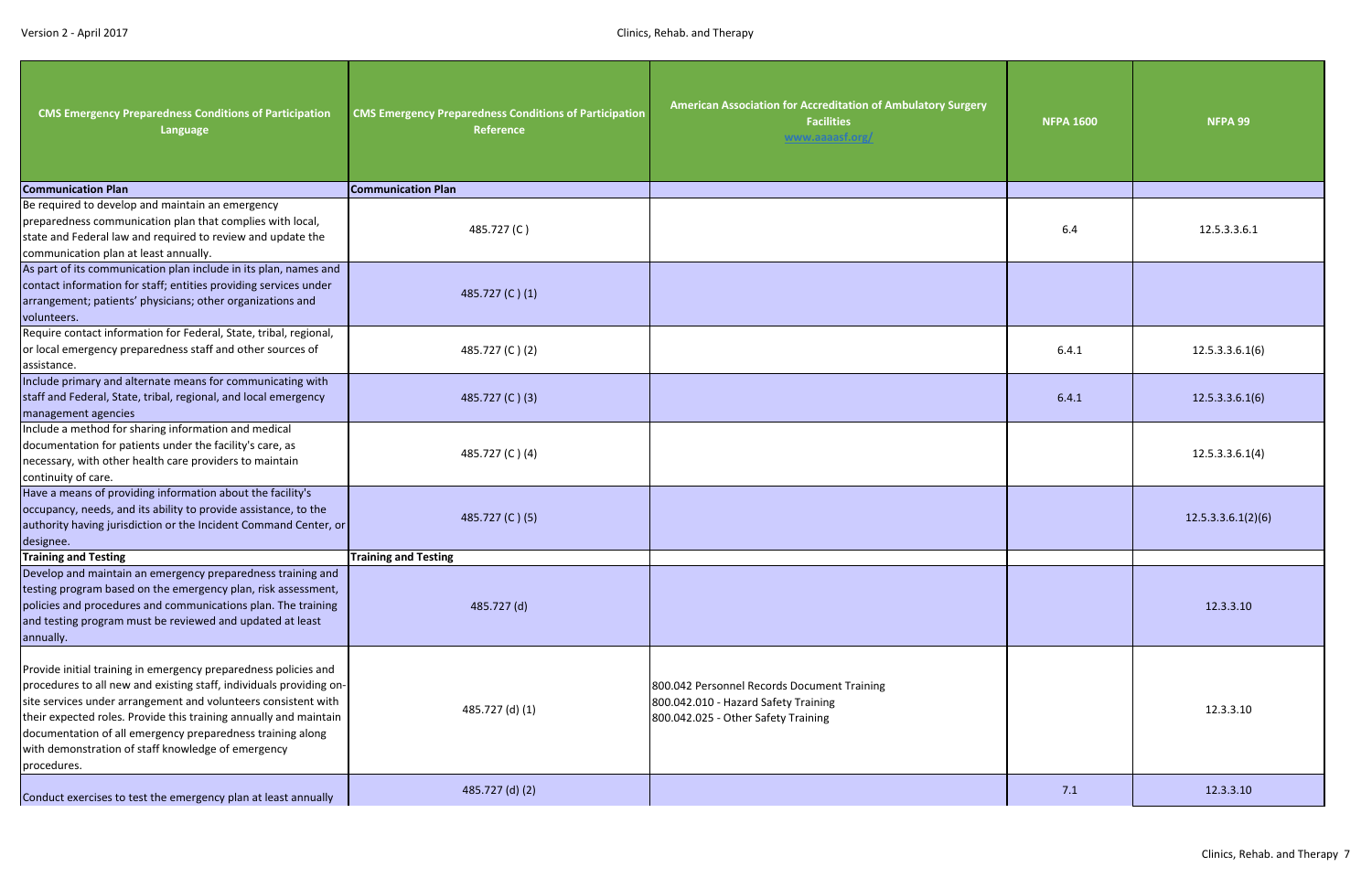| CMS Emergency Preparedness Conditions of Participation Language | CMS Emergency Preparedness Conditions of Participation Reference | American Association for Accreditation of Ambulatory Surgery Facilities www.aaaasf.org/ | NFPA 1600 | NFPA 99 |
|---|---|---|---|---|
| **Communication Plan** | **Communication Plan** | | | |
| Be required to develop and maintain an emergency preparedness communication plan that complies with local, state and Federal law and required to review and update the communication plan at least annually. | 485.727 (C ) | | 6.4 | 12.5.3.3.6.1 |
| As part of its communication plan include in its plan, names and contact information for staff; entities providing services under arrangement; patients' physicians; other organizations and volunteers. | 485.727 (C ) (1) | | | |
| Require contact information for Federal, State, tribal, regional, or local emergency preparedness staff and other sources of assistance. | 485.727 (C ) (2) | | 6.4.1 | 12.5.3.3.6.1(6) |
| Include primary and alternate means for communicating with staff and Federal, State, tribal, regional, and local emergency management agencies | 485.727 (C ) (3) | | 6.4.1 | 12.5.3.3.6.1(6) |
| Include a method for sharing information and medical documentation for patients under the facility's care, as necessary, with other health care providers to maintain continuity of care. | 485.727 (C ) (4) | | | 12.5.3.3.6.1(4) |
| Have a means of providing information about the facility's occupancy, needs, and its ability to provide assistance, to the authority having jurisdiction or the Incident Command Center, or designee. | 485.727 (C ) (5) | | | 12.5.3.3.6.1(2)(6) |
| **Training and Testing** | **Training and Testing** | | | |
| Develop and maintain an emergency preparedness training and testing program based on the emergency plan, risk assessment, policies and procedures and communications plan. The training and testing program must be reviewed and updated at least annually. | 485.727 (d) | | | 12.3.3.10 |
| Provide initial training in emergency preparedness policies and procedures to all new and existing staff, individuals providing on-site services under arrangement and volunteers consistent with their expected roles. Provide this training annually and maintain documentation of all emergency preparedness training along with demonstration of staff knowledge of emergency procedures. | 485.727 (d) (1) | 800.042 Personnel Records Document Training<br>800.042.010 - Hazard Safety Training<br>800.042.025 - Other Safety Training | | 12.3.3.10 |
| Conduct exercises to test the emergency plan at least annually | 485.727 (d) (2) | | 7.1 | 12.3.3.10 |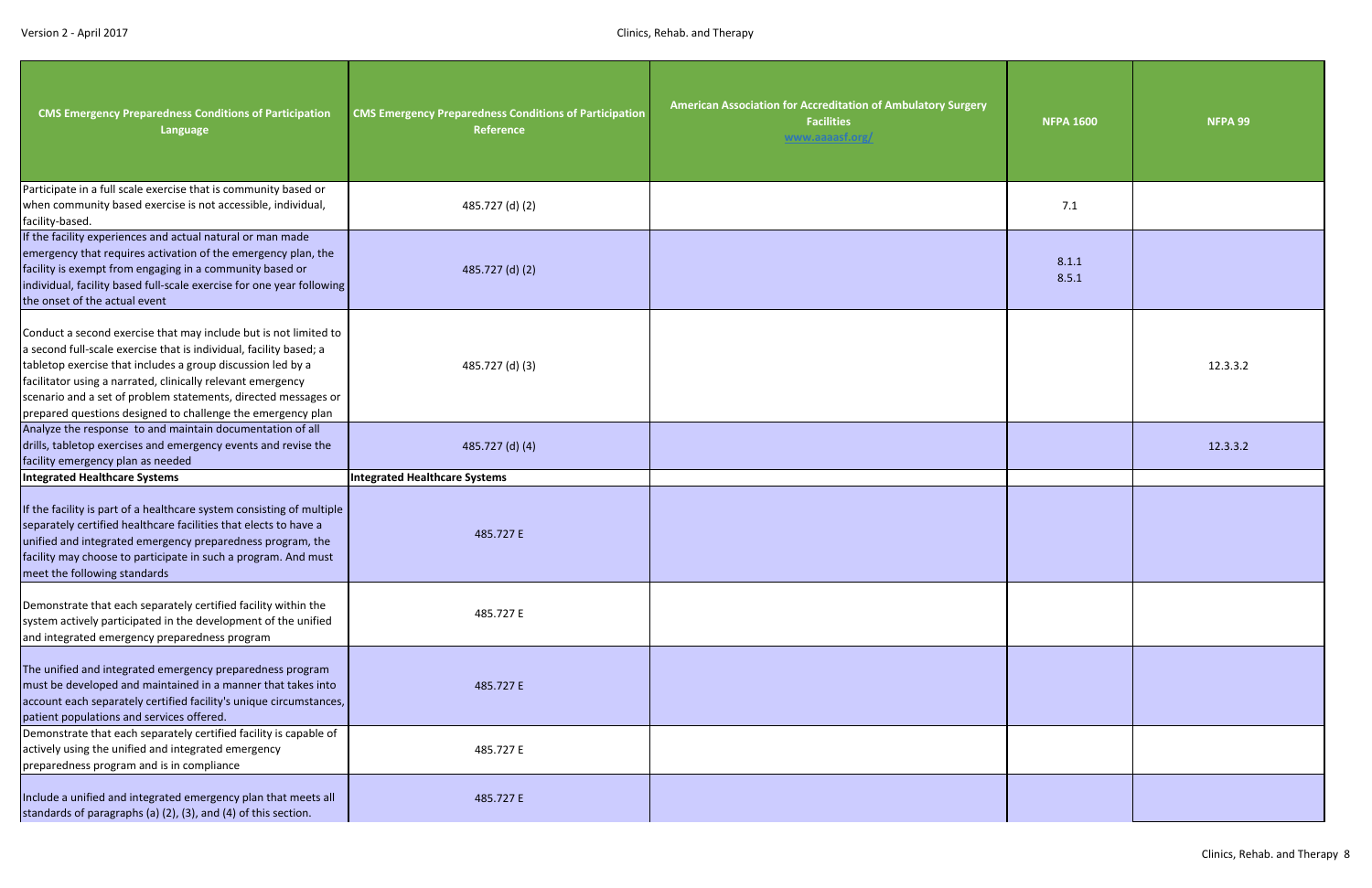| CMS Emergency Preparedness Conditions of Participation Language | CMS Emergency Preparedness Conditions of Participation Reference | American Association for Accreditation of Ambulatory Surgery Facilities www.aaaasf.org/ | NFPA 1600 | NFPA 99 |
|---|---|---|---|---|
| Participate in a full scale exercise that is community based or when community based exercise is not accessible, individual, facility-based. | 485.727 (d) (2) | | 7.1 | |
| If the facility experiences and actual natural or man made emergency that requires activation of the emergency plan, the facility is exempt from engaging in a community based or individual, facility based full-scale exercise for one year following the onset of the actual event | 485.727 (d) (2) | | 8.1.1<br>8.5.1 | |
| Conduct a second exercise that may include but is not limited to a second full-scale exercise that is individual, facility based; a tabletop exercise that includes a group discussion led by a facilitator using a narrated, clinically relevant emergency scenario and a set of problem statements, directed messages or prepared questions designed to challenge the emergency plan | 485.727 (d) (3) | | | 12.3.3.2 |
| Analyze the response to and maintain documentation of all drills, tabletop exercises and emergency events and revise the facility emergency plan as needed | 485.727 (d) (4) | | | 12.3.3.2 |
| **Integrated Healthcare Systems** | **Integrated Healthcare Systems** | | | |
| If the facility is part of a healthcare system consisting of multiple separately certified healthcare facilities that elects to have a unified and integrated emergency preparedness program, the facility may choose to participate in such a program. And must meet the following standards | 485.727 E | | | |
| Demonstrate that each separately certified facility within the system actively participated in the development of the unified and integrated emergency preparedness program | 485.727 E | | | |
| The unified and integrated emergency preparedness program must be developed and maintained in a manner that takes into account each separately certified facility's unique circumstances, patient populations and services offered. | 485.727 E | | | |
| Demonstrate that each separately certified facility is capable of actively using the unified and integrated emergency preparedness program and is in compliance | 485.727 E | | | |
| Include a unified and integrated emergency plan that meets all standards of paragraphs (a) (2), (3), and (4) of this section. | 485.727 E | | | |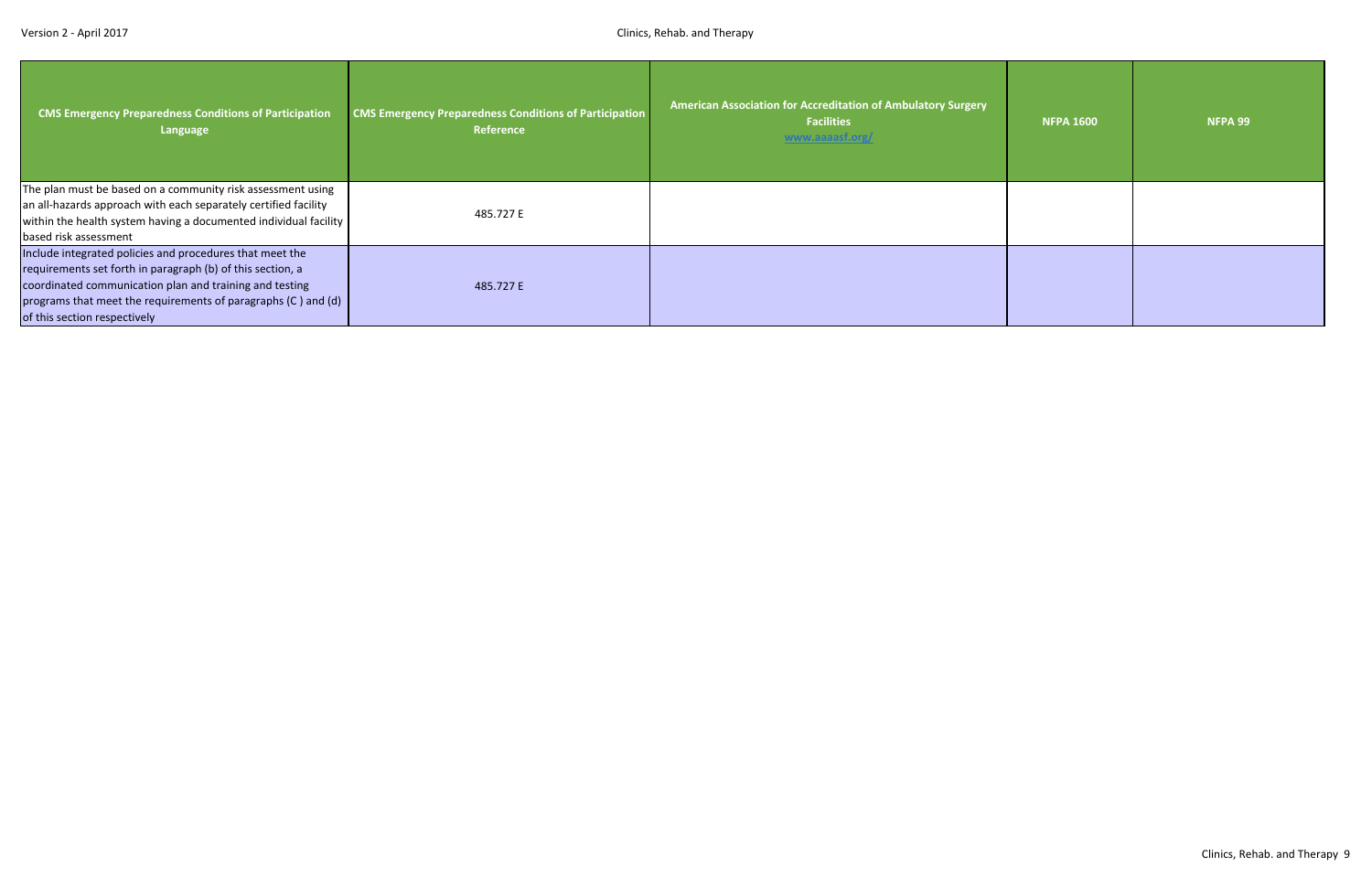| CMS Emergency Preparedness Conditions of Participation Language | CMS Emergency Preparedness Conditions of Participation Reference | American Association for Accreditation of Ambulatory Surgery Facilities www.aaaasf.org/ | NFPA 1600 | NFPA 99 |
|---|---|---|---|---|
| The plan must be based on a community risk assessment using an all-hazards approach with each separately certified facility within the health system having a documented individual facility based risk assessment | 485.727 E | | | |
| Include integrated policies and procedures that meet the requirements set forth in paragraph (b) of this section, a coordinated communication plan and training and testing programs that meet the requirements of paragraphs (C ) and (d) of this section respectively | 485.727 E | | | |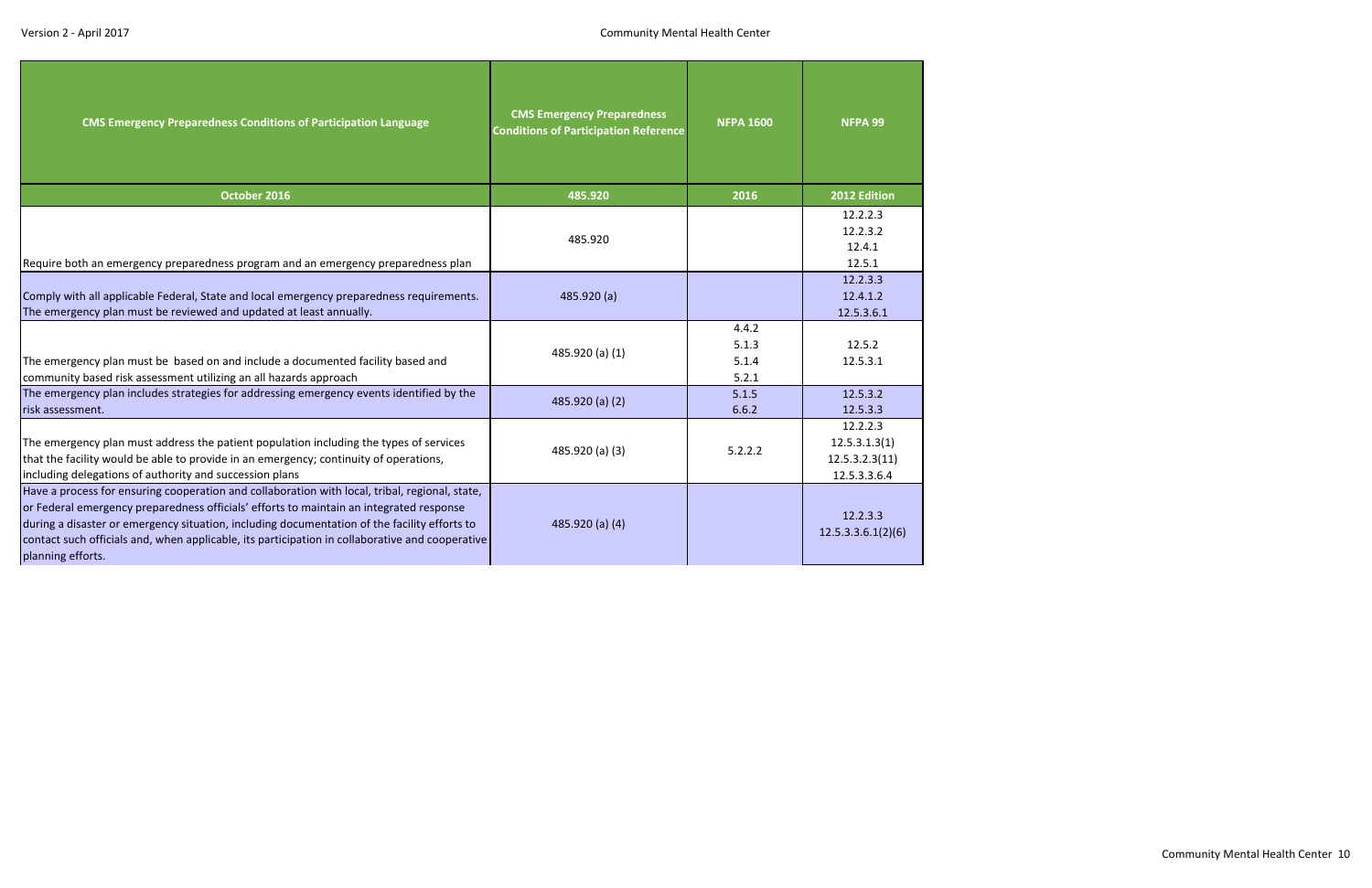| CMS Emergency Preparedness Conditions of Participation Language | CMS Emergency Preparedness Conditions of Participation Reference | NFPA 1600 | NFPA 99 |
|---|---|---|---|
| October 2016 | 485.920 | 2016 | 2012 Edition |
| Require both an emergency preparedness program and an emergency preparedness plan | 485.920 | | 12.2.2.3<br>12.2.3.2<br>12.4.1<br>12.5.1 |
| Comply with all applicable Federal, State and local emergency preparedness requirements. The emergency plan must be reviewed and updated at least annually. | 485.920 (a) | | 12.2.3.3<br>12.4.1.2<br>12.5.3.6.1 |
| The emergency plan must be based on and include a documented facility based and community based risk assessment utilizing an all hazards approach | 485.920 (a) (1) | 4.4.2<br>5.1.3<br>5.1.4<br>5.2.1 | 12.5.2<br>12.5.3.1 |
| The emergency plan includes strategies for addressing emergency events identified by the risk assessment. | 485.920 (a) (2) | 5.1.5<br>6.6.2 | 12.5.3.2<br>12.5.3.3 |
| The emergency plan must address the patient population including the types of services that the facility would be able to provide in an emergency; continuity of operations, including delegations of authority and succession plans | 485.920 (a) (3) | 5.2.2.2 | 12.2.2.3<br>12.5.3.1.3(1)<br>12.5.3.2.3(11)<br>12.5.3.3.6.4 |
| Have a process for ensuring cooperation and collaboration with local, tribal, regional, state, or Federal emergency preparedness officials' efforts to maintain an integrated response during a disaster or emergency situation, including documentation of the facility efforts to contact such officials and, when applicable, its participation in collaborative and cooperative planning efforts. | 485.920 (a) (4) | | 12.2.3.3<br>12.5.3.3.6.1(2)(6) |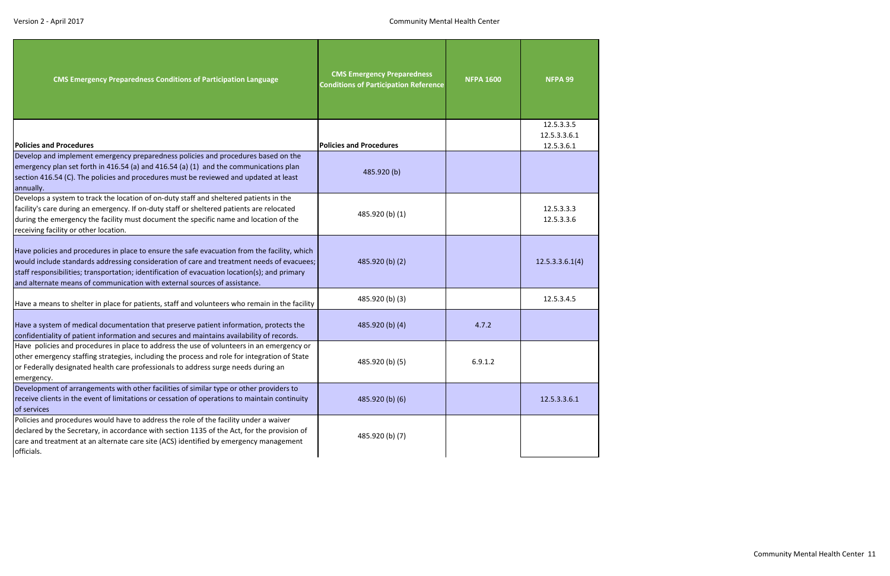| CMS Emergency Preparedness Conditions of Participation Language | CMS Emergency Preparedness Conditions of Participation Reference | NFPA 1600 | NFPA 99 |
|---|---|---|---|
| **Policies and Procedures** | **Policies and Procedures** | | 12.5.3.3.5<br>12.5.3.3.6.1<br>12.5.3.6.1 |
| Develop and implement emergency preparedness policies and procedures based on the emergency plan set forth in 416.54 (a) and 416.54 (a) (1) and the communications plan section 416.54 (C). The policies and procedures must be reviewed and updated at least annually. | 485.920 (b) | | |
| Develops a system to track the location of on-duty staff and sheltered patients in the facility's care during an emergency. If on-duty staff or sheltered patients are relocated during the emergency the facility must document the specific name and location of the receiving facility or other location. | 485.920 (b) (1) | | 12.5.3.3.3<br>12.5.3.3.6 |
| Have policies and procedures in place to ensure the safe evacuation from the facility, which would include standards addressing consideration of care and treatment needs of evacuees; staff responsibilities; transportation; identification of evacuation location(s); and primary and alternate means of communication with external sources of assistance. | 485.920 (b) (2) | | 12.5.3.3.6.1(4) |
| Have a means to shelter in place for patients, staff and volunteers who remain in the facility | 485.920 (b) (3) | | 12.5.3.4.5 |
| Have a system of medical documentation that preserve patient information, protects the confidentiality of patient information and secures and maintains availability of records. | 485.920 (b) (4) | 4.7.2 | |
| Have policies and procedures in place to address the use of volunteers in an emergency or other emergency staffing strategies, including the process and role for integration of State or Federally designated health care professionals to address surge needs during an emergency. | 485.920 (b) (5) | 6.9.1.2 | |
| Development of arrangements with other facilities of similar type or other providers to receive clients in the event of limitations or cessation of operations to maintain continuity of services | 485.920 (b) (6) | | 12.5.3.3.6.1 |
| Policies and procedures would have to address the role of the facility under a waiver declared by the Secretary, in accordance with section 1135 of the Act, for the provision of care and treatment at an alternate care site (ACS) identified by emergency management officials. | 485.920 (b) (7) | | |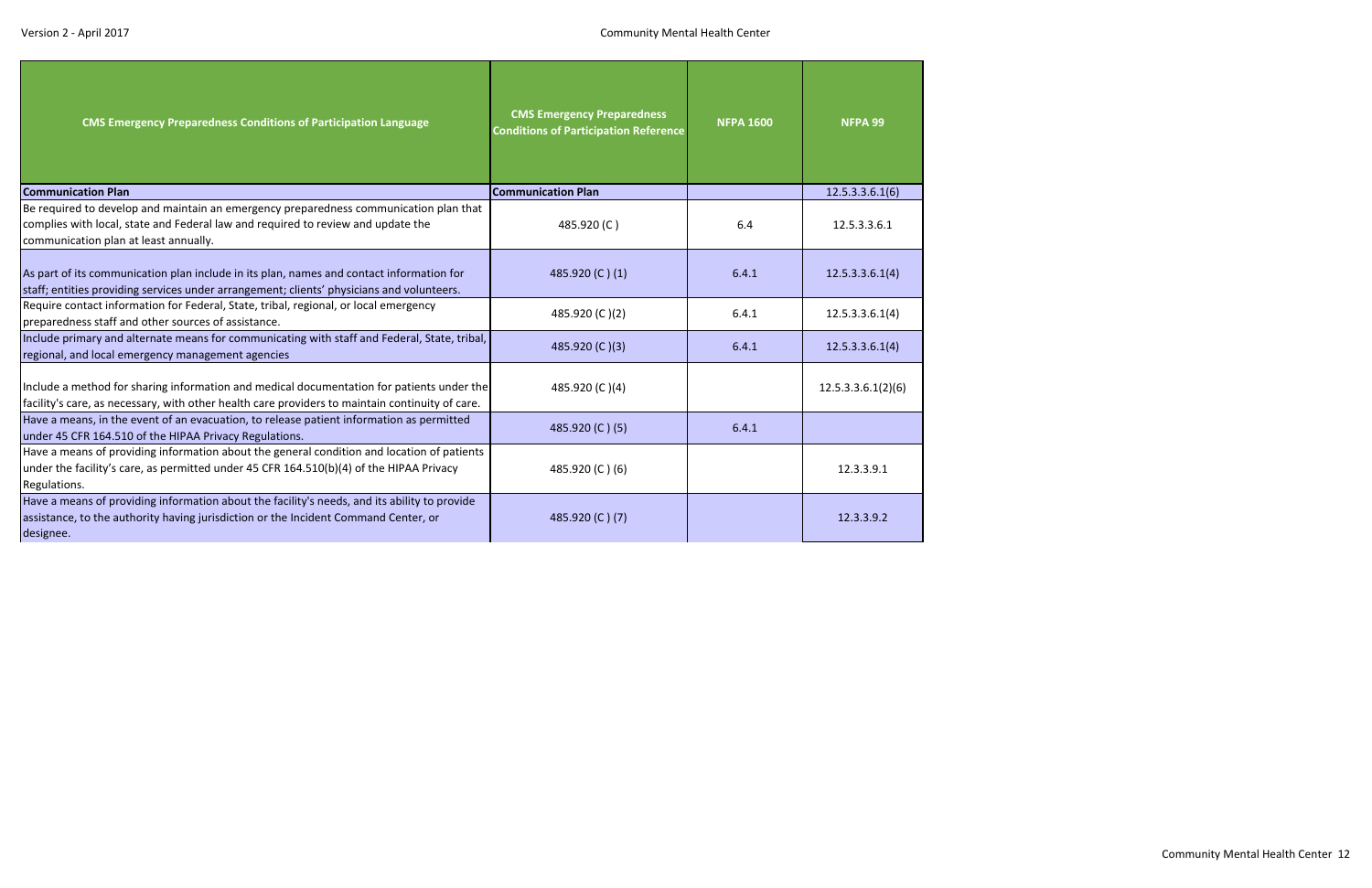| CMS Emergency Preparedness Conditions of Participation Language | CMS Emergency Preparedness Conditions of Participation Reference | NFPA 1600 | NFPA 99 |
|---|---|---|---|
| **Communication Plan** | **Communication Plan** | | 12.5.3.3.6.1(6) |
| Be required to develop and maintain an emergency preparedness communication plan that complies with local, state and Federal law and required to review and update the communication plan at least annually. | 485.920 (C ) | 6.4 | 12.5.3.3.6.1 |
| As part of its communication plan include in its plan, names and contact information for staff; entities providing services under arrangement; clients' physicians and volunteers. | 485.920 (C ) (1) | 6.4.1 | 12.5.3.3.6.1(4) |
| Require contact information for Federal, State, tribal, regional, or local emergency preparedness staff and other sources of assistance. | 485.920 (C )(2) | 6.4.1 | 12.5.3.3.6.1(4) |
| Include primary and alternate means for communicating with staff and Federal, State, tribal, regional, and local emergency management agencies | 485.920 (C )(3) | 6.4.1 | 12.5.3.3.6.1(4) |
| Include a method for sharing information and medical documentation for patients under the facility's care, as necessary, with other health care providers to maintain continuity of care. | 485.920 (C )(4) | | 12.5.3.3.6.1(2)(6) |
| Have a means, in the event of an evacuation, to release patient information as permitted under 45 CFR 164.510 of the HIPAA Privacy Regulations. | 485.920 (C ) (5) | 6.4.1 | |
| Have a means of providing information about the general condition and location of patients under the facility's care, as permitted under 45 CFR 164.510(b)(4) of the HIPAA Privacy Regulations. | 485.920 (C ) (6) | | 12.3.3.9.1 |
| Have a means of providing information about the facility's needs, and its ability to provide assistance, to the authority having jurisdiction or the Incident Command Center, or designee. | 485.920 (C ) (7) | | 12.3.3.9.2 |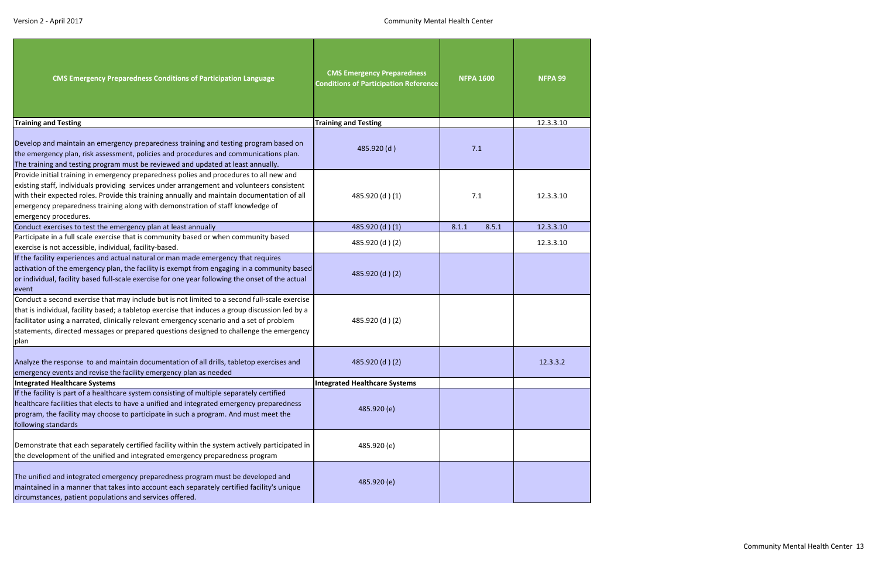| CMS Emergency Preparedness Conditions of Participation Language | CMS Emergency Preparedness Conditions of Participation Reference | NFPA 1600 | NFPA 99 |
|---|---|---|---|
| **Training and Testing** | **Training and Testing** | | 12.3.3.10 |
| Develop and maintain an emergency preparedness training and testing program based on the emergency plan, risk assessment, policies and procedures and communications plan. The training and testing program must be reviewed and updated at least annually. | 485.920 (d ) | 7.1 | |
| Provide initial training in emergency preparedness polies and procedures to all new and existing staff, individuals providing services under arrangement and volunteers consistent with their expected roles. Provide this training annually and maintain documentation of all emergency preparedness training along with demonstration of staff knowledge of emergency procedures. | 485.920 (d ) (1) | 7.1 | 12.3.3.10 |
| Conduct exercises to test the emergency plan at least annually | 485.920 (d ) (1) | 8.1.1 8.5.1 | 12.3.3.10 |
| Participate in a full scale exercise that is community based or when community based exercise is not accessible, individual, facility-based. | 485.920 (d ) (2) | | 12.3.3.10 |
| If the facility experiences and actual natural or man made emergency that requires activation of the emergency plan, the facility is exempt from engaging in a community based or individual, facility based full-scale exercise for one year following the onset of the actual event | 485.920 (d ) (2) | | |
| Conduct a second exercise that may include but is not limited to a second full-scale exercise that is individual, facility based; a tabletop exercise that induces a group discussion led by a facilitator using a narrated, clinically relevant emergency scenario and a set of problem statements, directed messages or prepared questions designed to challenge the emergency plan | 485.920 (d ) (2) | | |
| Analyze the response to and maintain documentation of all drills, tabletop exercises and emergency events and revise the facility emergency plan as needed | 485.920 (d ) (2) | | 12.3.3.2 |
| **Integrated Healthcare Systems** | **Integrated Healthcare Systems** | | |
| If the facility is part of a healthcare system consisting of multiple separately certified healthcare facilities that elects to have a unified and integrated emergency preparedness program, the facility may choose to participate in such a program. And must meet the following standards | 485.920 (e) | | |
| Demonstrate that each separately certified facility within the system actively participated in the development of the unified and integrated emergency preparedness program | 485.920 (e) | | |
| The unified and integrated emergency preparedness program must be developed and maintained in a manner that takes into account each separately certified facility's unique circumstances, patient populations and services offered. | 485.920 (e) | | |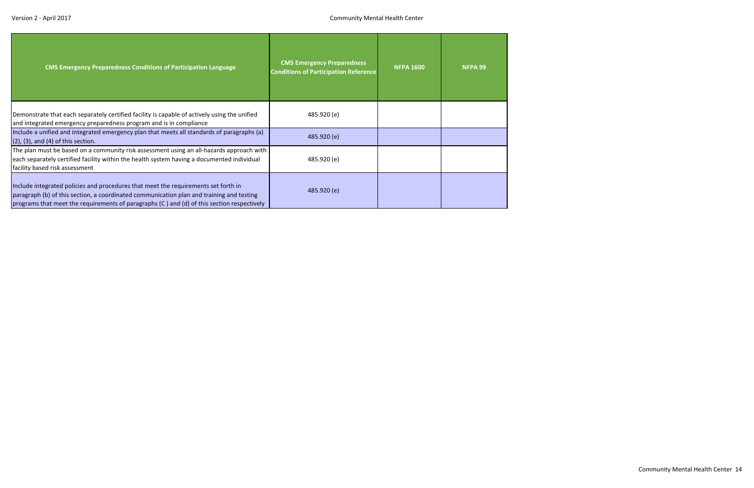| CMS Emergency Preparedness Conditions of Participation Language | CMS Emergency Preparedness Conditions of Participation Reference | NFPA 1600 | NFPA 99 |
|---|---|---|---|
| Demonstrate that each separately certified facility is capable of actively using the unified and integrated emergency preparedness program and is in compliance | 485.920 (e) | | |
| Include a unified and integrated emergency plan that meets all standards of paragraphs (a) (2), (3), and (4) of this section. | 485.920 (e) | | |
| The plan must be based on a community risk assessment using an all-hazards approach with each separately certified facility within the health system having a documented individual facility based risk assessment | 485.920 (e) | | |
| Include integrated policies and procedures that meet the requirements set forth in paragraph (b) of this section, a coordinated communication plan and training and testing programs that meet the requirements of paragraphs (C ) and (d) of this section respectively | 485.920 (e) | | |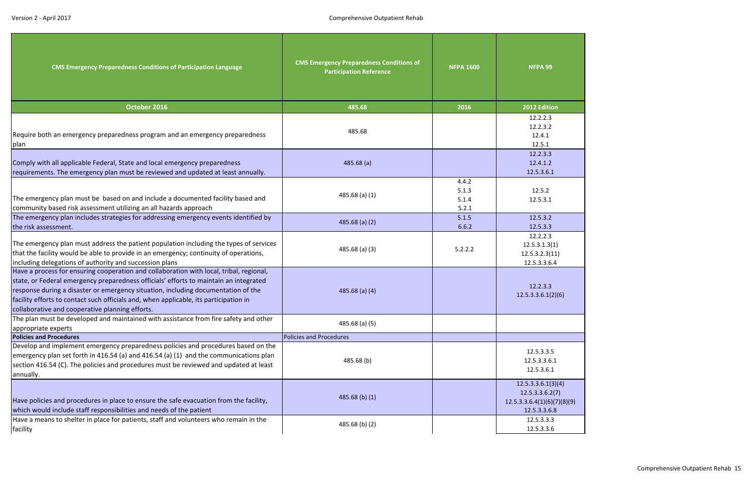| CMS Emergency Preparedness Conditions of Participation Language | CMS Emergency Preparedness Conditions of Participation Reference | NFPA 1600 | NFPA 99 |
|---|---|---|---|
| **October 2016** | **485.68** | **2016** | **2012 Edition** |
| Require both an emergency preparedness program and an emergency preparedness plan | 485.68 | | 12.2.2.3<br>12.2.3.2<br>12.4.1<br>12.5.1 |
| Comply with all applicable Federal, State and local emergency preparedness requirements. The emergency plan must be reviewed and updated at least annually. | 485.68 (a) | | 12.2.3.3<br>12.4.1.2<br>12.5.3.6.1 |
| The emergency plan must be based on and include a documented facility based and community based risk assessment utilizing an all hazards approach | 485.68 (a) (1) | 4.4.2<br>5.1.3<br>5.1.4<br>5.2.1 | 12.5.2<br>12.5.3.1 |
| The emergency plan includes strategies for addressing emergency events identified by the risk assessment. | 485.68 (a) (2) | 5.1.5<br>6.6.2 | 12.5.3.2<br>12.5.3.3 |
| The emergency plan must address the patient population including the types of services that the facility would be able to provide in an emergency; continuity of operations, including delegations of authority and succession plans | 485.68 (a) (3) | 5.2.2.2 | 12.2.2.3<br>12.5.3.1.3(1)<br>12.5.3.2.3(11)<br>12.5.3.3.6.4 |
| Have a process for ensuring cooperation and collaboration with local, tribal, regional, state, or Federal emergency preparedness officials' efforts to maintain an integrated response during a disaster or emergency situation, including documentation of the facility efforts to contact such officials and, when applicable, its participation in collaborative and cooperative planning efforts. | 485.68 (a) (4) | | 12.2.3.3<br>12.5.3.3.6.1(2)(6) |
| The plan must be developed and maintained with assistance from fire safety and other appropriate experts | 485.68 (a) (5) | | |
| **Policies and Procedures** | Policies and Procedures | | |
| Develop and implement emergency preparedness policies and procedures based on the emergency plan set forth in 416.54 (a) and 416.54 (a) (1) and the communications plan section 416.54 (C). The policies and procedures must be reviewed and updated at least annually. | 485.68 (b) | | 12.5.3.3.5<br>12.5.3.3.6.1<br>12.5.3.6.1 |
| Have policies and procedures in place to ensure the safe evacuation from the facility, which would include staff responsibilities and needs of the patient | 485.68 (b) (1) | | 12.5.3.3.6.1(3)(4)<br>12.5.3.3.6.2(7)<br>12.5.3.3.6.4(1)(6)(7)(8)(9)<br>12.5.3.3.6.8 |
| Have a means to shelter in place for patients, staff and volunteers who remain in the facility | 485.68 (b) (2) | | 12.5.3.3.3<br>12.5.3.3.6 |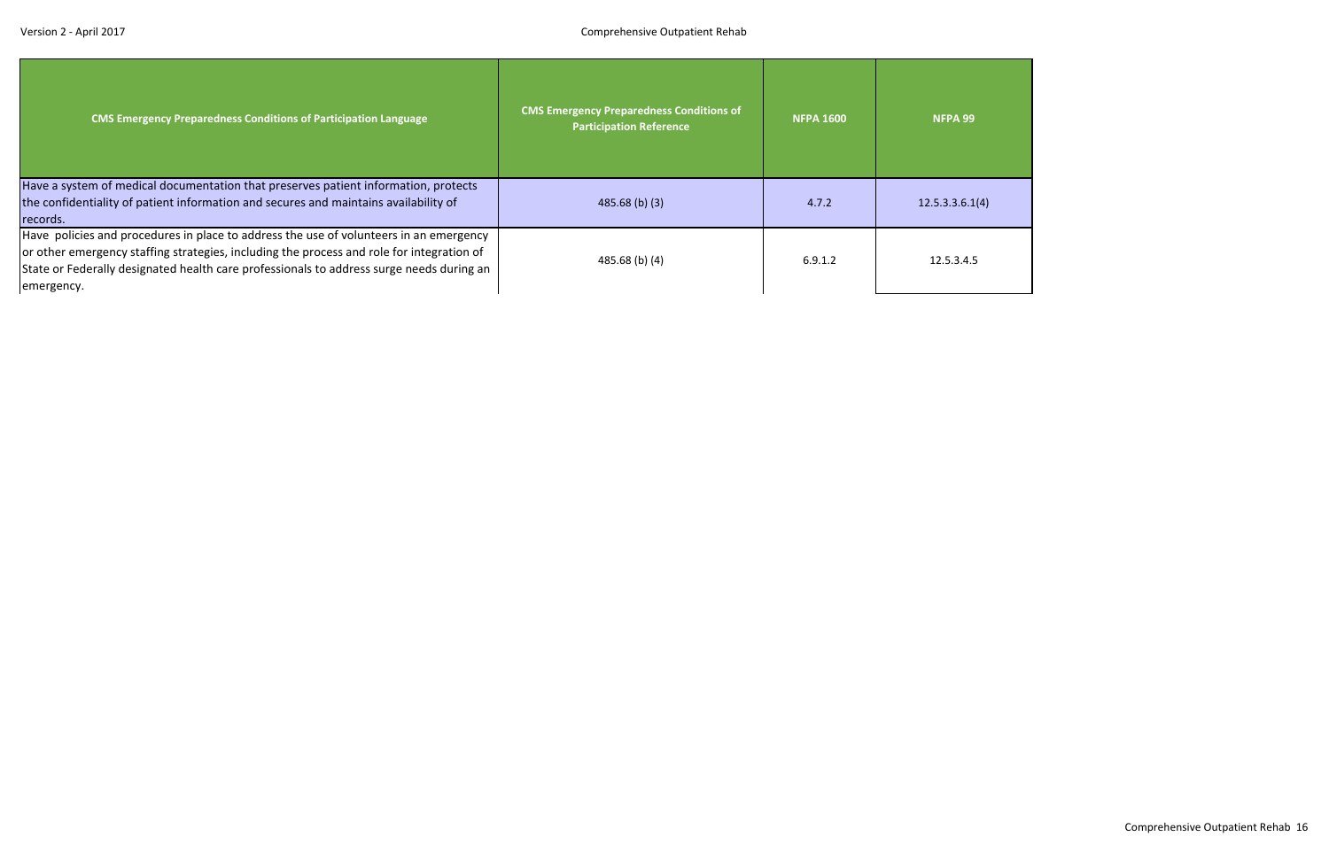| CMS Emergency Preparedness Conditions of Participation Language | CMS Emergency Preparedness Conditions of Participation Reference | NFPA 1600 | NFPA 99 |
|---|---|---|---|
| Have a system of medical documentation that preserves patient information, protects the confidentiality of patient information and secures and maintains availability of records. | 485.68 (b) (3) | 4.7.2 | 12.5.3.3.6.1(4) |
| Have policies and procedures in place to address the use of volunteers in an emergency or other emergency staffing strategies, including the process and role for integration of State or Federally designated health care professionals to address surge needs during an emergency. | 485.68 (b) (4) | 6.9.1.2 | 12.5.3.4.5 |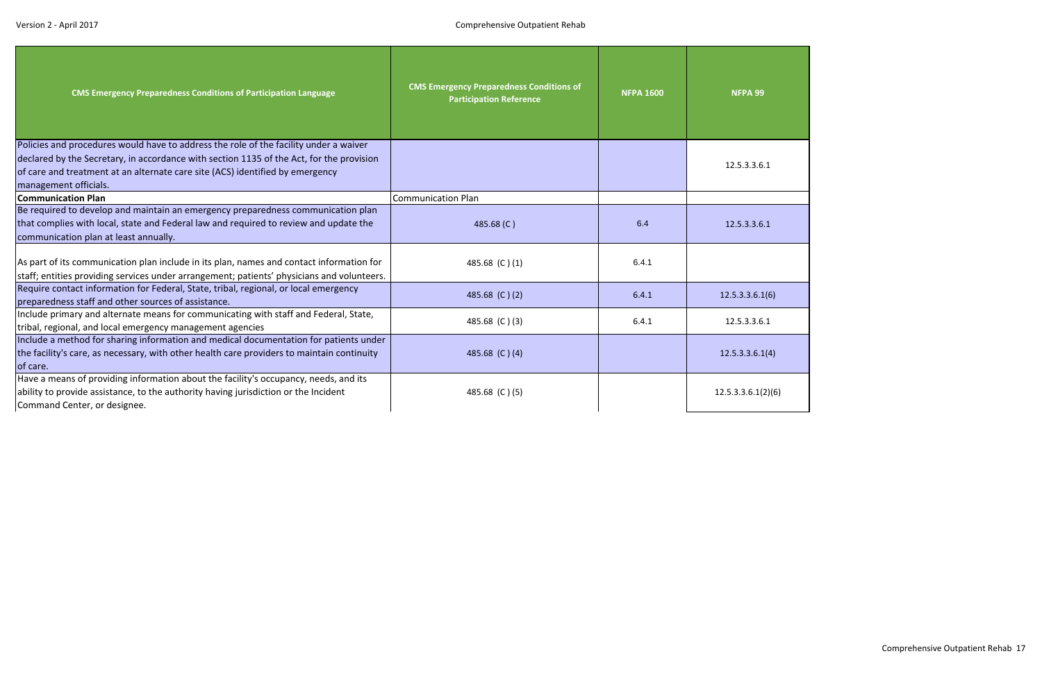| CMS Emergency Preparedness Conditions of Participation Language | CMS Emergency Preparedness Conditions of Participation Reference | NFPA 1600 | NFPA 99 |
|---|---|---|---|
| Policies and procedures would have to address the role of the facility under a waiver declared by the Secretary, in accordance with section 1135 of the Act, for the provision of care and treatment at an alternate care site (ACS) identified by emergency management officials. | | | 12.5.3.3.6.1 |
| **Communication Plan** | Communication Plan | | |
| Be required to develop and maintain an emergency preparedness communication plan that complies with local, state and Federal law and required to review and update the communication plan at least annually. | 485.68 (C ) | 6.4 | 12.5.3.3.6.1 |
| As part of its communication plan include in its plan, names and contact information for staff; entities providing services under arrangement; patients' physicians and volunteers. | 485.68 (C ) (1) | 6.4.1 | |
| Require contact information for Federal, State, tribal, regional, or local emergency preparedness staff and other sources of assistance. | 485.68 (C ) (2) | 6.4.1 | 12.5.3.3.6.1(6) |
| Include primary and alternate means for communicating with staff and Federal, State, tribal, regional, and local emergency management agencies | 485.68 (C ) (3) | 6.4.1 | 12.5.3.3.6.1 |
| Include a method for sharing information and medical documentation for patients under the facility's care, as necessary, with other health care providers to maintain continuity of care. | 485.68 (C ) (4) | | 12.5.3.3.6.1(4) |
| Have a means of providing information about the facility's occupancy, needs, and its ability to provide assistance, to the authority having jurisdiction or the Incident Command Center, or designee. | 485.68 (C ) (5) | | 12.5.3.3.6.1(2)(6) |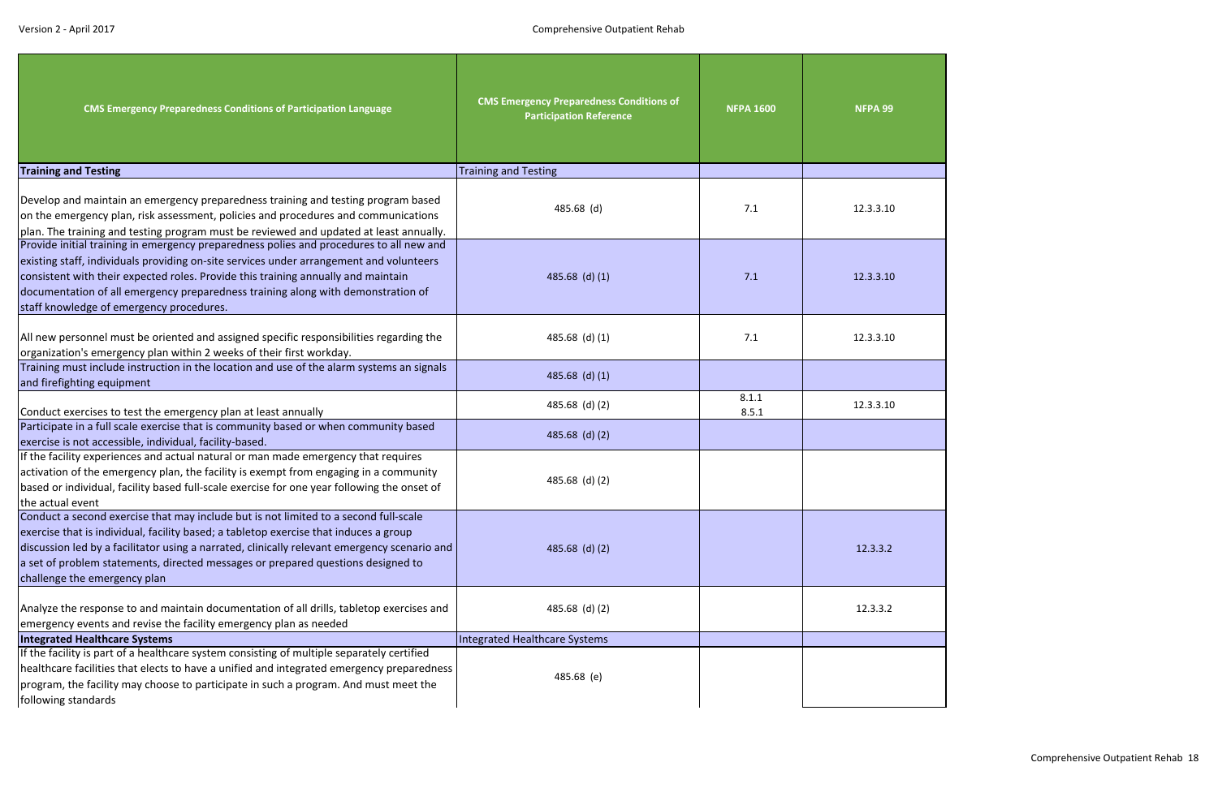| CMS Emergency Preparedness Conditions of Participation Language | CMS Emergency Preparedness Conditions of Participation Reference | NFPA 1600 | NFPA 99 |
|---|---|---|---|
| **Training and Testing** | Training and Testing | | |
| Develop and maintain an emergency preparedness training and testing program based on the emergency plan, risk assessment, policies and procedures and communications plan. The training and testing program must be reviewed and updated at least annually. | 485.68 (d) | 7.1 | 12.3.3.10 |
| Provide initial training in emergency preparedness polies and procedures to all new and existing staff, individuals providing on-site services under arrangement and volunteers consistent with their expected roles. Provide this training annually and maintain documentation of all emergency preparedness training along with demonstration of staff knowledge of emergency procedures. | 485.68 (d) (1) | 7.1 | 12.3.3.10 |
| All new personnel must be oriented and assigned specific responsibilities regarding the organization's emergency plan within 2 weeks of their first workday. | 485.68 (d) (1) | 7.1 | 12.3.3.10 |
| Training must include instruction in the location and use of the alarm systems an signals and firefighting equipment | 485.68 (d) (1) | | |
| Conduct exercises to test the emergency plan at least annually | 485.68 (d) (2) | 8.1.1<br>8.5.1 | 12.3.3.10 |
| Participate in a full scale exercise that is community based or when community based exercise is not accessible, individual, facility-based. | 485.68 (d) (2) | | |
| If the facility experiences and actual natural or man made emergency that requires activation of the emergency plan, the facility is exempt from engaging in a community based or individual, facility based full-scale exercise for one year following the onset of the actual event | 485.68 (d) (2) | | |
| Conduct a second exercise that may include but is not limited to a second full-scale exercise that is individual, facility based; a tabletop exercise that induces a group discussion led by a facilitator using a narrated, clinically relevant emergency scenario and a set of problem statements, directed messages or prepared questions designed to challenge the emergency plan | 485.68 (d) (2) | | 12.3.3.2 |
| Analyze the response to and maintain documentation of all drills, tabletop exercises and emergency events and revise the facility emergency plan as needed | 485.68 (d) (2) | | 12.3.3.2 |
| **Integrated Healthcare Systems** | Integrated Healthcare Systems | | |
| If the facility is part of a healthcare system consisting of multiple separately certified healthcare facilities that elects to have a unified and integrated emergency preparedness program, the facility may choose to participate in such a program. And must meet the following standards | 485.68 (e) | | |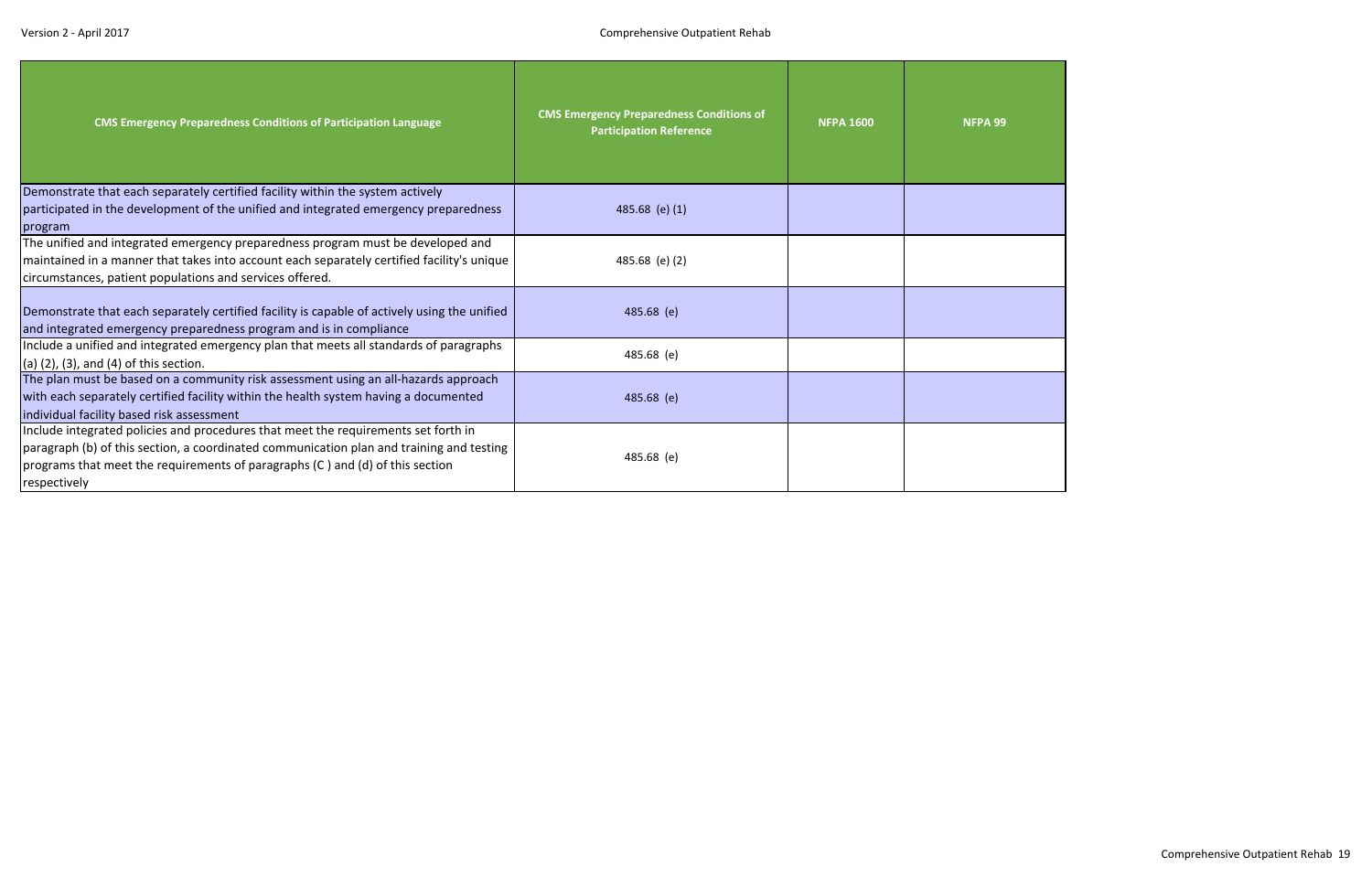| CMS Emergency Preparedness Conditions of Participation Language | CMS Emergency Preparedness Conditions of Participation Reference | NFPA 1600 | NFPA 99 |
|---|---|---|---|
| Demonstrate that each separately certified facility within the system actively participated in the development of the unified and integrated emergency preparedness program | 485.68 (e) (1) | | |
| The unified and integrated emergency preparedness program must be developed and maintained in a manner that takes into account each separately certified facility's unique circumstances, patient populations and services offered. | 485.68 (e) (2) | | |
| Demonstrate that each separately certified facility is capable of actively using the unified and integrated emergency preparedness program and is in compliance | 485.68 (e) | | |
| Include a unified and integrated emergency plan that meets all standards of paragraphs (a) (2), (3), and (4) of this section. | 485.68 (e) | | |
| The plan must be based on a community risk assessment using an all-hazards approach with each separately certified facility within the health system having a documented individual facility based risk assessment | 485.68 (e) | | |
| Include integrated policies and procedures that meet the requirements set forth in paragraph (b) of this section, a coordinated communication plan and training and testing programs that meet the requirements of paragraphs (C ) and (d) of this section respectively | 485.68 (e) | | |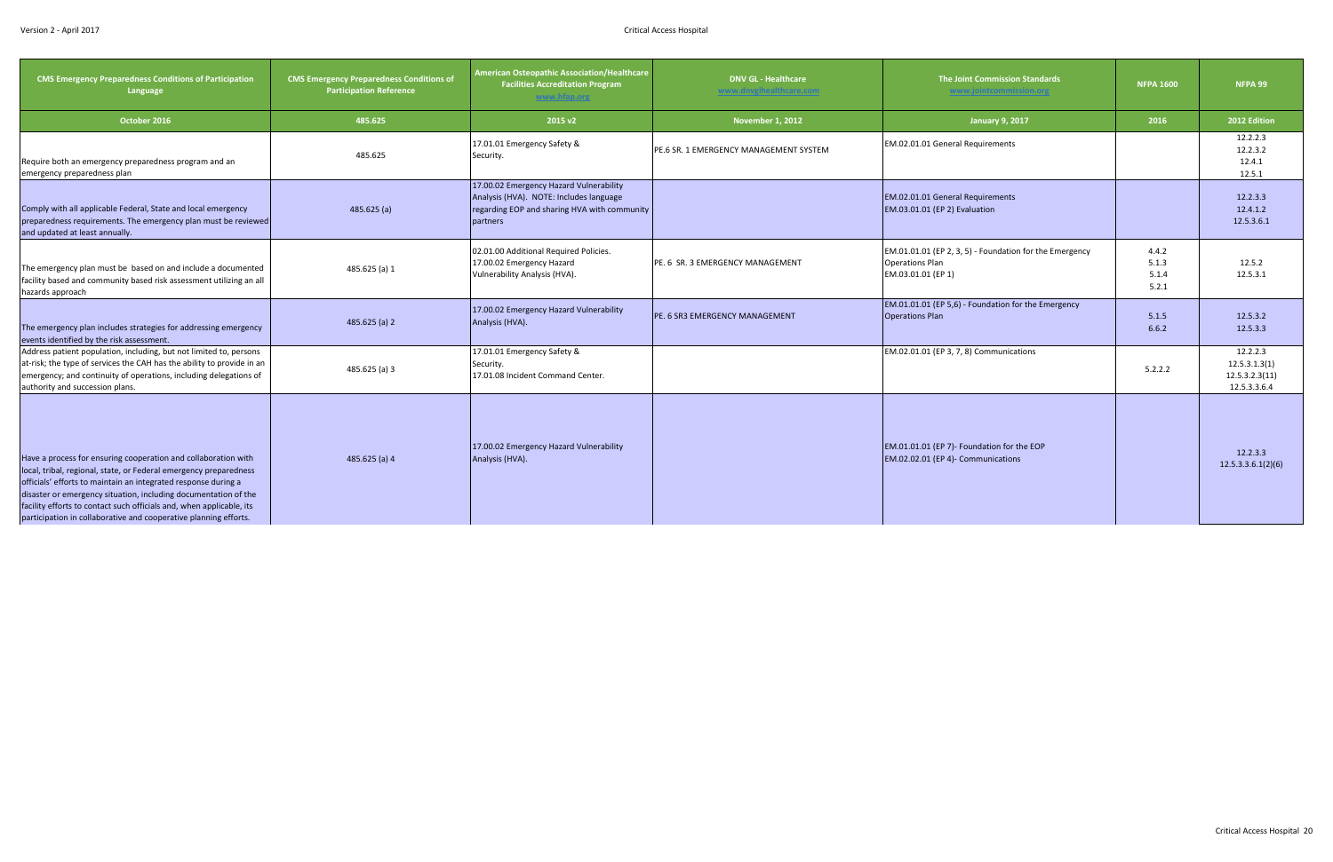| CMS Emergency Preparedness Conditions of Participation Language | CMS Emergency Preparedness Conditions of Participation Reference | American Osteopathic Association/Healthcare Facilities Accreditation Program www.hfap.org | DNV GL - Healthcare www.dnvglhealthcare.com | The Joint Commission Standards www.jointcommission.org | NFPA 1600 | NFPA 99 |
|---|---|---|---|---|---|---|
| October 2016 | 485.625 | 2015 v2 | November 1, 2012 | January 9, 2017 | 2016 | 2012 Edition |
| Require both an emergency preparedness program and an emergency preparedness plan | 485.625 | 17.01.01 Emergency Safety & Security. | PE.6 SR. 1 EMERGENCY MANAGEMENT SYSTEM | EM.02.01.01 General Requirements | | 12.2.2.3<br>12.2.3.2<br>12.4.1<br>12.5.1 |
| Comply with all applicable Federal, State and local emergency preparedness requirements. The emergency plan must be reviewed and updated at least annually. | 485.625 (a) | 17.00.02 Emergency Hazard Vulnerability Analysis (HVA). NOTE: Includes language regarding EOP and sharing HVA with community partners | | EM.02.01.01 General Requirements<br>EM.03.01.01 (EP 2) Evaluation | | 12.2.3.3<br>12.4.1.2<br>12.5.3.6.1 |
| The emergency plan must be based on and include a documented facility based and community based risk assessment utilizing an all hazards approach | 485.625 (a) 1 | 02.01.00 Additional Required Policies.<br>17.00.02 Emergency Hazard Vulnerability Analysis (HVA). | PE. 6 SR. 3 EMERGENCY MANAGEMENT | EM.01.01.01 (EP 2, 3, 5) - Foundation for the Emergency Operations Plan<br>EM.03.01.01 (EP 1) | 4.4.2<br>5.1.3<br>5.1.4<br>5.2.1 | 12.5.2<br>12.5.3.1 |
| The emergency plan includes strategies for addressing emergency events identified by the risk assessment. | 485.625 (a) 2 | 17.00.02 Emergency Hazard Vulnerability Analysis (HVA). | PE. 6 SR3 EMERGENCY MANAGEMENT | EM.01.01.01 (EP 5,6) - Foundation for the Emergency Operations Plan | 5.1.5<br>6.6.2 | 12.5.3.2<br>12.5.3.3 |
| Address patient population, including, but not limited to, persons at-risk; the type of services the CAH has the ability to provide in an emergency; and continuity of operations, including delegations of authority and succession plans. | 485.625 (a) 3 | 17.01.01 Emergency Safety & Security.<br>17.01.08 Incident Command Center. | | EM.02.01.01 (EP 3, 7, 8) Communications | 5.2.2.2 | 12.2.2.3<br>12.5.3.1.3(1)<br>12.5.3.2.3(11)<br>12.5.3.3.6.4 |
| Have a process for ensuring cooperation and collaboration with local, tribal, regional, state, or Federal emergency preparedness officials' efforts to maintain an integrated response during a disaster or emergency situation, including documentation of the facility efforts to contact such officials and, when applicable, its participation in collaborative and cooperative planning efforts. | 485.625 (a) 4 | 17.00.02 Emergency Hazard Vulnerability Analysis (HVA). | | EM.01.01.01 (EP 7)- Foundation for the EOP<br>EM.02.02.01 (EP 4)- Communications | | 12.2.3.3<br>12.5.3.3.6.1(2)(6) |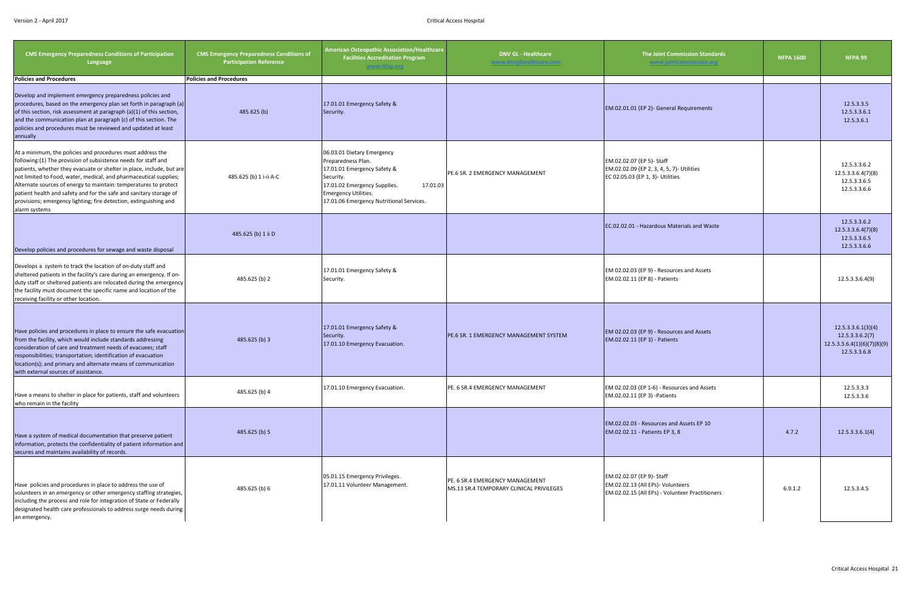| CMS Emergency Preparedness Conditions of Participation Language | CMS Emergency Preparedness Conditions of Participation Reference | American Osteopathic Association/Healthcare Facilities Accreditation Program www.hfap.org | DNV GL - Healthcare www.dnvglhealthcare.com | The Joint Commission Standards www.jointcommission.org | NFPA 1600 | NFPA 99 |
|---|---|---|---|---|---|---|
| **Policies and Procedures** | **Policies and Procedures** | | | | | |
| Develop and implement emergency preparedness policies and procedures, based on the emergency plan set forth in paragraph (a) of this section, risk assessment at paragraph (a)(1) of this section, and the communication plan at paragraph (c) of this section. The policies and procedures must be reviewed and updated at least annually | 485.625 (b) | 17.01.01 Emergency Safety & Security. | | EM.02.01.01 (EP 2)- General Requirements | | 12.5.3.3.5<br>12.5.3.3.6.1<br>12.5.3.6.1 |
| At a minimum, the policies and procedures must address the following:(1) The provision of subsistence needs for staff and patients, whether they evacuate or shelter in place, include, but are not limited to Food, water, medical, and pharmaceutical supplies; Alternate sources of energy to maintain: temperatures to protect patient health and safety and for the safe and sanitary storage of provisions; emergency lighting; fire detection, extinguishing and alarm systems | 485.625 (b) 1 i-ii A-C | 06.03.01 Dietary Emergency Preparedness Plan.<br>17.01.01 Emergency Safety & Security.<br>17.01.02 Emergency Supplies. 17.01.03 Emergency Utilities.<br>17.01.06 Emergency Nutritional Services. | PE.6 SR. 2 EMERGENCY MANAGEMENT | EM.02.02.07 (EP 5)- Staff<br>EM.02.02.09 (EP 2, 3, 4, 5, 7)- Utilities<br>EC 02.05.03 (EP 1, 3)- Utilities | | 12.5.3.3.6.2<br>12.5.3.3.6.4(7)(8)<br>12.5.3.3.6.5<br>12.5.3.3.6.6 |
| Develop policies and procedures for sewage and waste disposal | 485.625 (b) 1 ii D | | | EC.02.02.01 - Hazardous Materials and Waste | | 12.5.3.3.6.2<br>12.5.3.3.6.4(7)(8)<br>12.5.3.3.6.5<br>12.5.3.3.6.6 |
| Develops a system to track the location of on-duty staff and sheltered patients in the facility's care during an emergency. If on-duty staff or sheltered patients are relocated during the emergency the facility must document the specific name and location of the receiving facility or other location. | 485.625 (b) 2 | 17.01.01 Emergency Safety & Security. | | EM 02.02.03 (EP 9) - Resources and Assets<br>EM.02.02.11 (EP 8) - Patients | | 12.5.3.3.6.4(9) |
| Have policies and procedures in place to ensure the safe evacuation from the facility, which would include standards addressing consideration of care and treatment needs of evacuees; staff responsibilities; transportation; identification of evacuation location(s); and primary and alternate means of communication with external sources of assistance. | 485.625 (b) 3 | 17.01.01 Emergency Safety & Security.<br>17.01.10 Emergency Evacuation. | PE.6 SR. 1 EMERGENCY MANAGEMENT SYSTEM | EM 02.02.03 (EP 9) - Resources and Assets<br>EM.02.02.11 (EP 3) - Patients | | 12.5.3.3.6.1(3)(4)<br>12.5.3.3.6.2(7)<br>12.5.3.3.6.4(1)(6)(7)(8)(9)<br>12.5.3.3.6.8 |
| Have a means to shelter in place for patients, staff and volunteers who remain in the facility | 485.625 (b) 4 | 17.01.10 Emergency Evacuation. | PE. 6 SR.4 EMERGENCY MANAGEMENT | EM 02.02.03 (EP 1-6) - Resources and Assets<br>EM.02.02.11 (EP 3) -Patients | | 12.5.3.3.3<br>12.5.3.3.6 |
| Have a system of medical documentation that preserve patient information, protects the confidentiality of patient information and secures and maintains availability of records. | 485.625 (b) 5 | | | EM.02.02.03 - Resources and Assets EP 10<br>EM.02.02.11 - Patients EP 3, 8 | 4.7.2 | 12.5.3.3.6.1(4) |
| Have policies and procedures in place to address the use of volunteers in an emergency or other emergency staffing strategies, including the process and role for integration of State or Federally designated health care professionals to address surge needs during an emergency. | 485.625 (b) 6 | 05.01.15 Emergency Privileges.<br>17.01.11 Volunteer Management. | PE. 6 SR.4 EMERGENCY MANAGEMENT<br>MS.13 SR.4 TEMPORARY CLINICAL PRIVILEGES | EM.02.02.07 (EP 9)- Staff<br>EM.02.02.13 (All EPs)- Volunteers<br>EM.02.02.15 (All EPs) - Volunteer Practitioners | 6.9.1.2 | 12.5.3.4.5 |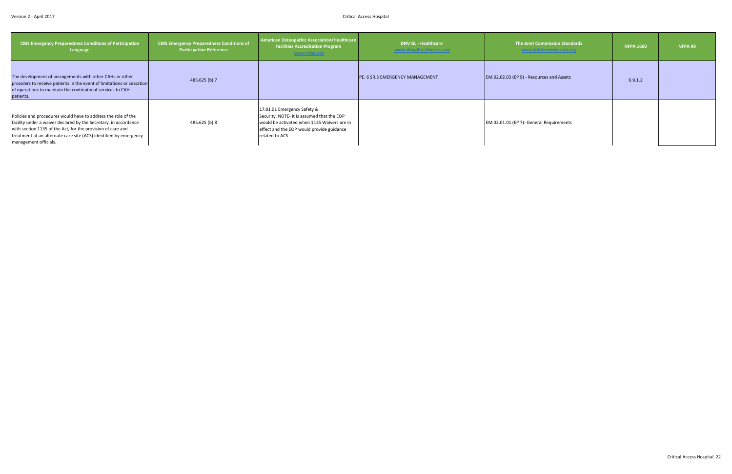| CMS Emergency Preparedness Conditions of Participation Language | CMS Emergency Preparedness Conditions of Participation Reference | American Osteopathic Association/Healthcare Facilities Accreditation Program www.hfap.org | DNV GL - Healthcare www.dnvglhealthcare.com | The Joint Commission Standards www.jointcommission.org | NFPA 1600 | NFPA 99 |
|---|---|---|---|---|---|---|
| The development of arrangements with other CAHs or other providers to receive patients in the event of limitations or cessation of operations to maintain the continuity of services to CAH patients. | 485.625 (b) 7 | | PE. 6 SR.3 EMERGENCY MANAGEMENT | EM.02.02.03 (EP 9) - Resources and Assets | 6.9.1.2 | |
| Policies and procedures would have to address the role of the facility under a waiver declared by the Secretary, in accordance with section 1135 of the Act, for the provision of care and treatment at an alternate care site (ACS) identified by emergency management officials. | 485.625 (b) 8 | 17.01.01 Emergency Safety & Security. NOTE- it is assumed that the EOP would be activated when 1135 Waivers are in effect and the EOP would provide guidance related to ACS | | EM.02.01.01 (EP 7)- General Requirements | | |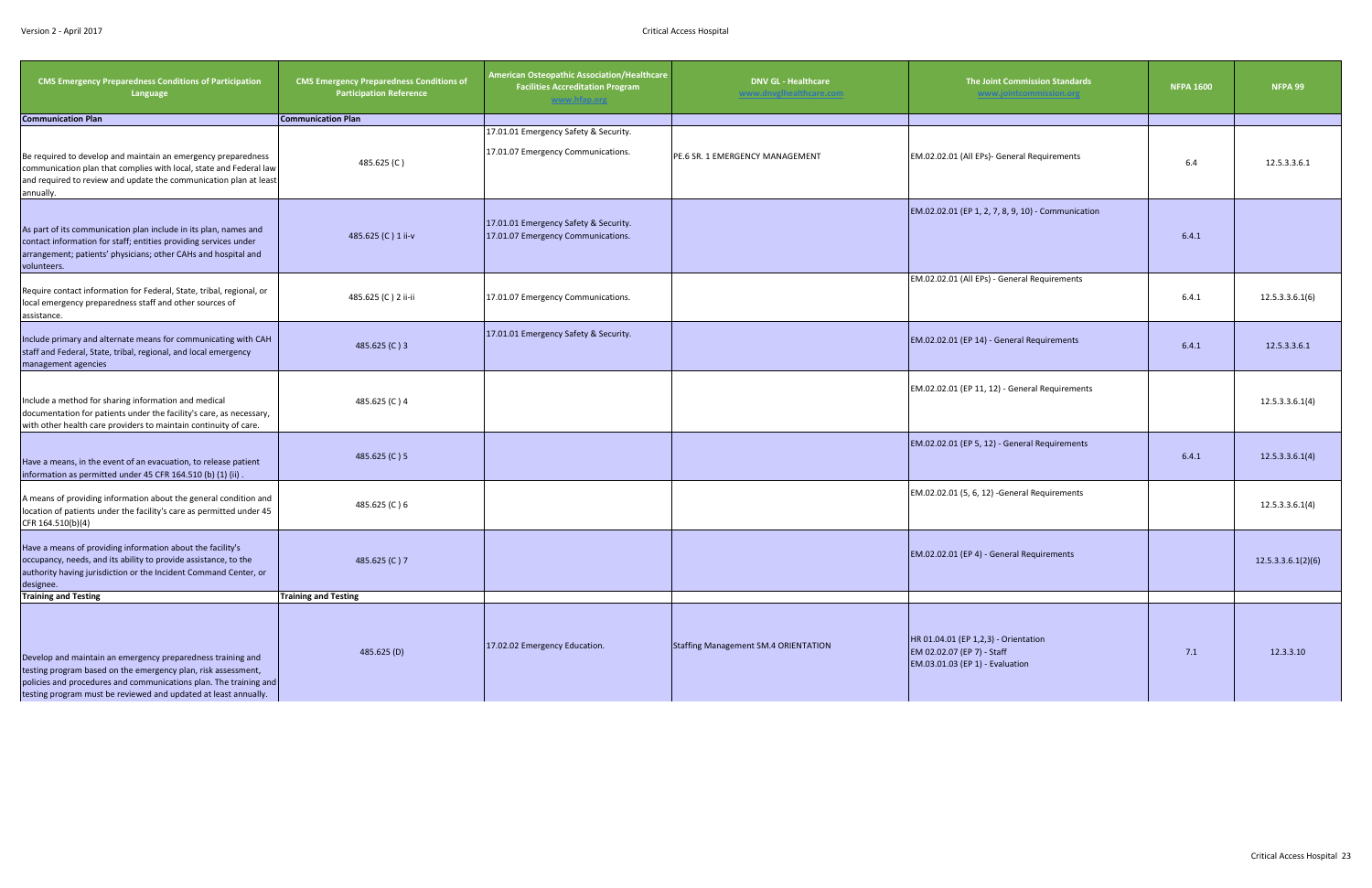| CMS Emergency Preparedness Conditions of Participation Language | CMS Emergency Preparedness Conditions of Participation Reference | American Osteopathic Association/Healthcare Facilities Accreditation Program www.hfap.org | DNV GL - Healthcare www.dnvglhealthcare.com | The Joint Commission Standards www.jointcommission.org | NFPA 1600 | NFPA 99 |
|---|---|---|---|---|---|---|
| **Communication Plan** | **Communication Plan** | | | | | |
| Be required to develop and maintain an emergency preparedness communication plan that complies with local, state and Federal law and required to review and update the communication plan at least annually. | 485.625 (C ) | 17.01.01 Emergency Safety & Security.<br>17.01.07 Emergency Communications. | PE.6 SR. 1 EMERGENCY MANAGEMENT | EM.02.02.01 (All EPs)- General Requirements | 6.4 | 12.5.3.3.6.1 |
| As part of its communication plan include in its plan, names and contact information for staff; entities providing services under arrangement; patients' physicians; other CAHs and hospital and volunteers. | 485.625 (C ) 1 ii-v | 17.01.01 Emergency Safety & Security.<br>17.01.07 Emergency Communications. | | EM.02.02.01 (EP 1, 2, 7, 8, 9, 10) - Communication | 6.4.1 | |
| Require contact information for Federal, State, tribal, regional, or local emergency preparedness staff and other sources of assistance. | 485.625 (C ) 2 ii-ii | 17.01.07 Emergency Communications. | | EM.02.02.01 (All EPs) - General Requirements | 6.4.1 | 12.5.3.3.6.1(6) |
| Include primary and alternate means for communicating with CAH staff and Federal, State, tribal, regional, and local emergency management agencies | 485.625 (C ) 3 | 17.01.01 Emergency Safety & Security. | | EM.02.02.01 (EP 14) - General Requirements | 6.4.1 | 12.5.3.3.6.1 |
| Include a method for sharing information and medical documentation for patients under the facility's care, as necessary, with other health care providers to maintain continuity of care. | 485.625 (C ) 4 | | | EM.02.02.01 (EP 11, 12) - General Requirements | | 12.5.3.3.6.1(4) |
| Have a means, in the event of an evacuation, to release patient information as permitted under 45 CFR 164.510 (b) (1) (ii) . | 485.625 (C ) 5 | | | EM.02.02.01 (EP 5, 12) - General Requirements | 6.4.1 | 12.5.3.3.6.1(4) |
| A means of providing information about the general condition and location of patients under the facility's care as permitted under 45 CFR 164.510(b)(4) | 485.625 (C ) 6 | | | EM.02.02.01 (5, 6, 12) -General Requirements | | 12.5.3.3.6.1(4) |
| Have a means of providing information about the facility's occupancy, needs, and its ability to provide assistance, to the authority having jurisdiction or the Incident Command Center, or designee. | 485.625 (C ) 7 | | | EM.02.02.01 (EP 4) - General Requirements | | 12.5.3.3.6.1(2)(6) |
| **Training and Testing** | **Training and Testing** | | | | | |
| Develop and maintain an emergency preparedness training and testing program based on the emergency plan, risk assessment, policies and procedures and communications plan. The training and testing program must be reviewed and updated at least annually. | 485.625 (D) | 17.02.02 Emergency Education. | Staffing Management SM.4 ORIENTATION | HR 01.04.01 (EP 1,2,3) - Orientation<br>EM 02.02.07 (EP 7) - Staff<br>EM.03.01.03 (EP 1) - Evaluation | 7.1 | 12.3.3.10 |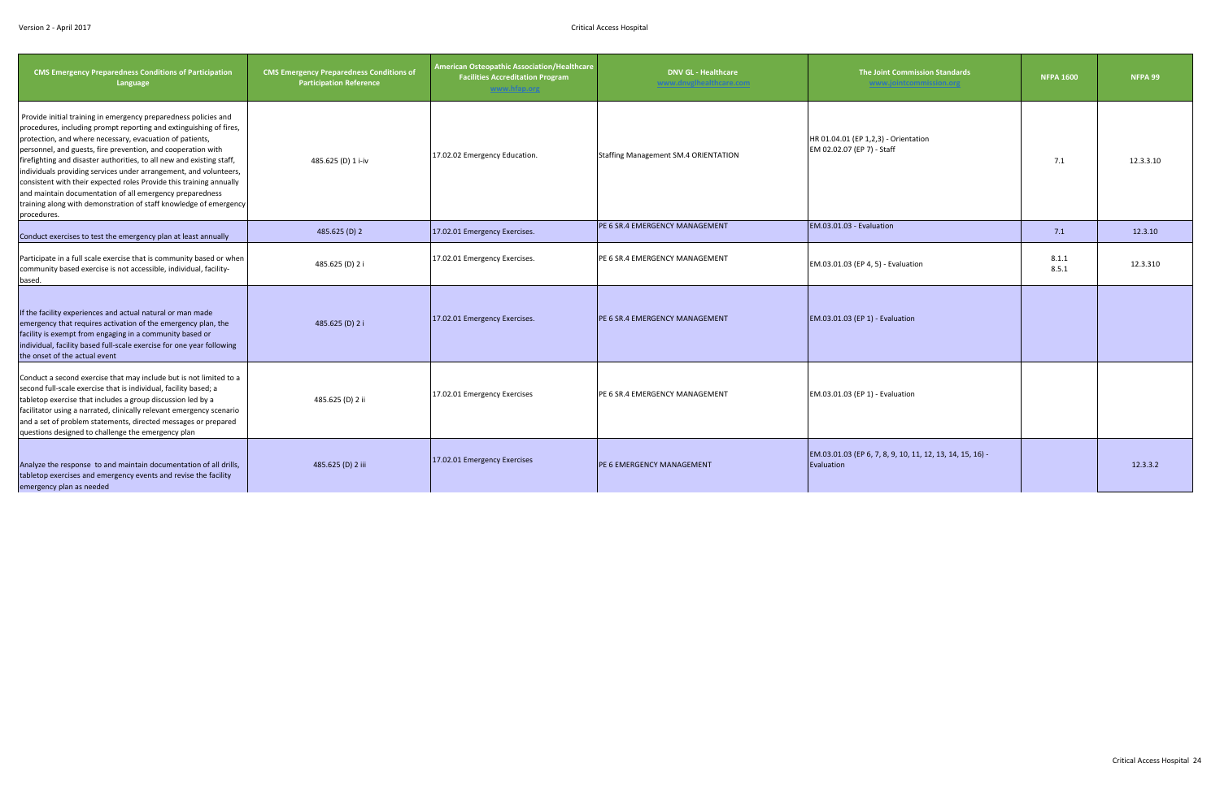| CMS Emergency Preparedness Conditions of Participation Language | CMS Emergency Preparedness Conditions of Participation Reference | American Osteopathic Association/Healthcare Facilities Accreditation Program www.hfap.org | DNV GL - Healthcare www.dnvglhealthcare.com | The Joint Commission Standards www.jointcommission.org | NFPA 1600 | NFPA 99 |
|---|---|---|---|---|---|---|
| Provide initial training in emergency preparedness policies and procedures, including prompt reporting and extinguishing of fires, protection, and where necessary, evacuation of patients, personnel, and guests, fire prevention, and cooperation with firefighting and disaster authorities, to all new and existing staff, individuals providing services under arrangement, and volunteers, consistent with their expected roles Provide this training annually and maintain documentation of all emergency preparedness training along with demonstration of staff knowledge of emergency procedures. | 485.625 (D) 1 i-iv | 17.02.02 Emergency Education. | Staffing Management SM.4 ORIENTATION | HR 01.04.01 (EP 1,2,3) - Orientation EM 02.02.07 (EP 7) - Staff | 7.1 | 12.3.3.10 |
| Conduct exercises to test the emergency plan at least annually | 485.625 (D) 2 | 17.02.01 Emergency Exercises. | PE 6 SR.4 EMERGENCY MANAGEMENT | EM.03.01.03 - Evaluation | 7.1 | 12.3.10 |
| Participate in a full scale exercise that is community based or when community based exercise is not accessible, individual, facility-based. | 485.625 (D) 2 i | 17.02.01 Emergency Exercises. | PE 6 SR.4 EMERGENCY MANAGEMENT | EM.03.01.03 (EP 4, 5) - Evaluation | 8.1.1 8.5.1 | 12.3.310 |
| If the facility experiences and actual natural or man made emergency that requires activation of the emergency plan, the facility is exempt from engaging in a community based or individual, facility based full-scale exercise for one year following the onset of the actual event | 485.625 (D) 2 i | 17.02.01 Emergency Exercises. | PE 6 SR.4 EMERGENCY MANAGEMENT | EM.03.01.03 (EP 1) - Evaluation | | |
| Conduct a second exercise that may include but is not limited to a second full-scale exercise that is individual, facility based; a tabletop exercise that includes a group discussion led by a facilitator using a narrated, clinically relevant emergency scenario and a set of problem statements, directed messages or prepared questions designed to challenge the emergency plan | 485.625 (D) 2 ii | 17.02.01 Emergency Exercises | PE 6 SR.4 EMERGENCY MANAGEMENT | EM.03.01.03 (EP 1) - Evaluation | | |
| Analyze the response to and maintain documentation of all drills, tabletop exercises and emergency events and revise the facility emergency plan as needed | 485.625 (D) 2 iii | 17.02.01 Emergency Exercises | PE 6 EMERGENCY MANAGEMENT | EM.03.01.03 (EP 6, 7, 8, 9, 10, 11, 12, 13, 14, 15, 16) - Evaluation | | 12.3.3.2 |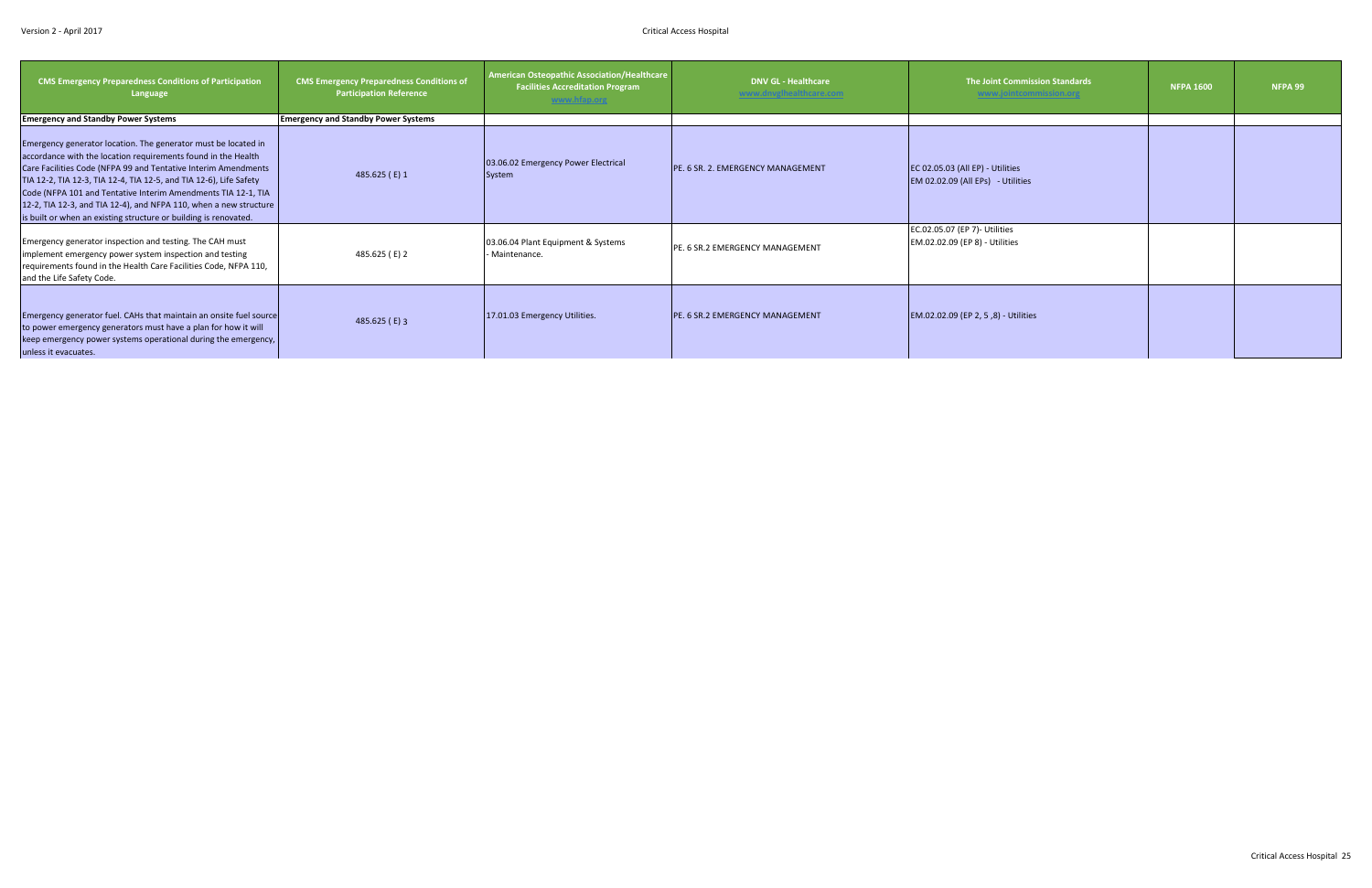| CMS Emergency Preparedness Conditions of Participation Language | CMS Emergency Preparedness Conditions of Participation Reference | American Osteopathic Association/Healthcare Facilities Accreditation Program www.hfap.org | DNV GL - Healthcare www.dnvglhealthcare.com | The Joint Commission Standards www.jointcommission.org | NFPA 1600 | NFPA 99 |
|---|---|---|---|---|---|---|
| **Emergency and Standby Power Systems** | **Emergency and Standby Power Systems** | | | | | |
| Emergency generator location. The generator must be located in accordance with the location requirements found in the Health Care Facilities Code (NFPA 99 and Tentative Interim Amendments TIA 12-2, TIA 12-3, TIA 12-4, TIA 12-5, and TIA 12-6), Life Safety Code (NFPA 101 and Tentative Interim Amendments TIA 12-1, TIA 12-2, TIA 12-3, and TIA 12-4), and NFPA 110, when a new structure is built or when an existing structure or building is renovated. | 485.625 ( E) 1 | 03.06.02 Emergency Power Electrical System | PE. 6 SR. 2. EMERGENCY MANAGEMENT | EC 02.05.03 (All EP) - Utilities<br>EM 02.02.09 (All EPs) - Utilities | | |
| Emergency generator inspection and testing. The CAH must implement emergency power system inspection and testing requirements found in the Health Care Facilities Code, NFPA 110, and the Life Safety Code. | 485.625 ( E) 2 | 03.06.04 Plant Equipment & Systems - Maintenance. | PE. 6 SR.2 EMERGENCY MANAGEMENT | EC.02.05.07 (EP 7)- Utilities<br>EM.02.02.09 (EP 8) - Utilities | | |
| Emergency generator fuel. CAHs that maintain an onsite fuel source to power emergency generators must have a plan for how it will keep emergency power systems operational during the emergency, unless it evacuates. | 485.625 ( E) 3 | 17.01.03 Emergency Utilities. | PE. 6 SR.2 EMERGENCY MANAGEMENT | EM.02.02.09 (EP 2, 5 ,8) - Utilities | | |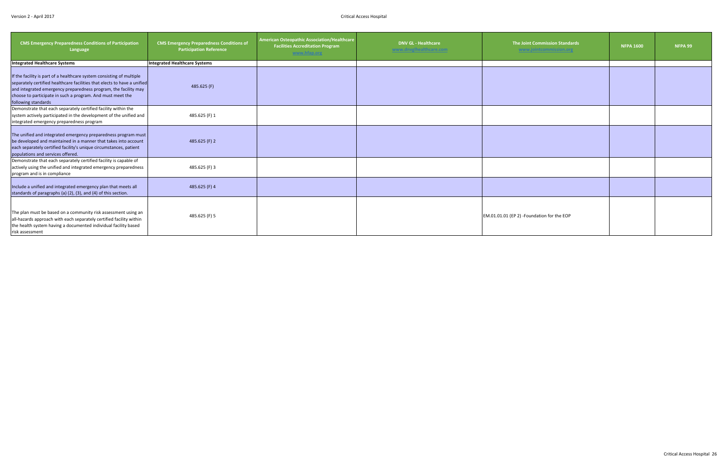| CMS Emergency Preparedness Conditions of Participation Language | CMS Emergency Preparedness Conditions of Participation Reference | American Osteopathic Association/Healthcare Facilities Accreditation Program www.hfap.org | DNV GL - Healthcare www.dnvglhealthcare.com | The Joint Commission Standards www.jointcommission.org | NFPA 1600 | NFPA 99 |
|---|---|---|---|---|---|---|
| **Integrated Healthcare Systems** | **Integrated Healthcare Systems** | | | | | |
| If the facility is part of a healthcare system consisting of multiple separately certified healthcare facilities that elects to have a unified and integrated emergency preparedness program, the facility may choose to participate in such a program. And must meet the following standards | 485.625 (F) | | | | | |
| Demonstrate that each separately certified facility within the system actively participated in the development of the unified and integrated emergency preparedness program | 485.625 (F) 1 | | | | | |
| The unified and integrated emergency preparedness program must be developed and maintained in a manner that takes into account each separately certified facility's unique circumstances, patient populations and services offered. | 485.625 (F) 2 | | | | | |
| Demonstrate that each separately certified facility is capable of actively using the unified and integrated emergency preparedness program and is in compliance | 485.625 (F) 3 | | | | | |
| Include a unified and integrated emergency plan that meets all standards of paragraphs (a) (2), (3), and (4) of this section. | 485.625 (F) 4 | | | | | |
| The plan must be based on a community risk assessment using an all-hazards approach with each separately certified facility within the health system having a documented individual facility based risk assessment | 485.625 (F) 5 | | | EM.01.01.01 (EP 2) -Foundation for the EOP | | |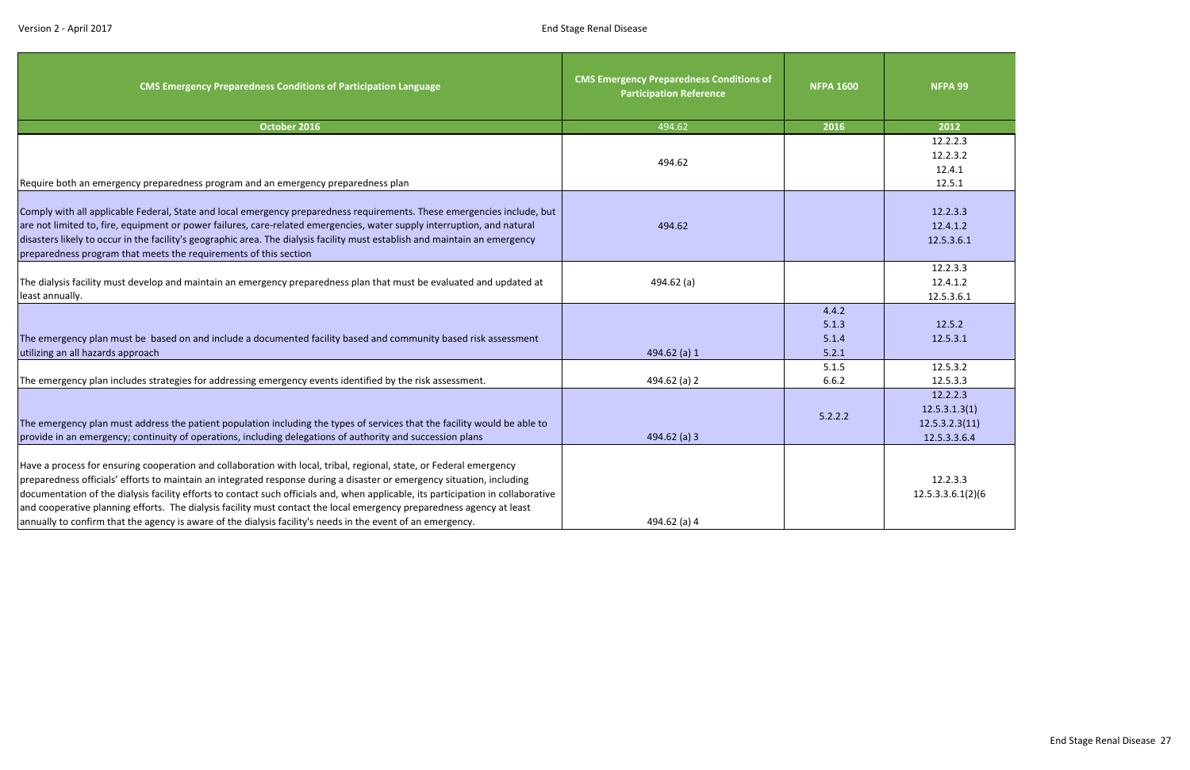| CMS Emergency Preparedness Conditions of Participation Language | CMS Emergency Preparedness Conditions of Participation Reference | NFPA 1600 | NFPA 99 |
|---|---|---|---|
| October 2016 | 494.62 | 2016 | 2012 |
| Require both an emergency preparedness program and an emergency preparedness plan | 494.62 | | 12.2.2.3<br>12.2.3.2<br>12.4.1<br>12.5.1 |
| Comply with all applicable Federal, State and local emergency preparedness requirements. These emergencies include, but are not limited to, fire, equipment or power failures, care-related emergencies, water supply interruption, and natural disasters likely to occur in the facility's geographic area. The dialysis facility must establish and maintain an emergency preparedness program that meets the requirements of this section | 494.62 | | 12.2.3.3<br>12.4.1.2<br>12.5.3.6.1 |
| The dialysis facility must develop and maintain an emergency preparedness plan that must be evaluated and updated at least annually. | 494.62 (a) | | 12.2.3.3<br>12.4.1.2<br>12.5.3.6.1 |
| The emergency plan must be based on and include a documented facility based and community based risk assessment utilizing an all hazards approach | 494.62 (a) 1 | 4.4.2<br>5.1.3<br>5.1.4<br>5.2.1 | 12.5.2<br>12.5.3.1 |
| The emergency plan includes strategies for addressing emergency events identified by the risk assessment. | 494.62 (a) 2 | 5.1.5<br>6.6.2 | 12.5.3.2<br>12.5.3.3 |
| The emergency plan must address the patient population including the types of services that the facility would be able to provide in an emergency; continuity of operations, including delegations of authority and succession plans | 494.62 (a) 3 | 5.2.2.2 | 12.2.2.3<br>12.5.3.1.3(1)<br>12.5.3.2.3(11)<br>12.5.3.3.6.4 |
| Have a process for ensuring cooperation and collaboration with local, tribal, regional, state, or Federal emergency preparedness officials' efforts to maintain an integrated response during a disaster or emergency situation, including documentation of the dialysis facility efforts to contact such officials and, when applicable, its participation in collaborative and cooperative planning efforts. The dialysis facility must contact the local emergency preparedness agency at least annually to confirm that the agency is aware of the dialysis facility's needs in the event of an emergency. | 494.62 (a) 4 | | 12.2.3.3<br>12.5.3.3.6.1(2)(6 |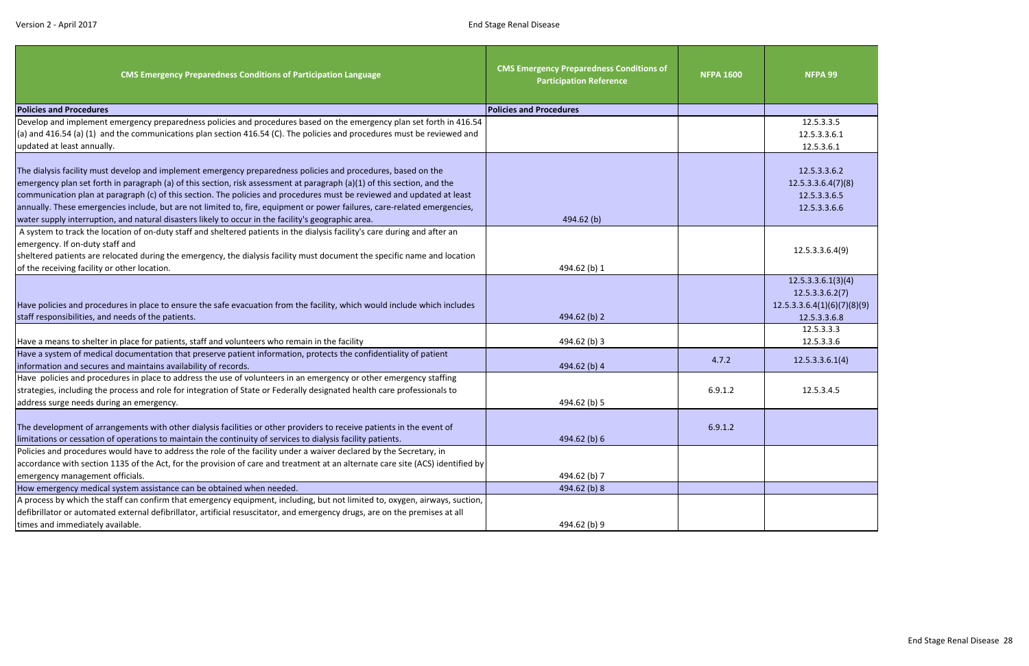| CMS Emergency Preparedness Conditions of Participation Language | CMS Emergency Preparedness Conditions of Participation Reference | NFPA 1600 | NFPA 99 |
|---|---|---|---|
| **Policies and Procedures** | **Policies and Procedures** | | |
| Develop and implement emergency preparedness policies and procedures based on the emergency plan set forth in 416.54 (a) and 416.54 (a) (1) and the communications plan section 416.54 (C). The policies and procedures must be reviewed and updated at least annually.<br><br>The dialysis facility must develop and implement emergency preparedness policies and procedures, based on the emergency plan set forth in paragraph (a) of this section, risk assessment at paragraph (a)(1) of this section, and the communication plan at paragraph (c) of this section. The policies and procedures must be reviewed and updated at least annually. These emergencies include, but are not limited to, fire, equipment or power failures, care-related emergencies, water supply interruption, and natural disasters likely to occur in the facility's geographic area. | 494.62 (b) | | 12.5.3.3.5<br>12.5.3.3.6.1<br>12.5.3.3.6.1<br><br>12.5.3.3.6.2<br>12.5.3.3.6.4(7)(8)<br>12.5.3.3.6.5<br>12.5.3.3.6.6 |
| A system to track the location of on-duty staff and sheltered patients in the dialysis facility's care during and after an emergency. If on-duty staff and sheltered patients are relocated during the emergency, the dialysis facility must document the specific name and location of the receiving facility or other location. | 494.62 (b) 1 | | 12.5.3.3.6.4(9) |
| Have policies and procedures in place to ensure the safe evacuation from the facility, which would include which includes staff responsibilities, and needs of the patients. | 494.62 (b) 2 | | 12.5.3.3.6.1(3)(4)<br>12.5.3.3.6.2(7)<br>12.5.3.3.6.4(1)(6)(7)(8)(9)<br>12.5.3.3.6.8 |
| Have a means to shelter in place for patients, staff and volunteers who remain in the facility | 494.62 (b) 3 | | 12.5.3.3.3<br>12.5.3.3.6 |
| Have a system of medical documentation that preserve patient information, protects the confidentiality of patient information and secures and maintains availability of records. | 494.62 (b) 4 | 4.7.2 | 12.5.3.3.6.1(4) |
| Have policies and procedures in place to address the use of volunteers in an emergency or other emergency staffing strategies, including the process and role for integration of State or Federally designated health care professionals to address surge needs during an emergency. | 494.62 (b) 5 | 6.9.1.2 | 12.5.3.4.5 |
| The development of arrangements with other dialysis facilities or other providers to receive patients in the event of limitations or cessation of operations to maintain the continuity of services to dialysis facility patients. | 494.62 (b) 6 | 6.9.1.2 | |
| Policies and procedures would have to address the role of the facility under a waiver declared by the Secretary, in accordance with section 1135 of the Act, for the provision of care and treatment at an alternate care site (ACS) identified by emergency management officials. | 494.62 (b) 7 | | |
| How emergency medical system assistance can be obtained when needed. | 494.62 (b) 8 | | |
| A process by which the staff can confirm that emergency equipment, including, but not limited to, oxygen, airways, suction, defibrillator or automated external defibrillator, artificial resuscitator, and emergency drugs, are on the premises at all times and immediately available. | 494.62 (b) 9 | | |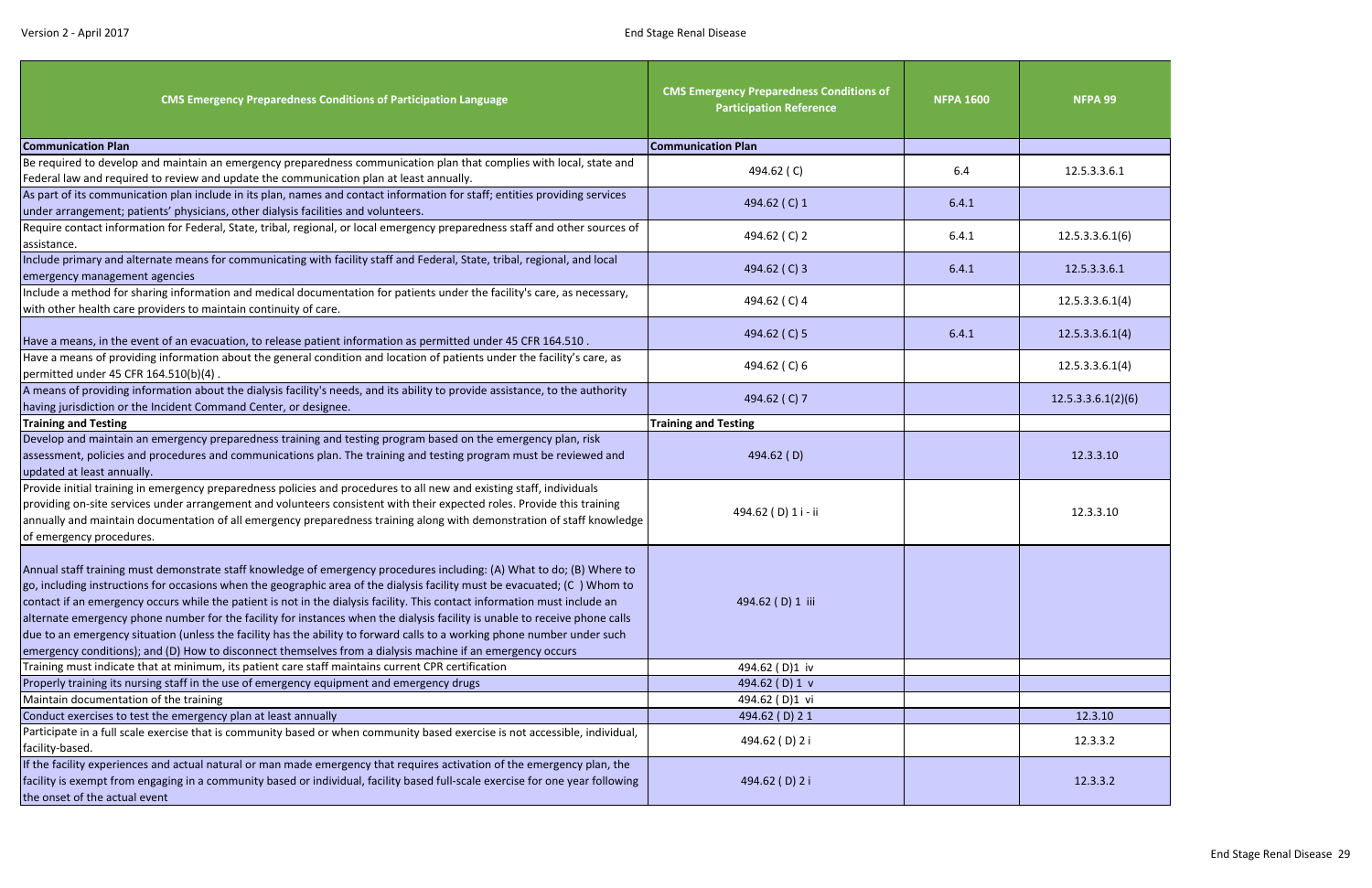| CMS Emergency Preparedness Conditions of Participation Language | CMS Emergency Preparedness Conditions of Participation Reference | NFPA 1600 | NFPA 99 |
|---|---|---|---|
| **Communication Plan** | **Communication Plan** | | |
| Be required to develop and maintain an emergency preparedness communication plan that complies with local, state and Federal law and required to review and update the communication plan at least annually. | 494.62 ( C) | 6.4 | 12.5.3.3.6.1 |
| As part of its communication plan include in its plan, names and contact information for staff; entities providing services under arrangement; patients' physicians, other dialysis facilities and volunteers. | 494.62 ( C) 1 | 6.4.1 | |
| Require contact information for Federal, State, tribal, regional, or local emergency preparedness staff and other sources of assistance. | 494.62 ( C) 2 | 6.4.1 | 12.5.3.3.6.1(6) |
| Include primary and alternate means for communicating with facility staff and Federal, State, tribal, regional, and local emergency management agencies | 494.62 ( C) 3 | 6.4.1 | 12.5.3.3.6.1 |
| Include a method for sharing information and medical documentation for patients under the facility's care, as necessary, with other health care providers to maintain continuity of care. | 494.62 ( C) 4 | | 12.5.3.3.6.1(4) |
| Have a means, in the event of an evacuation, to release patient information as permitted under 45 CFR 164.510 . | 494.62 ( C) 5 | 6.4.1 | 12.5.3.3.6.1(4) |
| Have a means of providing information about the general condition and location of patients under the facility's care, as permitted under 45 CFR 164.510(b)(4) . | 494.62 ( C) 6 | | 12.5.3.3.6.1(4) |
| A means of providing information about the dialysis facility's needs, and its ability to provide assistance, to the authority having jurisdiction or the Incident Command Center, or designee. | 494.62 ( C) 7 | | 12.5.3.3.6.1(2)(6) |
| **Training and Testing** | **Training and Testing** | | |
| Develop and maintain an emergency preparedness training and testing program based on the emergency plan, risk assessment, policies and procedures and communications plan. The training and testing program must be reviewed and updated at least annually. | 494.62 ( D) | | 12.3.3.10 |
| Provide initial training in emergency preparedness policies and procedures to all new and existing staff, individuals providing on-site services under arrangement and volunteers consistent with their expected roles. Provide this training annually and maintain documentation of all emergency preparedness training along with demonstration of staff knowledge of emergency procedures. | 494.62 ( D) 1 i - ii | | 12.3.3.10 |
| Annual staff training must demonstrate staff knowledge of emergency procedures including: (A) What to do; (B) Where to go, including instructions for occasions when the geographic area of the dialysis facility must be evacuated; (C ) Whom to contact if an emergency occurs while the patient is not in the dialysis facility. This contact information must include an alternate emergency phone number for the facility for instances when the dialysis facility is unable to receive phone calls due to an emergency situation (unless the facility has the ability to forward calls to a working phone number under such emergency conditions); and (D) How to disconnect themselves from a dialysis machine if an emergency occurs | 494.62 ( D) 1 iii | | |
| Training must indicate that at minimum, its patient care staff maintains current CPR certification | 494.62 ( D)1 iv | | |
| Properly training its nursing staff in the use of emergency equipment and emergency drugs | 494.62 ( D) 1 v | | |
| Maintain documentation of the training | 494.62 ( D)1 vi | | |
| Conduct exercises to test the emergency plan at least annually | 494.62 ( D) 2 1 | | 12.3.10 |
| Participate in a full scale exercise that is community based or when community based exercise is not accessible, individual, facility-based. | 494.62 ( D) 2 i | | 12.3.3.2 |
| If the facility experiences and actual natural or man made emergency that requires activation of the emergency plan, the facility is exempt from engaging in a community based or individual, facility based full-scale exercise for one year following the onset of the actual event | 494.62 ( D) 2 i | | 12.3.3.2 |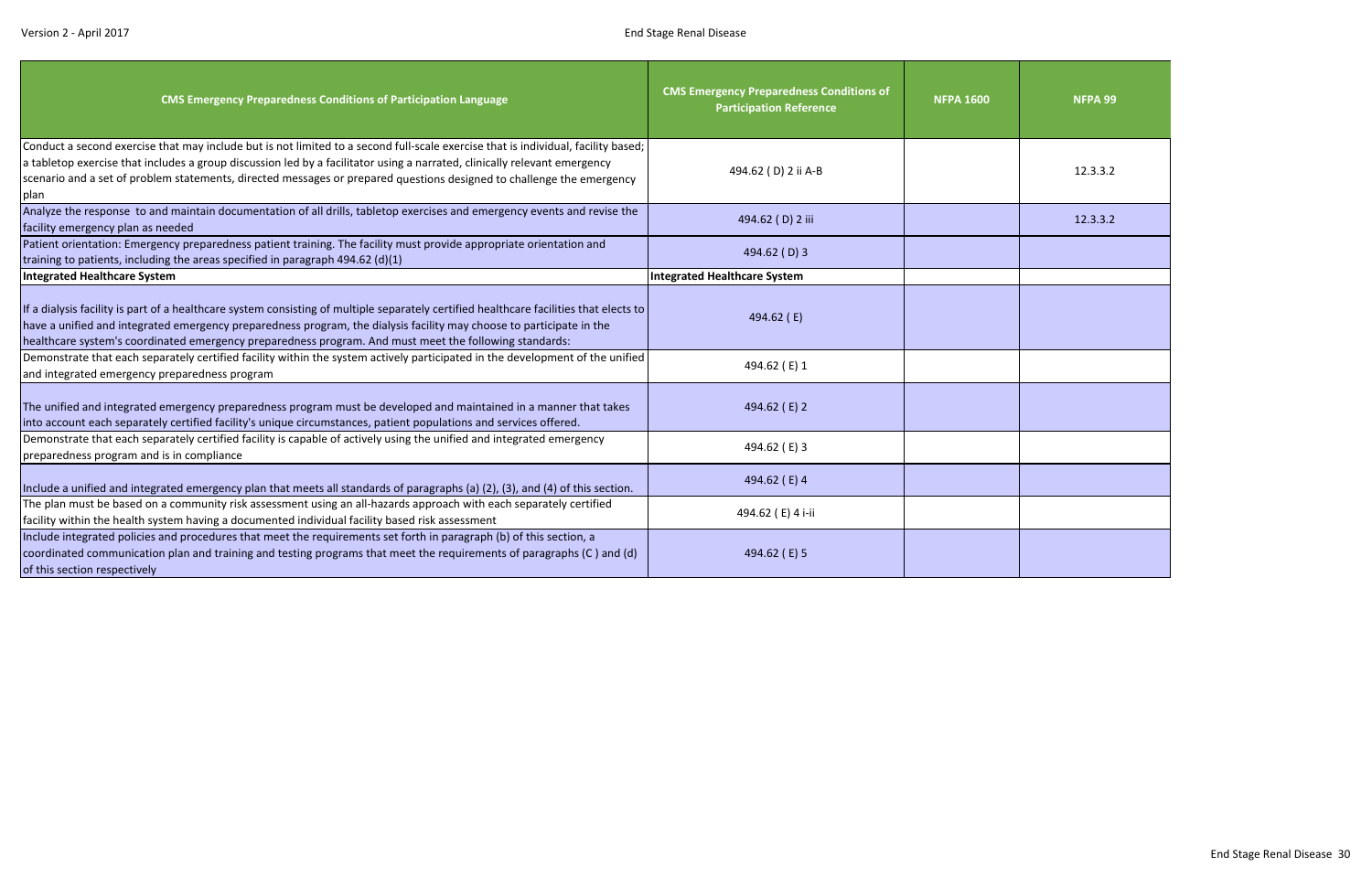| CMS Emergency Preparedness Conditions of Participation Language | CMS Emergency Preparedness Conditions of Participation Reference | NFPA 1600 | NFPA 99 |
|---|---|---|---|
| Conduct a second exercise that may include but is not limited to a second full-scale exercise that is individual, facility based; a tabletop exercise that includes a group discussion led by a facilitator using a narrated, clinically relevant emergency scenario and a set of problem statements, directed messages or prepared questions designed to challenge the emergency plan | 494.62 ( D) 2 ii A-B | | 12.3.3.2 |
| Analyze the response to and maintain documentation of all drills, tabletop exercises and emergency events and revise the facility emergency plan as needed | 494.62 ( D) 2 iii | | 12.3.3.2 |
| Patient orientation: Emergency preparedness patient training. The facility must provide appropriate orientation and training to patients, including the areas specified in paragraph 494.62 (d)(1) | 494.62 ( D) 3 | | |
| **Integrated Healthcare System** | **Integrated Healthcare System** | | |
| If a dialysis facility is part of a healthcare system consisting of multiple separately certified healthcare facilities that elects to have a unified and integrated emergency preparedness program, the dialysis facility may choose to participate in the healthcare system's coordinated emergency preparedness program. And must meet the following standards: | 494.62 ( E) | | |
| Demonstrate that each separately certified facility within the system actively participated in the development of the unified and integrated emergency preparedness program | 494.62 ( E) 1 | | |
| The unified and integrated emergency preparedness program must be developed and maintained in a manner that takes into account each separately certified facility's unique circumstances, patient populations and services offered. | 494.62 ( E) 2 | | |
| Demonstrate that each separately certified facility is capable of actively using the unified and integrated emergency preparedness program and is in compliance | 494.62 ( E) 3 | | |
| Include a unified and integrated emergency plan that meets all standards of paragraphs (a) (2), (3), and (4) of this section. | 494.62 ( E) 4 | | |
| The plan must be based on a community risk assessment using an all-hazards approach with each separately certified facility within the health system having a documented individual facility based risk assessment | 494.62 ( E) 4 i-ii | | |
| Include integrated policies and procedures that meet the requirements set forth in paragraph (b) of this section, a coordinated communication plan and training and testing programs that meet the requirements of paragraphs (C ) and (d) of this section respectively | 494.62 ( E) 5 | | |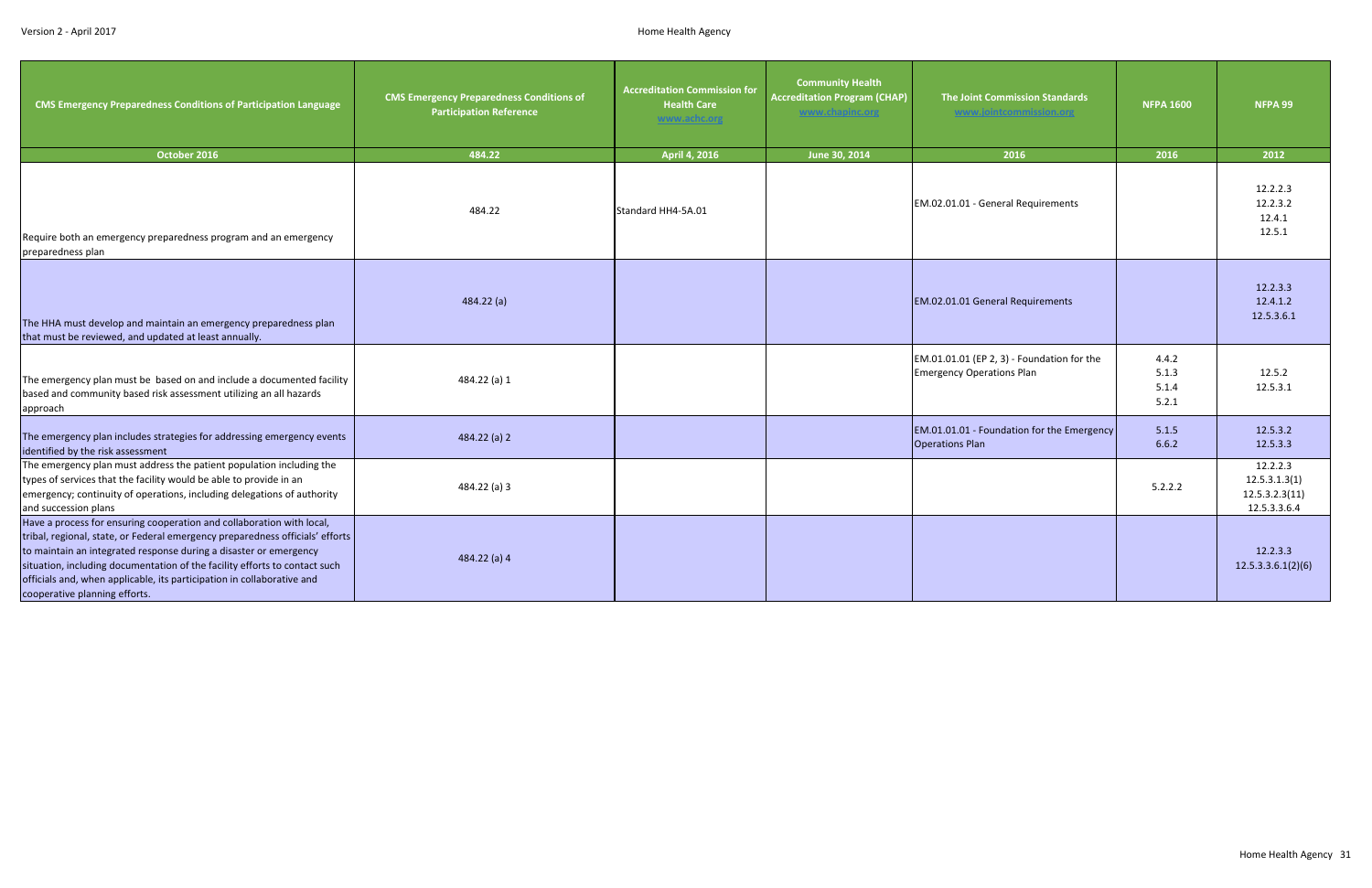| CMS Emergency Preparedness Conditions of Participation Language | CMS Emergency Preparedness Conditions of Participation Reference | Accreditation Commission for Health Care www.achc.org | Community Health Accreditation Program (CHAP) www.chapinc.org | The Joint Commission Standards www.jointcommission.org | NFPA 1600 | NFPA 99 |
|---|---|---|---|---|---|---|
| October 2016 | 484.22 | April 4, 2016 | June 30, 2014 | 2016 | 2016 | 2012 |
| Require both an emergency preparedness program and an emergency preparedness plan | 484.22 | Standard HH4-5A.01 | | EM.02.01.01 - General Requirements | | 12.2.2.3<br>12.2.3.2<br>12.4.1<br>12.5.1 |
| The HHA must develop and maintain an emergency preparedness plan that must be reviewed, and updated at least annually. | 484.22 (a) | | | EM.02.01.01 General Requirements | | 12.2.3.3<br>12.4.1.2<br>12.5.3.6.1 |
| The emergency plan must be based on and include a documented facility based and community based risk assessment utilizing an all hazards approach | 484.22 (a) 1 | | | EM.01.01.01 (EP 2, 3) - Foundation for the Emergency Operations Plan | 4.4.2<br>5.1.3<br>5.1.4<br>5.2.1 | 12.5.2<br>12.5.3.1 |
| The emergency plan includes strategies for addressing emergency events identified by the risk assessment | 484.22 (a) 2 | | | EM.01.01.01 - Foundation for the Emergency Operations Plan | 5.1.5<br>6.6.2 | 12.5.3.2<br>12.5.3.3 |
| The emergency plan must address the patient population including the types of services that the facility would be able to provide in an emergency; continuity of operations, including delegations of authority and succession plans | 484.22 (a) 3 | | | | 5.2.2.2 | 12.2.2.3<br>12.5.3.1.3(1)<br>12.5.3.2.3(11)<br>12.5.3.3.6.4 |
| Have a process for ensuring cooperation and collaboration with local, tribal, regional, state, or Federal emergency preparedness officials' efforts to maintain an integrated response during a disaster or emergency situation, including documentation of the facility efforts to contact such officials and, when applicable, its participation in collaborative and cooperative planning efforts. | 484.22 (a) 4 | | | | | 12.2.3.3<br>12.5.3.3.6.1(2)(6) |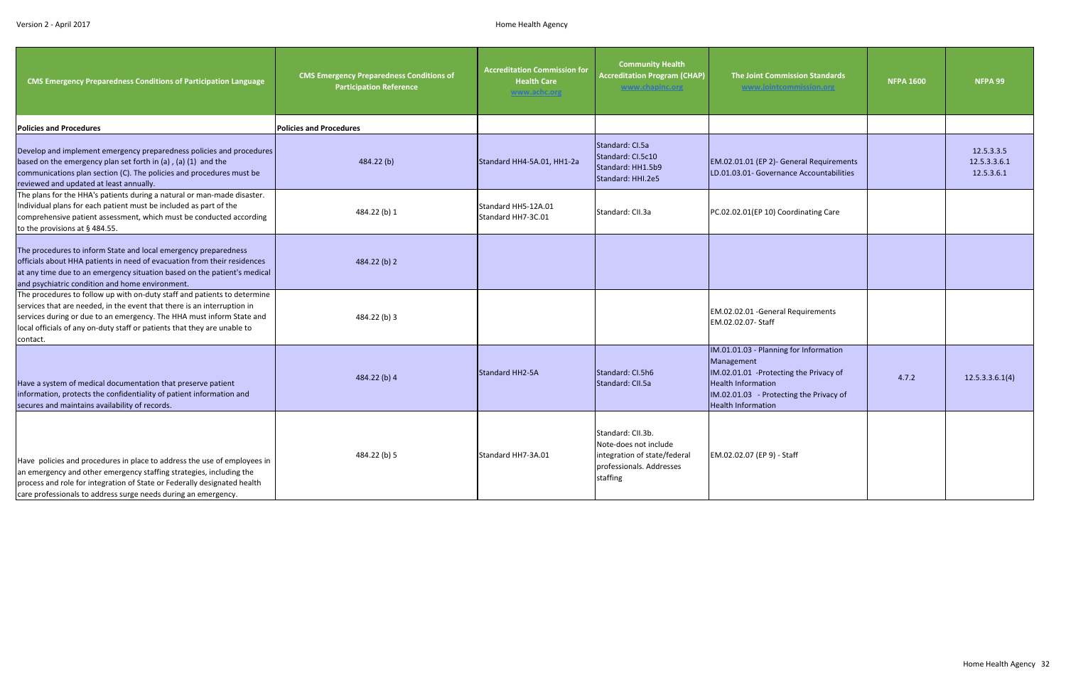| CMS Emergency Preparedness Conditions of Participation Language | CMS Emergency Preparedness Conditions of Participation Reference | Accreditation Commission for Health Care www.achc.org | Community Health Accreditation Program (CHAP) www.chapinc.org | The Joint Commission Standards www.jointcommission.org | NFPA 1600 | NFPA 99 |
|---|---|---|---|---|---|---|
| **Policies and Procedures** | **Policies and Procedures** | | | | | |
| Develop and implement emergency preparedness policies and procedures based on the emergency plan set forth in (a) , (a) (1) and the communications plan section (C). The policies and procedures must be reviewed and updated at least annually. | 484.22 (b) | Standard HH4-5A.01, HH1-2a | Standard: CI.5a<br>Standard: CI.5c10<br>Standard: HH1.5b9<br>Standard: HHI.2e5 | EM.02.01.01 (EP 2)- General Requirements<br>LD.01.03.01- Governance Accountabilities | | 12.5.3.3.5<br>12.5.3.3.6.1<br>12.5.3.6.1 |
| The plans for the HHA's patients during a natural or man-made disaster. Individual plans for each patient must be included as part of the comprehensive patient assessment, which must be conducted according to the provisions at § 484.55. | 484.22 (b) 1 | Standard HH5-12A.01<br>Standard HH7-3C.01 | Standard: CII.3a | PC.02.02.01(EP 10) Coordinating Care | | |
| The procedures to inform State and local emergency preparedness officials about HHA patients in need of evacuation from their residences at any time due to an emergency situation based on the patient's medical and psychiatric condition and home environment. | 484.22 (b) 2 | | | | | |
| The procedures to follow up with on-duty staff and patients to determine services that are needed, in the event that there is an interruption in services during or due to an emergency. The HHA must inform State and local officials of any on-duty staff or patients that they are unable to contact. | 484.22 (b) 3 | | | EM.02.02.01 -General Requirements<br>EM.02.02.07- Staff | | |
| Have a system of medical documentation that preserve patient information, protects the confidentiality of patient information and secures and maintains availability of records. | 484.22 (b) 4 | Standard HH2-5A | Standard: CI.5h6<br>Standard: CII.5a | IM.01.01.03 - Planning for Information Management<br>IM.02.01.01 -Protecting the Privacy of Health Information<br>IM.02.01.03 - Protecting the Privacy of Health Information | 4.7.2 | 12.5.3.3.6.1(4) |
| Have policies and procedures in place to address the use of employees in an emergency and other emergency staffing strategies, including the process and role for integration of State or Federally designated health care professionals to address surge needs during an emergency. | 484.22 (b) 5 | Standard HH7-3A.01 | Standard: CII.3b.<br>Note-does not include integration of state/federal professionals. Addresses staffing | EM.02.02.07 (EP 9) - Staff | | |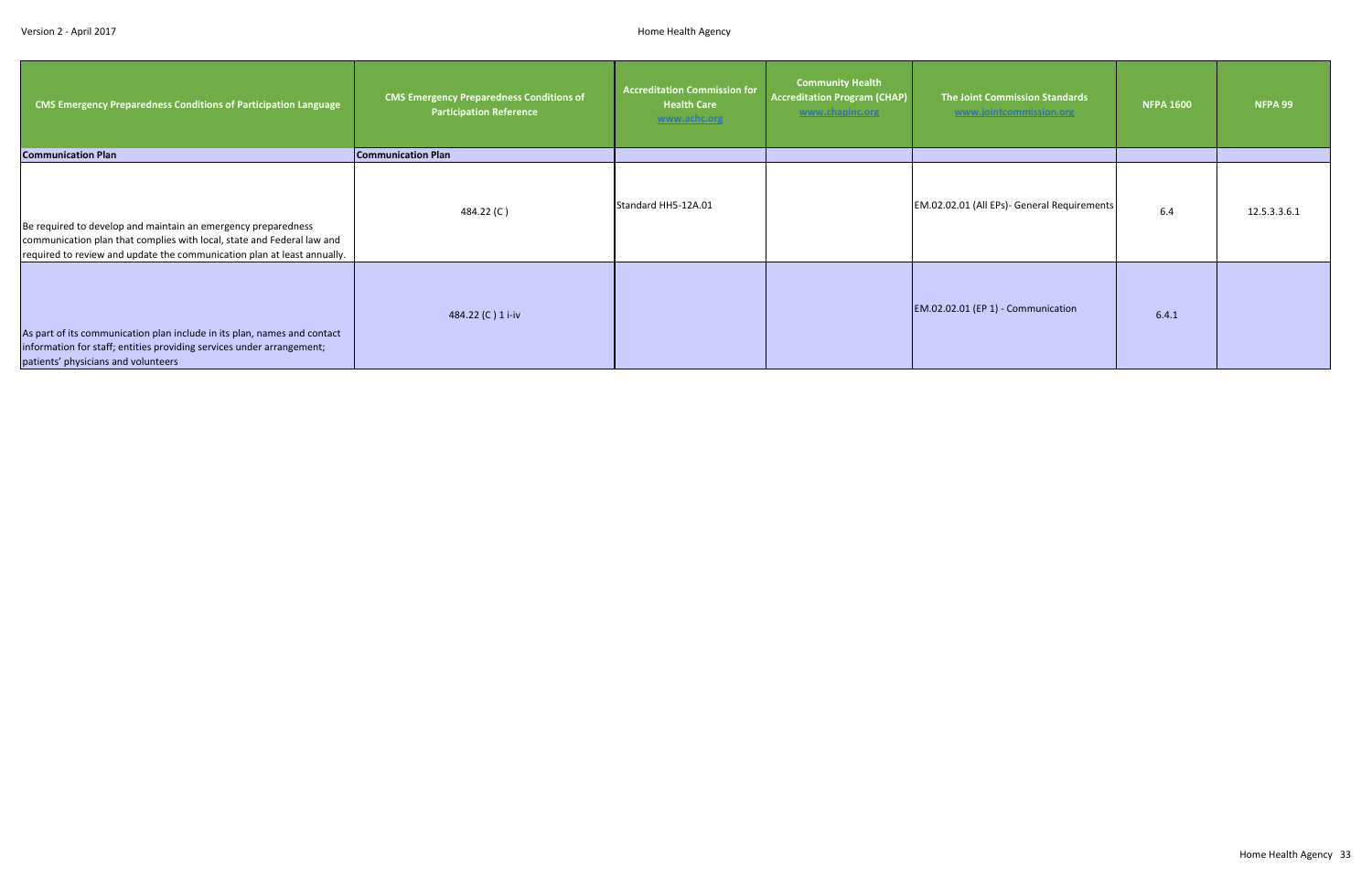| CMS Emergency Preparedness Conditions of Participation Language | CMS Emergency Preparedness Conditions of Participation Reference | Accreditation Commission for Health Care www.achc.org | Community Health Accreditation Program (CHAP) www.chapinc.org | The Joint Commission Standards www.jointcommission.org | NFPA 1600 | NFPA 99 |
|---|---|---|---|---|---|---|
| **Communication Plan** | **Communication Plan** | | | | | |
| Be required to develop and maintain an emergency preparedness communication plan that complies with local, state and Federal law and required to review and update the communication plan at least annually. | 484.22 (C ) | Standard HH5-12A.01 | | EM.02.02.01 (All EPs)- General Requirements | 6.4 | 12.5.3.3.6.1 |
| As part of its communication plan include in its plan, names and contact information for staff; entities providing services under arrangement; patients' physicians and volunteers | 484.22 (C ) 1 i-iv | | | EM.02.02.01 (EP 1) - Communication | 6.4.1 | |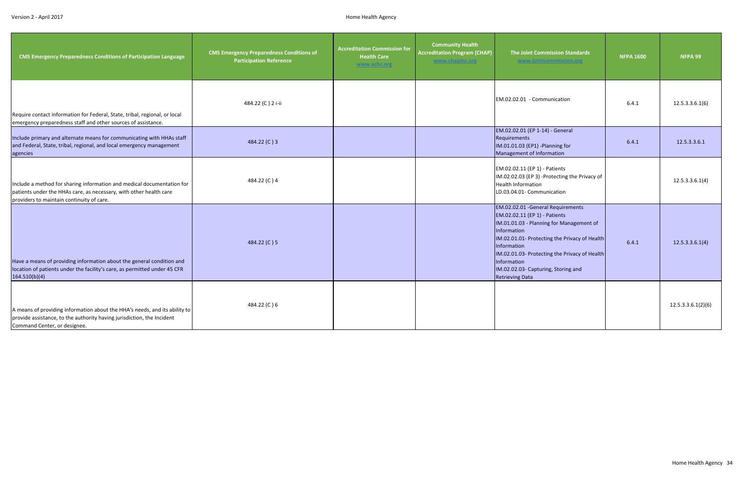| CMS Emergency Preparedness Conditions of Participation Language | CMS Emergency Preparedness Conditions of Participation Reference | Accreditation Commission for Health Care www.achc.org | Community Health Accreditation Program (CHAP) www.chapinc.org | The Joint Commission Standards www.jointcommission.org | NFPA 1600 | NFPA 99 |
|---|---|---|---|---|---|---|
| Require contact information for Federal, State, tribal, regional, or local emergency preparedness staff and other sources of assistance. | 484.22 (C ) 2 i-ii | | | EM.02.02.01 - Communication | 6.4.1 | 12.5.3.3.6.1(6) |
| Include primary and alternate means for communicating with HHAs staff and Federal, State, tribal, regional, and local emergency management agencies | 484.22 (C ) 3 | | | EM.02.02.01 (EP 1-14) - General Requirements<br>IM.01.01.03 (EP1) -Planning for Management of Information | 6.4.1 | 12.5.3.3.6.1 |
| Include a method for sharing information and medical documentation for patients under the HHAs care, as necessary, with other health care providers to maintain continuity of care. | 484.22 (C ) 4 | | | EM.02.02.11 (EP 1) - Patients<br>IM.02.02.03 (EP 3) -Protecting the Privacy of Health Information<br>LD.03.04.01- Communication | | 12.5.3.3.6.1(4) |
| Have a means of providing information about the general condition and location of patients under the facility's care, as permitted under 45 CFR 164.510(b)(4) | 484.22 (C ) 5 | | | EM.02.02.01 -General Requirements<br>EM.02.02.11 (EP 1) - Patients<br>IM.01.01.03 - Planning for Management of Information<br>IM.02.01.01- Protecting the Privacy of Health Information<br>IM.02.01.03- Protecting the Privacy of Health Information<br>IM.02.02.03- Capturing, Storing and Retrieving Data | 6.4.1 | 12.5.3.3.6.1(4) |
| A means of providing information about the HHA's needs, and its ability to provide assistance, to the authority having jurisdiction, the Incident Command Center, or designee. | 484.22 (C ) 6 | | | | | 12.5.3.3.6.1(2)(6) |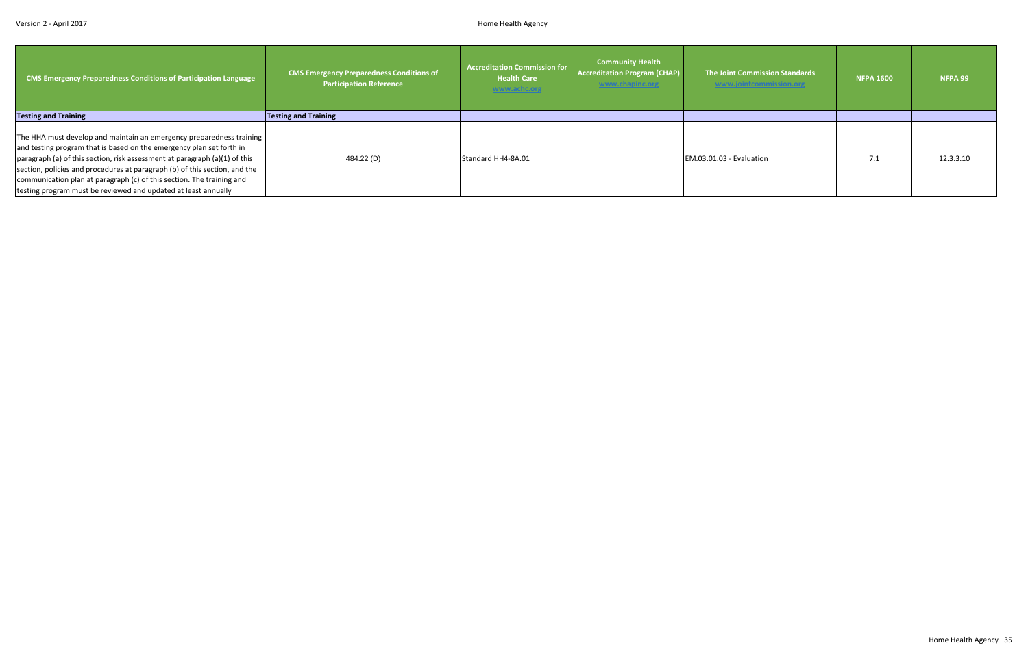| CMS Emergency Preparedness Conditions of Participation Language | CMS Emergency Preparedness Conditions of Participation Reference | Accreditation Commission for Health Care www.achc.org | Community Health Accreditation Program (CHAP) www.chapinc.org | The Joint Commission Standards www.jointcommission.org | NFPA 1600 | NFPA 99 |
|---|---|---|---|---|---|---|
| **Testing and Training** | **Testing and Training** | | | | | |
| The HHA must develop and maintain an emergency preparedness training and testing program that is based on the emergency plan set forth in paragraph (a) of this section, risk assessment at paragraph (a)(1) of this section, policies and procedures at paragraph (b) of this section, and the communication plan at paragraph (c) of this section. The training and testing program must be reviewed and updated at least annually | 484.22 (D) | Standard HH4-8A.01 | | EM.03.01.03 - Evaluation | 7.1 | 12.3.3.10 |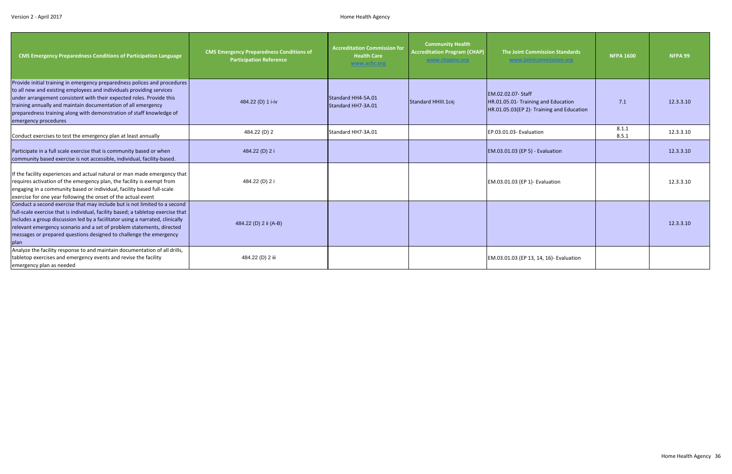| CMS Emergency Preparedness Conditions of Participation Language | CMS Emergency Preparedness Conditions of Participation Reference | Accreditation Commission for Health Care www.achc.org | Community Health Accreditation Program (CHAP) www.chapinc.org | The Joint Commission Standards www.jointcommission.org | NFPA 1600 | NFPA 99 |
|---|---|---|---|---|---|---|
| Provide initial training in emergency preparedness polices and procedures to all new and existing employees and individuals providing services under arrangement consistent with their expected roles. Provide this training annually and maintain documentation of all emergency preparedness training along with demonstration of staff knowledge of emergency procedures | 484.22 (D) 1 i-iv | Standard HH4-5A.01<br>Standard HH7-3A.01 | Standard HHIII.1c4j | EM.02.02.07- Staff<br>HR.01.05.01- Training and Education<br>HR.01.05.03(EP 2)- Training and Education | 7.1 | 12.3.3.10 |
| Conduct exercises to test the emergency plan at least annually | 484.22 (D) 2 | Standard HH7-3A.01 | | EP.03.01.03- Evaluation | 8.1.1<br>8.5.1 | 12.3.3.10 |
| Participate in a full scale exercise that is community based or when community based exercise is not accessible, individual, facility-based. | 484.22 (D) 2 i | | | EM.03.01.03 (EP 5) - Evaluation | | 12.3.3.10 |
| If the facility experiences and actual natural or man made emergency that requires activation of the emergency plan, the facility is exempt from engaging in a community based or individual, facility based full-scale exercise for one year following the onset of the actual event | 484.22 (D) 2 i | | | EM.03.01.03 (EP 1)- Evaluation | | 12.3.3.10 |
| Conduct a second exercise that may include but is not limited to a second full-scale exercise that is individual, facility based; a tabletop exercise that includes a group discussion led by a facilitator using a narrated, clinically relevant emergency scenario and a set of problem statements, directed messages or prepared questions designed to challenge the emergency plan | 484.22 (D) 2 ii (A-B) | | | | | 12.3.3.10 |
| Analyze the facility response to and maintain documentation of all drills, tabletop exercises and emergency events and revise the facility emergency plan as needed | 484.22 (D) 2 iii | | | EM.03.01.03 (EP 13, 14, 16)- Evaluation | | |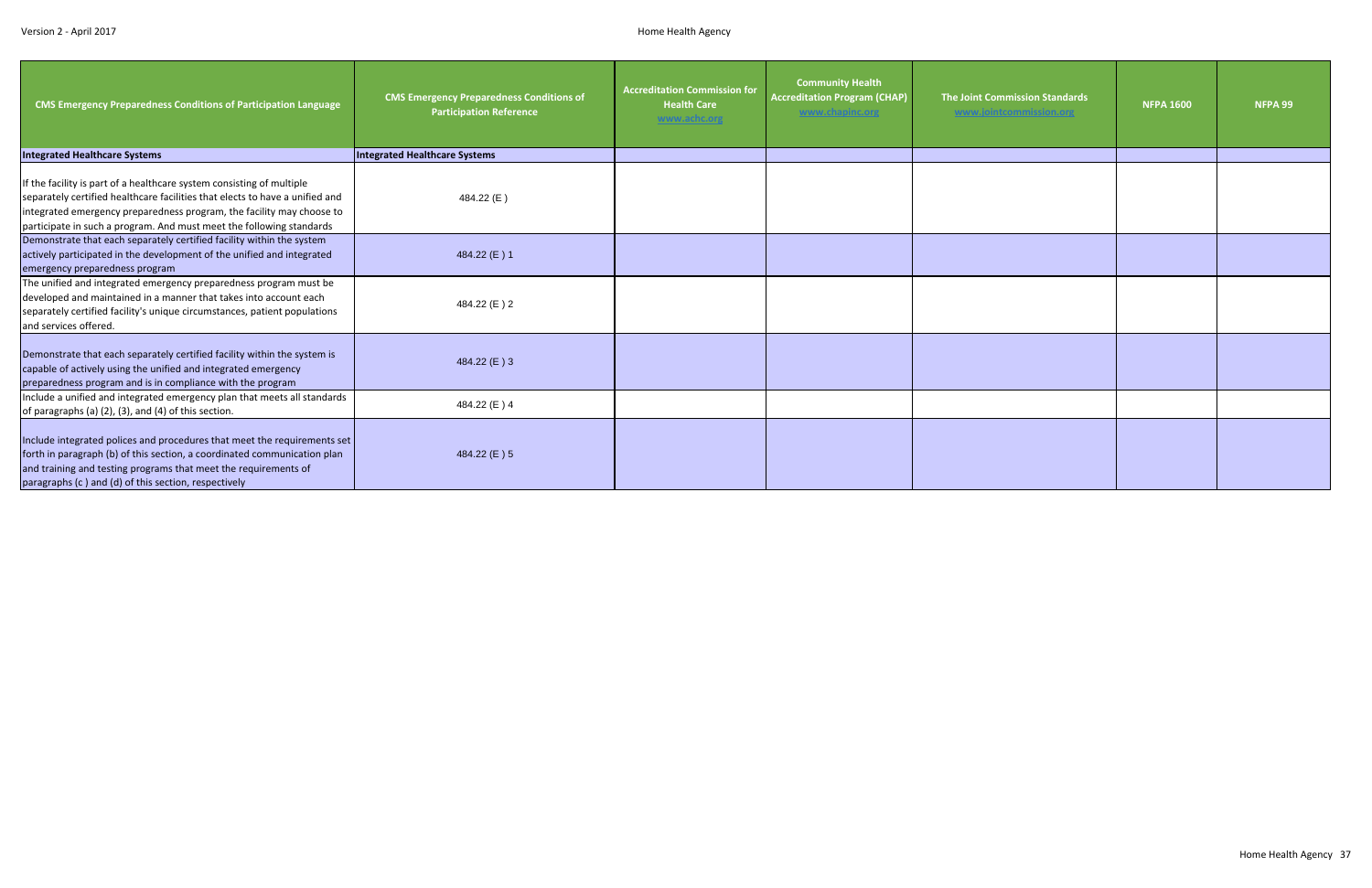| CMS Emergency Preparedness Conditions of Participation Language | CMS Emergency Preparedness Conditions of Participation Reference | Accreditation Commission for Health Care www.achc.org | Community Health Accreditation Program (CHAP) www.chapinc.org | The Joint Commission Standards www.jointcommission.org | NFPA 1600 | NFPA 99 |
|---|---|---|---|---|---|---|
| **Integrated Healthcare Systems** | **Integrated Healthcare Systems** | | | | | |
| If the facility is part of a healthcare system consisting of multiple separately certified healthcare facilities that elects to have a unified and integrated emergency preparedness program, the facility may choose to participate in such a program. And must meet the following standards | 484.22 (E ) | | | | | |
| Demonstrate that each separately certified facility within the system actively participated in the development of the unified and integrated emergency preparedness program | 484.22 (E ) 1 | | | | | |
| The unified and integrated emergency preparedness program must be developed and maintained in a manner that takes into account each separately certified facility's unique circumstances, patient populations and services offered. | 484.22 (E ) 2 | | | | | |
| Demonstrate that each separately certified facility within the system is capable of actively using the unified and integrated emergency preparedness program and is in compliance with the program | 484.22 (E ) 3 | | | | | |
| Include a unified and integrated emergency plan that meets all standards of paragraphs (a) (2), (3), and (4) of this section. | 484.22 (E ) 4 | | | | | |
| Include integrated polices and procedures that meet the requirements set forth in paragraph (b) of this section, a coordinated communication plan and training and testing programs that meet the requirements of paragraphs (c ) and (d) of this section, respectively | 484.22 (E ) 5 | | | | | |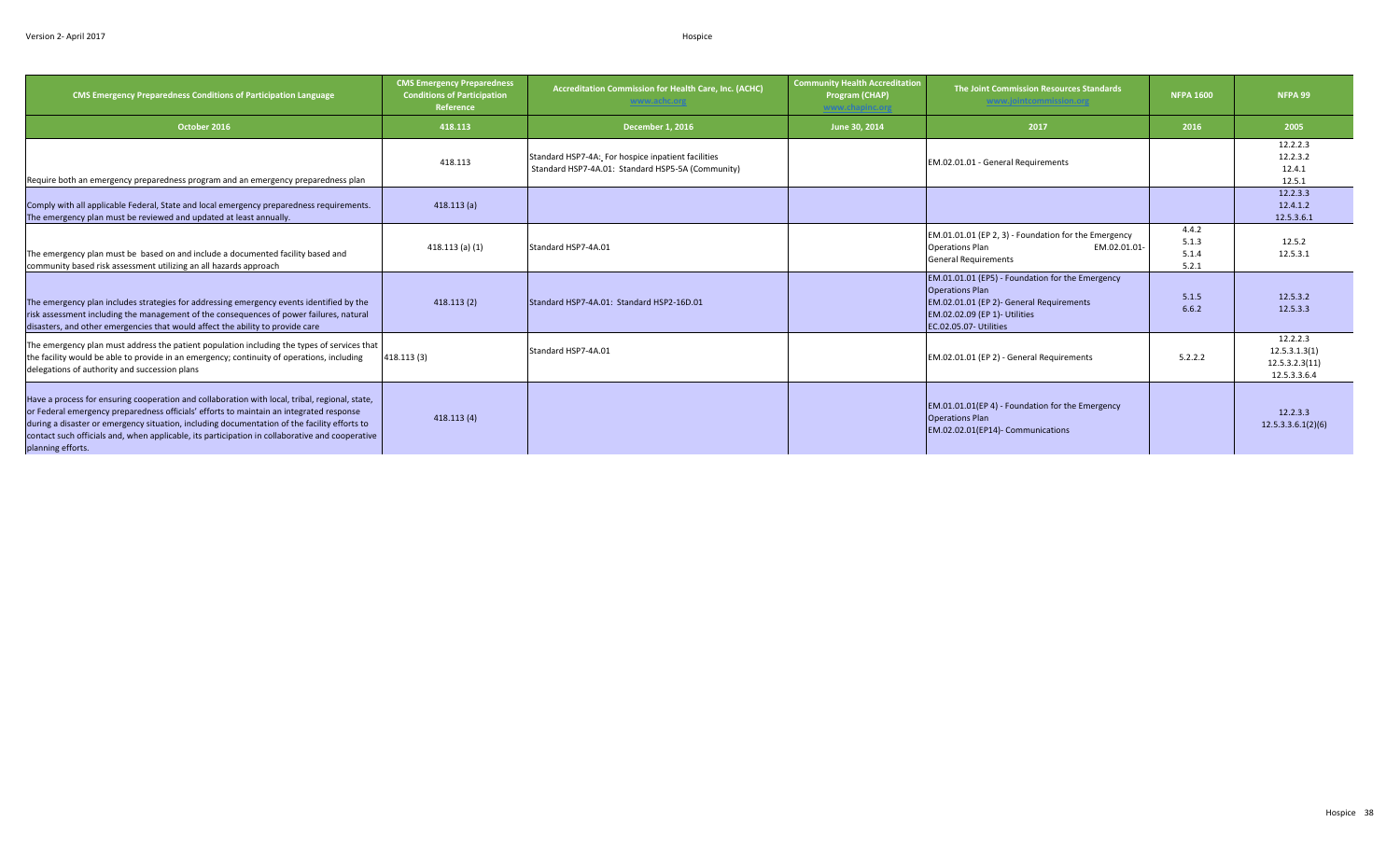| CMS Emergency Preparedness Conditions of Participation Language | CMS Emergency Preparedness Conditions of Participation Reference | Accreditation Commission for Health Care, Inc. (ACHC) www.achc.org | Community Health Accreditation Program (CHAP) www.chapinc.org | The Joint Commission Resources Standards www.jointcommission.org | NFPA 1600 | NFPA 99 |
|---|---|---|---|---|---|---|
| October 2016 | 418.113 | December 1, 2016 | June 30, 2014 | 2017 | 2016 | 2005 |
| Require both an emergency preparedness program and an emergency preparedness plan | 418.113 | Standard HSP7-4A:_For hospice inpatient facilities<br>Standard HSP7-4A.01: Standard HSP5-5A (Community) | | EM.02.01.01 - General Requirements | | 12.2.2.3<br>12.2.3.2<br>12.4.1<br>12.5.1 |
| Comply with all applicable Federal, State and local emergency preparedness requirements. The emergency plan must be reviewed and updated at least annually. | 418.113 (a) | | | | | 12.2.3.3<br>12.4.1.2<br>12.5.3.6.1 |
| The emergency plan must be based on and include a documented facility based and community based risk assessment utilizing an all hazards approach | 418.113 (a) (1) | Standard HSP7-4A.01 | | EM.01.01.01 (EP 2, 3) - Foundation for the Emergency Operations Plan EM.02.01.01- General Requirements | 4.4.2<br>5.1.3<br>5.1.4<br>5.2.1 | 12.5.2<br>12.5.3.1 |
| The emergency plan includes strategies for addressing emergency events identified by the risk assessment including the management of the consequences of power failures, natural disasters, and other emergencies that would affect the ability to provide care | 418.113 (2) | Standard HSP7-4A.01: Standard HSP2-16D.01 | | EM.01.01.01 (EP5) - Foundation for the Emergency Operations Plan<br>EM.02.01.01 (EP 2)- General Requirements<br>EM.02.02.09 (EP 1)- Utilities<br>EC.02.05.07- Utilities | 5.1.5<br>6.6.2 | 12.5.3.2<br>12.5.3.3 |
| The emergency plan must address the patient population including the types of services that the facility would be able to provide in an emergency; continuity of operations, including delegations of authority and succession plans | 418.113 (3) | Standard HSP7-4A.01 | | EM.02.01.01 (EP 2) - General Requirements | 5.2.2.2 | 12.2.2.3<br>12.5.3.1.3(1)<br>12.5.3.2.3(11)<br>12.5.3.3.6.4 |
| Have a process for ensuring cooperation and collaboration with local, tribal, regional, state, or Federal emergency preparedness officials' efforts to maintain an integrated response during a disaster or emergency situation, including documentation of the facility efforts to contact such officials and, when applicable, its participation in collaborative and cooperative planning efforts. | 418.113 (4) | | | EM.01.01.01(EP 4) - Foundation for the Emergency Operations Plan<br>EM.02.02.01(EP14)- Communications | | 12.2.3.3<br>12.5.3.3.6.1(2)(6) |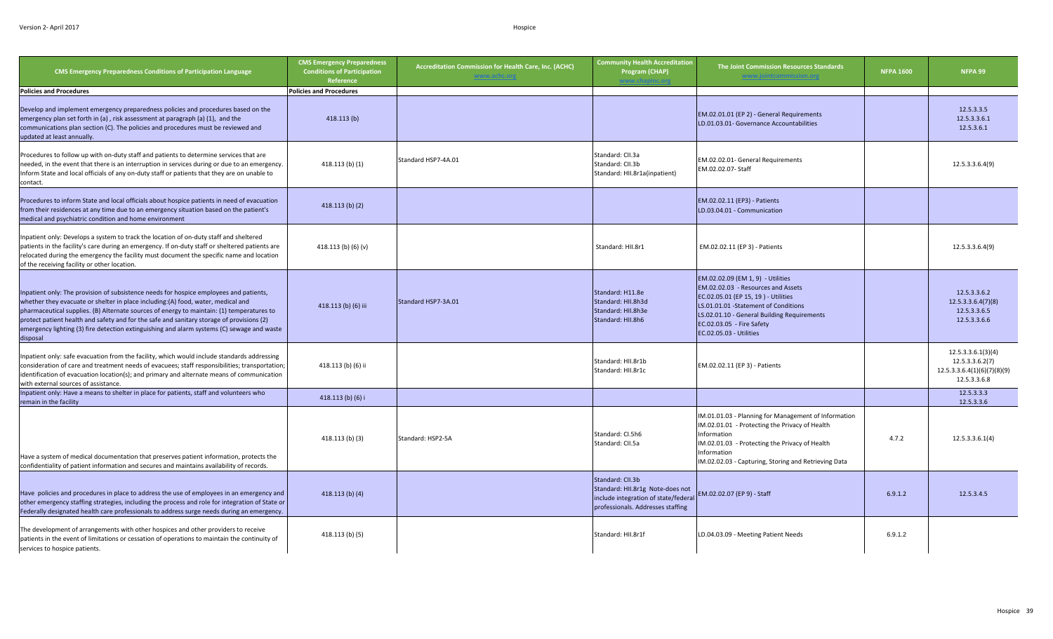| CMS Emergency Preparedness Conditions of Participation Language | CMS Emergency Preparedness Conditions of Participation Reference | Accreditation Commission for Health Care, Inc. (ACHC) www.achc.org | Community Health Accreditation Program (CHAP) www.chapinc.org | The Joint Commission Resources Standards www.jointcommission.org | NFPA 1600 | NFPA 99 |
|---|---|---|---|---|---|---|
| **Policies and Procedures** | **Policies and Procedures** | | | | | |
| Develop and implement emergency preparedness policies and procedures based on the emergency plan set forth in (a) , risk assessment at paragraph (a) (1), and the communications plan section (C). The policies and procedures must be reviewed and updated at least annually. | 418.113 (b) | | | EM.02.01.01 (EP 2) - General Requirements<br>LD.01.03.01- Governance Accountabilities | | 12.5.3.3.5<br>12.5.3.3.6.1<br>12.5.3.6.1 |
| Procedures to follow up with on-duty staff and patients to determine services that are needed, in the event that there is an interruption in services during or due to an emergency. Inform State and local officials of any on-duty staff or patients that they are on unable to contact. | 418.113 (b) (1) | Standard HSP7-4A.01 | Standard: CII.3a<br>Standard: CII.3b<br>Standard: HII.8r1a(inpatient) | EM.02.02.01- General Requirements<br>EM.02.02.07- Staff | | 12.5.3.3.6.4(9) |
| Procedures to inform State and local officials about hospice patients in need of evacuation from their residences at any time due to an emergency situation based on the patient's medical and psychiatric condition and home environment | 418.113 (b) (2) | | | EM.02.02.11 (EP3) - Patients<br>LD.03.04.01 - Communication | | |
| Inpatient only: Develops a system to track the location of on-duty staff and sheltered patients in the facility's care during an emergency. If on-duty staff or sheltered patients are relocated during the emergency the facility must document the specific name and location of the receiving facility or other location. | 418.113 (b) (6) (v) | | Standard: HII.8r1 | EM.02.02.11 (EP 3) - Patients | | 12.5.3.3.6.4(9) |
| Inpatient only: The provision of subsistence needs for hospice employees and patients, whether they evacuate or shelter in place including:(A) food, water, medical and pharmaceutical supplies. (B) Alternate sources of energy to maintain: (1) temperatures to protect patient health and safety and for the safe and sanitary storage of provisions (2) emergency lighting (3) fire detection extinguishing and alarm systems (C) sewage and waste disposal | 418.113 (b) (6) iii | Standard HSP7-3A.01 | Standard: H11.8e<br>Standard: HII.8h3d<br>Standard: HII.8h3e<br>Standard: HII.8h6 | EM.02.02.09 (EM 1, 9) - Utilities<br>EM.02.02.03 - Resources and Assets<br>EC.02.05.01 (EP 15, 19 ) - Utilities<br>LS.01.01.01 -Statement of Conditions<br>LS.02.01.10 - General Building Requirements<br>EC.02.03.05 - Fire Safety<br>EC.02.05.03 - Utilities | | 12.5.3.3.6.2<br>12.5.3.3.6.4(7)(8)<br>12.5.3.3.6.5<br>12.5.3.3.6.6 |
| Inpatient only: safe evacuation from the facility, which would include standards addressing consideration of care and treatment needs of evacuees; staff responsibilities; transportation; identification of evacuation location(s); and primary and alternate means of communication with external sources of assistance. | 418.113 (b) (6) ii | | Standard: HII.8r1b<br>Standard: HII.8r1c | EM.02.02.11 (EP 3) - Patients | | 12.5.3.3.6.1(3)(4)<br>12.5.3.3.6.2(7)<br>12.5.3.3.6.4(1)(6)(7)(8)(9)<br>12.5.3.3.6.8 |
| Inpatient only: Have a means to shelter in place for patients, staff and volunteers who remain in the facility | 418.113 (b) (6) i | | | | | 12.5.3.3.3<br>12.5.3.3.6 |
| Have a system of medical documentation that preserves patient information, protects the confidentiality of patient information and secures and maintains availability of records. | 418.113 (b) (3) | Standard: HSP2-5A | Standard: CI.5h6<br>Standard: CII.5a | IM.01.01.03 - Planning for Management of Information<br>IM.02.01.01 - Protecting the Privacy of Health Information<br>IM.02.01.03 - Protecting the Privacy of Health Information<br>IM.02.02.03 - Capturing, Storing and Retrieving Data | 4.7.2 | 12.5.3.3.6.1(4) |
| Have policies and procedures in place to address the use of employees in an emergency and other emergency staffing strategies, including the process and role for integration of State or Federally designated health care professionals to address surge needs during an emergency. | 418.113 (b) (4) | | Standard: CII.3b<br>Standard: HII.8r1g Note-does not include integration of state/federal professionals. Addresses staffing | EM.02.02.07 (EP 9) - Staff | 6.9.1.2 | 12.5.3.4.5 |
| The development of arrangements with other hospices and other providers to receive patients in the event of limitations or cessation of operations to maintain the continuity of services to hospice patients. | 418.113 (b) (5) | | Standard: HII.8r1f | LD.04.03.09 - Meeting Patient Needs | 6.9.1.2 | |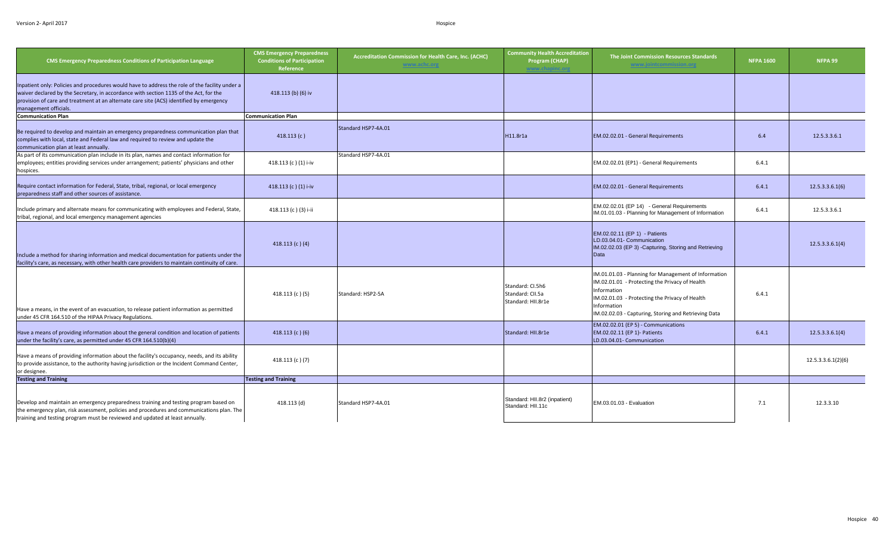| CMS Emergency Preparedness Conditions of Participation Language | CMS Emergency Preparedness Conditions of Participation Reference | Accreditation Commission for Health Care, Inc. (ACHC) www.achc.org | Community Health Accreditation Program (CHAP) www.chapinc.org | The Joint Commission Resources Standards www.jointcommission.org | NFPA 1600 | NFPA 99 |
|---|---|---|---|---|---|---|
| Inpatient only: Policies and procedures would have to address the role of the facility under a waiver declared by the Secretary, in accordance with section 1135 of the Act, for the provision of care and treatment at an alternate care site (ACS) identified by emergency management officials. | 418.113 (b) (6) iv | | | | | |
| **Communication Plan** | **Communication Plan** | | | | | |
| Be required to develop and maintain an emergency preparedness communication plan that complies with local, state and Federal law and required to review and update the communication plan at least annually. | 418.113 (c ) | Standard HSP7-4A.01 | H11.8r1a | EM.02.02.01 - General Requirements | 6.4 | 12.5.3.3.6.1 |
| As part of its communication plan include in its plan, names and contact information for employees; entities providing services under arrangement; patients' physicians and other hospices. | 418.113 (c ) (1) i-iv | Standard HSP7-4A.01 | | EM.02.02.01 (EP1) - General Requirements | 6.4.1 | |
| Require contact information for Federal, State, tribal, regional, or local emergency preparedness staff and other sources of assistance. | 418.113 (c ) (1) i-iv | | | EM.02.02.01 - General Requirements | 6.4.1 | 12.5.3.3.6.1(6) |
| Include primary and alternate means for communicating with employees and Federal, State, tribal, regional, and local emergency management agencies | 418.113 (c ) (3) i-ii | | | EM.02.02.01 (EP 14) - General Requirements<br>IM.01.01.03 - Planning for Management of Information | 6.4.1 | 12.5.3.3.6.1 |
| Include a method for sharing information and medical documentation for patients under the facility's care, as necessary, with other health care providers to maintain continuity of care. | 418.113 (c ) (4) | | | EM.02.02.11 (EP 1) - Patients<br>LD.03.04.01- Communication<br>IM.02.02.03 (EP 3) -Capturing, Storing and Retrieving Data | | 12.5.3.3.6.1(4) |
| Have a means, in the event of an evacuation, to release patient information as permitted under 45 CFR 164.510 of the HIPAA Privacy Regulations. | 418.113 (c ) (5) | Standard: HSP2-5A | Standard: CI.5h6<br>Standard: CII.5a<br>Standard: HII.8r1e | IM.01.01.03 - Planning for Management of Information<br>IM.02.01.01 - Protecting the Privacy of Health Information<br>IM.02.01.03 - Protecting the Privacy of Health Information<br>IM.02.02.03 - Capturing, Storing and Retrieving Data | 6.4.1 | |
| Have a means of providing information about the general condition and location of patients under the facility's care, as permitted under 45 CFR 164.510(b)(4) | 418.113 (c ) (6) | | Standard: HII.8r1e | EM.02.02.01 (EP 5) - Communications<br>EM.02.02.11 (EP 1)- Patients<br>LD.03.04.01- Communication | 6.4.1 | 12.5.3.3.6.1(4) |
| Have a means of providing information about the facility's occupancy, needs, and its ability to provide assistance, to the authority having jurisdiction or the Incident Command Center, or designee. | 418.113 (c ) (7) | | | | | 12.5.3.3.6.1(2)(6) |
| **Testing and Training** | **Testing and Training** | | | | | |
| Develop and maintain an emergency preparedness training and testing program based on the emergency plan, risk assessment, policies and procedures and communications plan. The training and testing program must be reviewed and updated at least annually. | 418.113 (d) | Standard HSP7-4A.01 | Standard: HII.8r2 (inpatient)<br>Standard: HII.11c | EM.03.01.03 - Evaluation | 7.1 | 12.3.3.10 |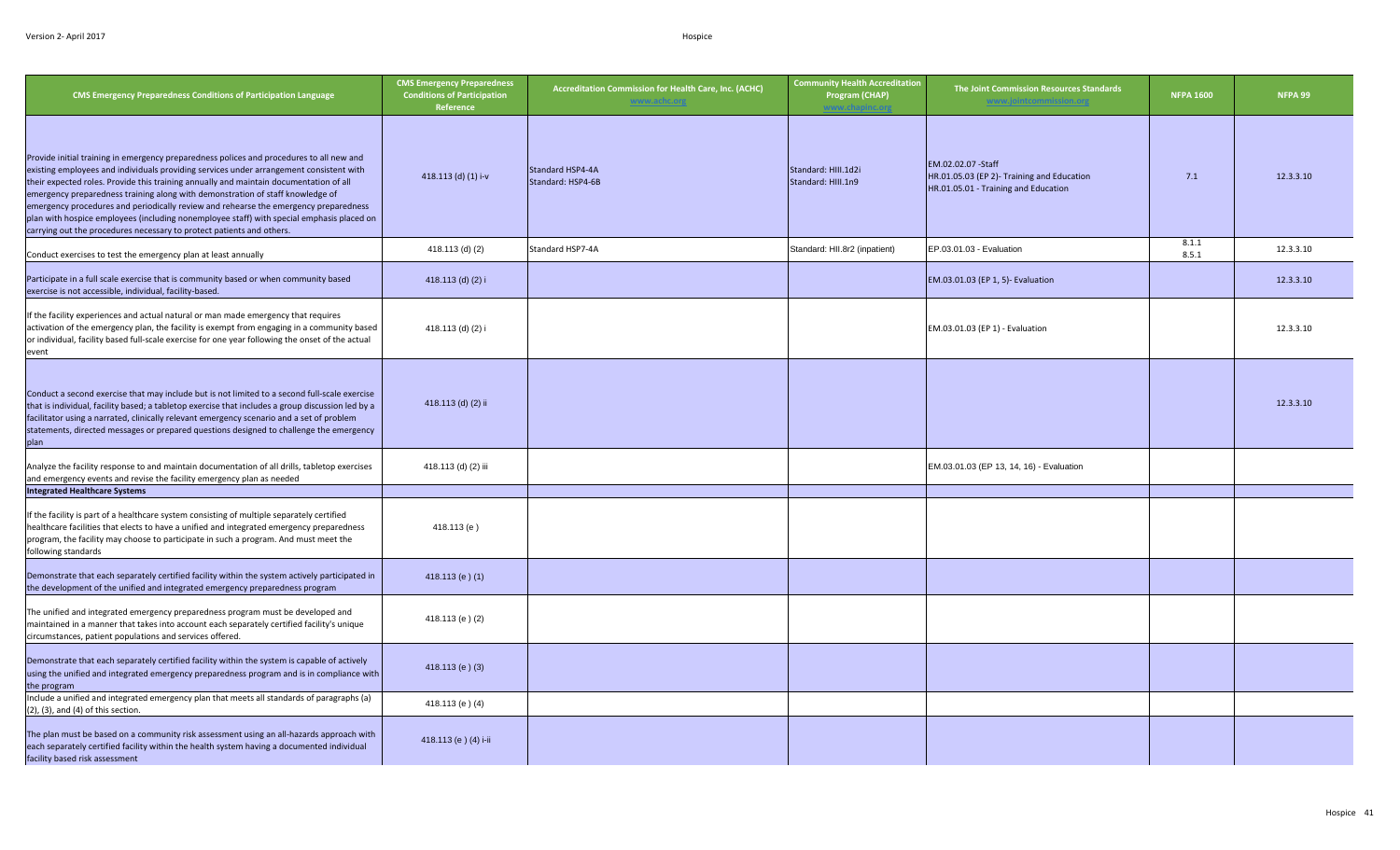| CMS Emergency Preparedness Conditions of Participation Language | CMS Emergency Preparedness Conditions of Participation Reference | Accreditation Commission for Health Care, Inc. (ACHC) www.achc.org | Community Health Accreditation Program (CHAP) www.chapinc.org | The Joint Commission Resources Standards www.jointcommission.org | NFPA 1600 | NFPA 99 |
|---|---|---|---|---|---|---|
| Provide initial training in emergency preparedness polices and procedures to all new and existing employees and individuals providing services under arrangement consistent with their expected roles. Provide this training annually and maintain documentation of all emergency preparedness training along with demonstration of staff knowledge of emergency procedures and periodically review and rehearse the emergency preparedness plan with hospice employees (including nonemployee staff) with special emphasis placed on carrying out the procedures necessary to protect patients and others. | 418.113 (d) (1) i-v | Standard HSP4-4A<br>Standard: HSP4-6B | Standard: HIII.1d2i<br>Standard: HIII.1n9 | EM.02.02.07 -Staff<br>HR.01.05.03 (EP 2)- Training and Education<br>HR.01.05.01 - Training and Education | 7.1 | 12.3.3.10 |
| Conduct exercises to test the emergency plan at least annually | 418.113 (d) (2) | Standard HSP7-4A | Standard: HII.8r2 (inpatient) | EP.03.01.03 - Evaluation | 8.1.1<br>8.5.1 | 12.3.3.10 |
| Participate in a full scale exercise that is community based or when community based exercise is not accessible, individual, facility-based. | 418.113 (d) (2) i | | | EM.03.01.03 (EP 1, 5)- Evaluation | | 12.3.3.10 |
| If the facility experiences and actual natural or man made emergency that requires activation of the emergency plan, the facility is exempt from engaging in a community based or individual, facility based full-scale exercise for one year following the onset of the actual event | 418.113 (d) (2) i | | | EM.03.01.03 (EP 1) - Evaluation | | 12.3.3.10 |
| Conduct a second exercise that may include but is not limited to a second full-scale exercise that is individual, facility based; a tabletop exercise that includes a group discussion led by a facilitator using a narrated, clinically relevant emergency scenario and a set of problem statements, directed messages or prepared questions designed to challenge the emergency plan | 418.113 (d) (2) ii | | | | | 12.3.3.10 |
| Analyze the facility response to and maintain documentation of all drills, tabletop exercises and emergency events and revise the facility emergency plan as needed | 418.113 (d) (2) iii | | | EM.03.01.03 (EP 13, 14, 16) - Evaluation | | |
| **Integrated Healthcare Systems** | | | | | | |
| If the facility is part of a healthcare system consisting of multiple separately certified healthcare facilities that elects to have a unified and integrated emergency preparedness program, the facility may choose to participate in such a program. And must meet the following standards | 418.113 (e ) | | | | | |
| Demonstrate that each separately certified facility within the system actively participated in the development of the unified and integrated emergency preparedness program | 418.113 (e ) (1) | | | | | |
| The unified and integrated emergency preparedness program must be developed and maintained in a manner that takes into account each separately certified facility's unique circumstances, patient populations and services offered. | 418.113 (e ) (2) | | | | | |
| Demonstrate that each separately certified facility within the system is capable of actively using the unified and integrated emergency preparedness program and is in compliance with the program | 418.113 (e ) (3) | | | | | |
| Include a unified and integrated emergency plan that meets all standards of paragraphs (a) (2), (3), and (4) of this section. | 418.113 (e ) (4) | | | | | |
| The plan must be based on a community risk assessment using an all-hazards approach with each separately certified facility within the health system having a documented individual facility based risk assessment | 418.113 (e ) (4) i-ii | | | | | |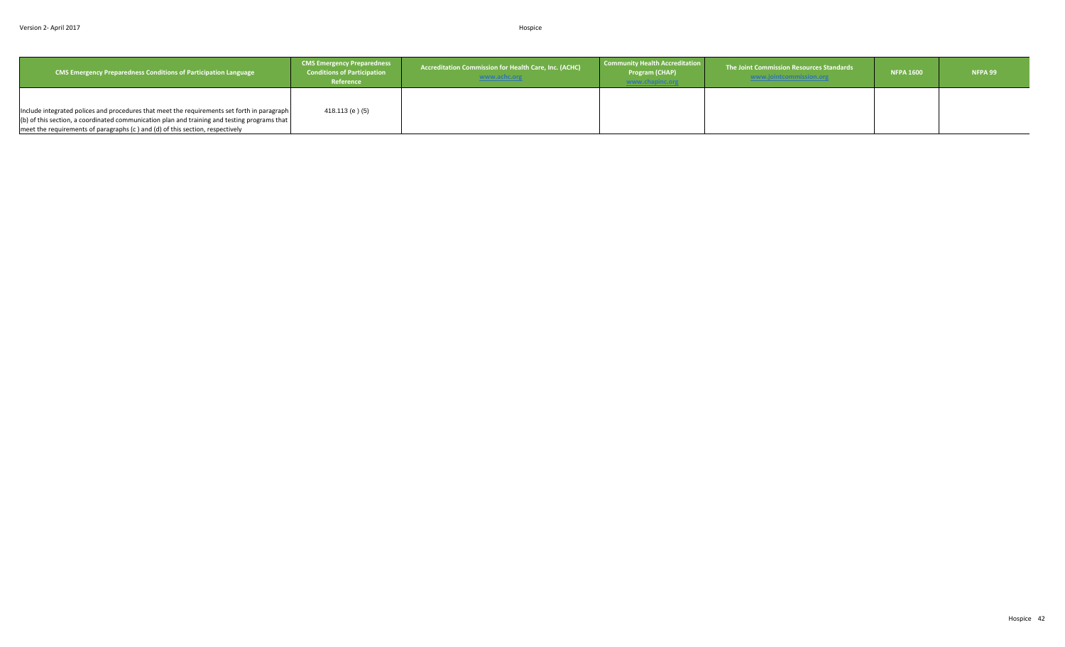| CMS Emergency Preparedness Conditions of Participation Language | CMS Emergency Preparedness Conditions of Participation Reference | Accreditation Commission for Health Care, Inc. (ACHC) www.achc.org | Community Health Accreditation Program (CHAP) www.chapinc.org | The Joint Commission Resources Standards www.jointcommission.org | NFPA 1600 | NFPA 99 |
|---|---|---|---|---|---|---|
| Include integrated polices and procedures that meet the requirements set forth in paragraph (b) of this section, a coordinated communication plan and training and testing programs that meet the requirements of paragraphs (c ) and (d) of this section, respectively | 418.113 (e ) (5) | | | | | |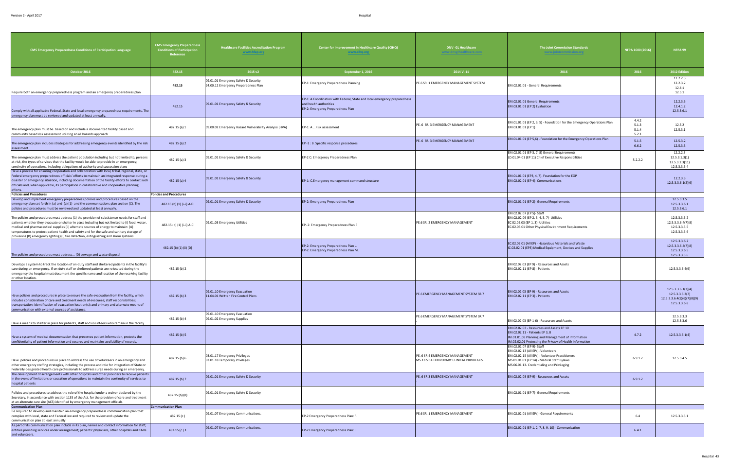| CMS Emergency Preparedness Conditions of Participation Language | CMS Emergency Preparedness Conditions of Participation Reference | Healthcare Facilities Accreditation Program www.hfap.org | Center for Improvement in Healthcare Quality (CIHQ) www.cihq.org | DNV- GL Healthcare www.dnvglhealthcare.com | The Joint Commission Standards www.jointcommission.org | NFPA 1600 (2016) | NFPA 99 |
|---|---|---|---|---|---|---|---|
| October 2016 | 482.15 | 2015 v2 | September 1, 2016 | 2014 V. 11 | 2016 | 2016 | 2012 Edition |
| Require both an emergency preparedness program and an emergency preparedness plan | 482.15 | 09.01.01 Emergency Safety & Security<br>24.00.12 Emergency Preparedness Plan | EP-1: Emergency Preparedness Planning | PE.6 SR. 1 EMERGENCY MANAGEMENT SYSTEM | EM.02.01.01 - General Requirements | | 12.2.2.3<br>12.2.3.2<br>12.4.1<br>12.5.1 |
| Comply with all applicable Federal, State and local emergency preparedness requirements. The emergency plan must be reviewed and updated at least annually. | 482.15 | 09.01.01 Emergency Safety & Security | EP-1: A Coordination with Federal, State and local emergency preparedness and health authorities<br>EP-2: Emergency Preparedness Plan | | EM.02.01.01 General Requirements<br>EM.03.01.01 (EP 2) Evaluation | | 12.2.3.3<br>12.4.1.2<br>12.5.3.6.1 |
| The emergency plan must be based on and include a documented facility based and community based risk assessment utilizing an all hazards approach | 482.15 (a) 1 | 09.00.02 Emergency Hazard Vulnerability Analysis (HVA) | EP-1: A …Risk assessment | PE. 6 SR. 3 EMERGENCY MANAGEMENT | EM.01.01.01 (EP 2, 3, 5) - Foundation for the Emergency Operations Plan<br>EM.03.01.01 (EP 1) | 4.4.2<br>5.1.3<br>5.1.4<br>5.2.1 | 12.5.2<br>12.5.3.1 |
| The emergency plan includes strategies for addressing emergency events identified by the risk assessment. | 482.15 (a) 2 | | EP -1 : B. Specific response procedures | PE. 6 SR. 3 EMERGENCY MANAGEMENT | EM.01.01.01 (EP 5,6) - Foundation for the Emergency Operations Plan | 5.1.5<br>6.6.2 | 12.5.3.2<br>12.5.3.3 |
| The emergency plan must address the patient population including but not limited to, persons at-risk, the types of services that the facility would be able to provide in an emergency; continuity of operations, including delegations of authority and succession plans | 482.15 (a) 3 | 09.01.01 Emergency Safety & Security | EP-2 C: Emergency Preparedness Plan | | EM.02.01.01 (EP 3, 7, 8) General Requirements<br>LD.01.04.01 (EP 11) Chief Executive Responsibilities | 5.2.2.2 | 12.2.2.3<br>12.5.3.1.3(1)<br>12.5.3.2.3(11)<br>12.5.3.3.6.4 |
| Have a process for ensuring cooperation and collaboration with local, tribal, regional, state, or Federal emergency preparedness officials' efforts to maintain an integrated response during a disaster or emergency situation, including documentation of the facility efforts to contact such officials and, when applicable, its participation in collaborative and cooperative planning efforts. | 482.15 (a) 4 | 09.01.01 Emergency Safety & Security | EP-1: C.Emergency management command structure | | EM.01.01.01 (EP3, 4, 7)- Foundation for the EOP<br>EM.02.02.01 (EP 4)- Communications | | 12.2.3.3<br>12.5.3.3.6.1(2)(6) |
| **Policies and Procedures** | **Policies and Procedures** | | | | | | |
| Develop and implement emergency preparedness policies and procedures based on the emergency plan set forth in (a) and (a) (1) and the communications plan section (C). The policies and procedures must be reviewed and updated at least annually. | 482.15 (b) (1) (i-ii) A-D | 09.01.01 Emergency Safety & Security | EP-2: Emergency Preparedness Plan | | EM.02.01.01 (EP 2)- General Requirements | | 12.5.3.3.5<br>12.5.3.3.6.1<br>12.5.3.6.1 |
| The policies and procedures must address (1) the provision of subsistence needs for staff and patients whether they evacuate or shelter in place including but not limited to (i) food, water, medical and pharmaceutical supplies (ii) alternate sources of energy to maintain: (A) temperatures to protect patient health and safety and for the safe and sanitary storage of provisions (B) emergency lighting (C) fire detection, extinguishing and alarm systems | 482.15 (b) (1) (i-ii) A-C | 09.01.03 Emergency Utilities | EP- 2: Emergency Preparedness Plan E | PE.6 SR. 2 EMERGENCY MANAGEMENT | EM.02.02.07 (EP 5)- Staff<br>EM.02.02.09 (EP 2, 3, 4, 5, 7)- Utilities<br>EC 02.05.03 (EP 1, 3)- Utilities<br>EC.02.06.01 Other Physical Environment Requirements | | 12.5.3.3.6.2<br>12.5.3.3.6.4(7)(8)<br>12.5.3.3.6.5<br>12.5.3.3.6.6 |
| The policies and procedures must address… (D) sewage and waste disposal | 482.15 (b) (1) (ii) (D) | | EP-2: Emergency Preparedness Plan L.<br>EP-2: Emergency Preparedness Plan M. | | EC.02.02.01 (All EP) - Hazardous Materials and Waste<br>IC.02.02.01 (EP3) Medical Equipment, Devices and Supplies | | 12.5.3.3.6.2<br>12.5.3.3.6.4(7)(8)<br>12.5.3.3.6.5<br>12.5.3.3.6.6 |
| Develops a system to track the location of on-duty staff and sheltered patients in the facility's care during an emergency. If on-duty staff or sheltered patients are relocated during the emergency the hospital must document the specific name and location of the receiving facility or other location. | 482.15 (b) 2 | | | | EM 02.02.03 (EP 9) - Resources and Assets<br>EM.02.02.11 (EP 8) - Patients | | 12.5.3.3.6.4(9) |
| Have policies and procedures in place to ensure the safe evacuation from the facility, which includes consideration of care and treatment needs of evacuees; staff responsibilities; transportation; identification of evacuation location(s); and primary and alternate means of communication with external sources of assistance. | 482.15 (b) 3 | 09.01.10 Emergency Evacuation<br>11.04.01 Written Fire Control Plans | | PE.6 EMERGENCY MANAGEMENT SYSTEM SR.7 | EM 02.02.03 (EP 9) - Resources and Assets<br>EM.02.02.11 (EP 3) - Patients | | 12.5.3.3.6.1(3)(4)<br>12.5.3.3.6.2(7)<br>12.5.3.3.6.4(1)(6)(7)(8)(9)<br>12.5.3.3.6.8 |
| Have a means to shelter in place for patients, staff and volunteers who remain in the facility | 482.15 (b) 4 | 09.01.10 Emergency Evacuation<br>09.01.02 Emergency Supplies | | PE.6 EMERGENCY MANAGEMENT SYSTEM SR.7 | EM 02.02.03 (EP 1-6) - Resources and Assets | | 12.5.3.3.3<br>12.5.3.3.6 |
| Have a system of medical documentation that preserves patient information, protects the confidentiality of patient information and secures and maintains availability of records. | 482.15 (b) 5 | | | | EM.02.02.03 - Resources and Assets EP 10<br>EM.02.02.11 - Patients EP 3, 8<br>IM.01.01.03 Planning and Management of Information<br>IM.02.02.01 Protecting the Privacy of Health Information | 4.7.2 | 12.5.3.3.6.1(4) |
| Have policies and procedures in place to address the use of volunteers in an emergency and other emergency staffing strategies, including the process and role for integration of State or Federally designated health care professionals to address surge needs during an emergency. | 482.15 (b) 6 | 03.01.17 Emergency Privileges<br>03.01.18 Temporary Privileges | | PE. 6 SR.4 EMERGENCY MANAGEMENT<br>MS.13 SR.4 TEMPORARY CLINICAL PRIVILEGES . | EM.02.02.07 (EP 9)- Staff<br>EM.02.02.13 (All EPs)- Volunteers<br>EM.02.02.15 (All EPs) - Volunteer Practitioners<br>MS.01.01.01 (EP 14) - Medical Staff Bylaws<br>MS.06.01.13- Credentialing and Privileging | 6.9.1.2 | 12.5.3.4.5 |
| The development of arrangements with other hospitals and other providers to receive patients in the event of limitations or cessation of operations to maintain the continuity of services to hospital patients | 482.15 (b) 7 | 09.01.01 Emergency Safety & Security | | PE. 6 SR.3 EMERGENCY MANAGEMENT<br>. | EM.02.02.03 (EP 9) - Resources and Assets | 6.9.1.2 | |
| Policies and procedures to address the role of the hospital under a waiver declared by the Secretary, in accordance with section 1135 of the Act, for the provision of care and treatment at an alternate care site (ACS) identified by emergency management officials. | 482.15 (b) (8) | 09.01.01 Emergency Safety & Security | | | EM.02.01.01 (EP 7)- General Requirements | | |
| **Communication Plan** | **Communication Plan** | | | | | | |
| Be required to develop and maintain an emergency preparedness communication plan that complies with local, state and Federal law and required to review and update the communication plan at least annually. | 482.15 (c ) | 09.01.07 Emergency Communications. | EP-2 Emergency Preparedness Plan: F. | PE.6 SR. 1 EMERGENCY MANAGEMENT | EM.02.02.01 (All EPs)- General Requirements | 6.4 | 12.5.3.3.6.1 |
| As part of its communication plan include in its plan, names and contact information for staff; entities providing services under arrangement; patients' physicians, other hospitals and CAHs and volunteers. | 482.15 (c ) 1 | 09.01.07 Emergency Communications. | EP-2 Emergency Preparedness Plan: I. | | EM.02.02.01 (EP 1, 2, 7, 8, 9, 10) - Communication | 6.4.1 | |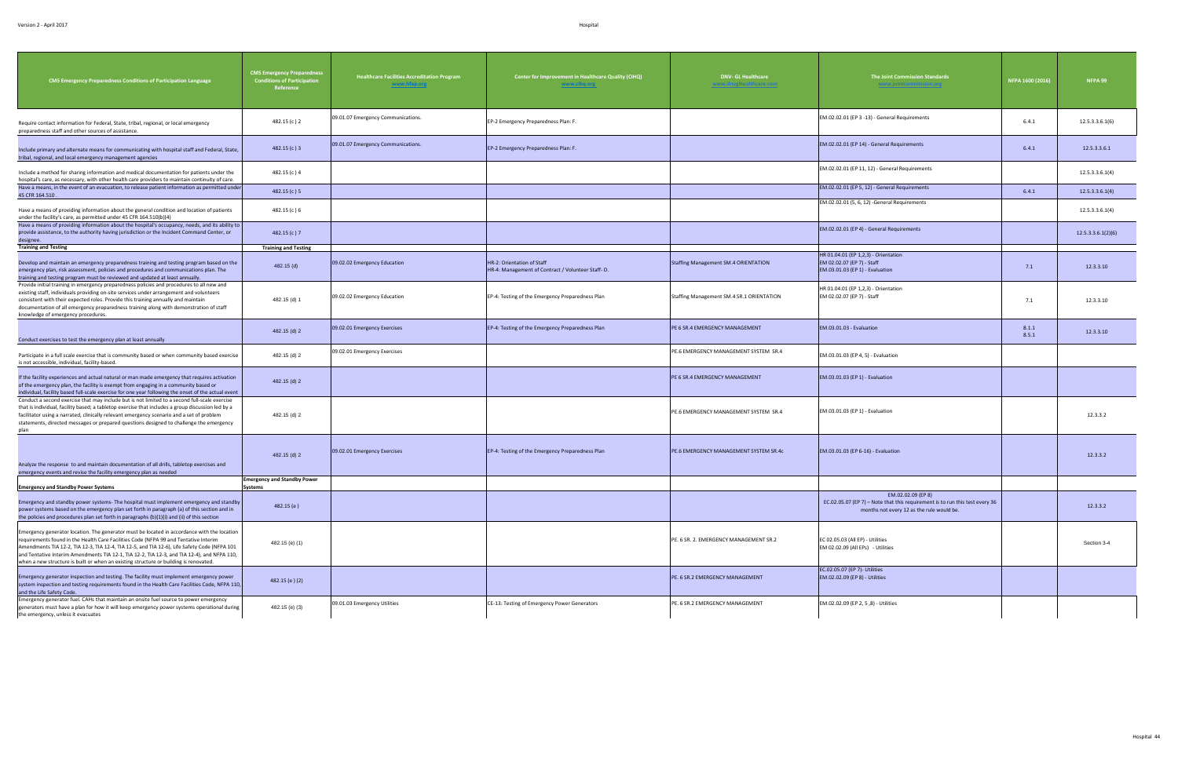| CMS Emergency Preparedness Conditions of Participation Language | CMS Emergency Preparedness Conditions of Participation Reference | Healthcare Facilities Accreditation Program www.hfap.org | Center for Improvement in Healthcare Quality (CIHQ) www.cihq.org | DNV- GL Healthcare www.dnvglhealthcare.com | The Joint Commission Standards www.jointcommission.org | NFPA 1600 (2016) | NFPA 99 |
|---|---|---|---|---|---|---|---|
| Require contact information for Federal, State, tribal, regional, or local emergency preparedness staff and other sources of assistance. | 482.15 (c ) 2 | 09.01.07 Emergency Communications. | EP-2 Emergency Preparedness Plan: F. | | EM.02.02.01 (EP 3 -13) - General Requirements | 6.4.1 | 12.5.3.3.6.1(6) |
| Include primary and alternate means for communicating with hospital staff and Federal, State, tribal, regional, and local emergency management agencies | 482.15 (c ) 3 | 09.01.07 Emergency Communications. | EP-2 Emergency Preparedness Plan: F. | | EM.02.02.01 (EP 14) - General Requirements | 6.4.1 | 12.5.3.3.6.1 |
| Include a method for sharing information and medical documentation for patients under the hospital's care, as necessary, with other health care providers to maintain continuity of care. | 482.15 (c ) 4 | | | | EM.02.02.01 (EP 11, 12) - General Requirements | | 12.5.3.3.6.1(4) |
| Have a means, in the event of an evacuation, to release patient information as permitted under 45 CFR 164.510 . | 482.15 (c ) 5 | | | | EM.02.02.01 (EP 5, 12) - General Requirements | 6.4.1 | 12.5.3.3.6.1(4) |
| Have a means of providing information about the general condition and location of patients under the facility's care, as permitted under 45 CFR 164.510(b)(4) | 482.15 (c ) 6 | | | | EM.02.02.01 (5, 6, 12) -General Requirements | | 12.5.3.3.6.1(4) |
| Have a means of providing information about the hospital's occupancy, needs, and its ability to provide assistance, to the authority having jurisdiction or the Incident Command Center, or designee. | 482.15 (c ) 7 | | | | EM.02.02.01 (EP 4) - General Requirements | | 12.5.3.3.6.1(2)(6) |
| **Training and Testing** | **Training and Testing** | | | | | | |
| Develop and maintain an emergency preparedness training and testing program based on the emergency plan, risk assessment, policies and procedures and communications plan. The training and testing program must be reviewed and updated at least annually. | 482.15 (d) | 09.02.02 Emergency Education | HR-2: Orientation of Staff<br>HR-4: Management of Contract / Volunteer Staff- D. | Staffing Management SM.4 ORIENTATION | HR 01.04.01 (EP 1,2,3) - Orientation<br>EM 02.02.07 (EP 7) - Staff<br>EM.03.01.03 (EP 1) - Evaluation | 7.1 | 12.3.3.10 |
| Provide initial training in emergency preparedness policies and procedures to all new and existing staff, individuals providing on-site services under arrangement and volunteers consistent with their expected roles. Provide this training annually and maintain documentation of all emergency preparedness training along with demonstration of staff knowledge of emergency procedures. | 482.15 (d) 1 | 09.02.02 Emergency Education | EP-4: Testing of the Emergency Preparedness Plan | Staffing Management SM.4 SR.1 ORIENTATION | HR 01.04.01 (EP 1,2,3) - Orientation<br>EM 02.02.07 (EP 7) - Staff | 7.1 | 12.3.3.10 |
| Conduct exercises to test the emergency plan at least annually | 482.15 (d) 2 | 09.02.01 Emergency Exercises | EP-4: Testing of the Emergency Preparedness Plan | PE 6 SR.4 EMERGENCY MANAGEMENT | EM.03.01.03 - Evaluation | 8.1.1<br>8.5.1 | 12.3.3.10 |
| Participate in a full scale exercise that is community based or when community based exercise is not accessible, individual, facility-based. | 482.15 (d) 2 | 09.02.01 Emergency Exercises | | PE.6 EMERGENCY MANAGEMENT SYSTEM SR.4 | EM.03.01.03 (EP 4, 5) - Evaluation | | |
| If the facility experiences and actual natural or man made emergency that requires activation of the emergency plan, the facility is exempt from engaging in a community based or individual, facility based full-scale exercise for one year following the onset of the actual event | 482.15 (d) 2 | | | PE 6 SR.4 EMERGENCY MANAGEMENT | EM.03.01.03 (EP 1) - Evaluation | | |
| Conduct a second exercise that may include but is not limited to a second full-scale exercise that is individual, facility based; a tabletop exercise that includes a group discussion led by a facilitator using a narrated, clinically relevant emergency scenario and a set of problem statements, directed messages or prepared questions designed to challenge the emergency plan | 482.15 (d) 2 | | | PE.6 EMERGENCY MANAGEMENT SYSTEM SR.4 | EM.03.01.03 (EP 1) - Evaluation | | 12.3.3.2 |
| Analyze the response to and maintain documentation of all drills, tabletop exercises and emergency events and revise the facility emergency plan as needed | 482.15 (d) 2 | 09.02.01 Emergency Exercises | EP-4: Testing of the Emergency Preparedness Plan | PE.6 EMERGENCY MANAGEMENT SYSTEM SR.4c | EM.03.01.03 (EP 6-16) - Evaluation | | 12.3.3.2 |
| **Emergency and Standby Power Systems** | **Emergency and Standby Power Systems** | | | | | | |
| Emergency and standby power systems- The hospital must implement emergency and standby power systems based on the emergency plan set forth in paragraph (a) of this section and in the policies and procedures plan set forth in paragraphs (b)(1)(i) and (ii) of this section | 482.15 (e ) | | | | EM.02.02.09 (EP 8)<br>EC.02.05.07 (EP 7) – Note that this requirement is to run this test every 36 months not every 12 as the rule would be. | | 12.3.3.2 |
| Emergency generator location. The generator must be located in accordance with the location requirements found in the Health Care Facilities Code (NFPA 99 and Tentative Interim Amendments TIA 12-2, TIA 12-3, TIA 12-4, TIA 12-5, and TIA 12-6), Life Safety Code (NFPA 101 and Tentative Interim Amendments TIA 12-1, TIA 12-2, TIA 12-3, and TIA 12-4), and NFPA 110, when a new structure is built or when an existing structure or building is renovated. | 482.15 (e) (1) | | | PE. 6 SR. 2. EMERGENCY MANAGEMENT SR.2 | EC 02.05.03 (All EP) - Utilities<br>EM 02.02.09 (All EPs) - Utilities | | Section 3-4 |
| Emergency generator inspection and testing. The facility must implement emergency power system inspection and testing requirements found in the Health Care Facilities Code, NFPA 110, and the Life Safety Code. | 482.15 (e ) (2) | | | PE. 6 SR.2 EMERGENCY MANAGEMENT | EC.02.05.07 (EP 7)- Utilities<br>EM.02.02.09 (EP 8) - Utilities | | |
| Emergency generator fuel. CAHs that maintain an onsite fuel source to power emergency generators must have a plan for how it will keep emergency power systems operational during the emergency, unless it evacuates | 482.15 (e) (3) | 09.01.03 Emergency Utilities | CE-13: Testing of Emergency Power Generators | PE. 6 SR.2 EMERGENCY MANAGEMENT | EM.02.02.09 (EP 2, 5 ,8) - Utilities | | |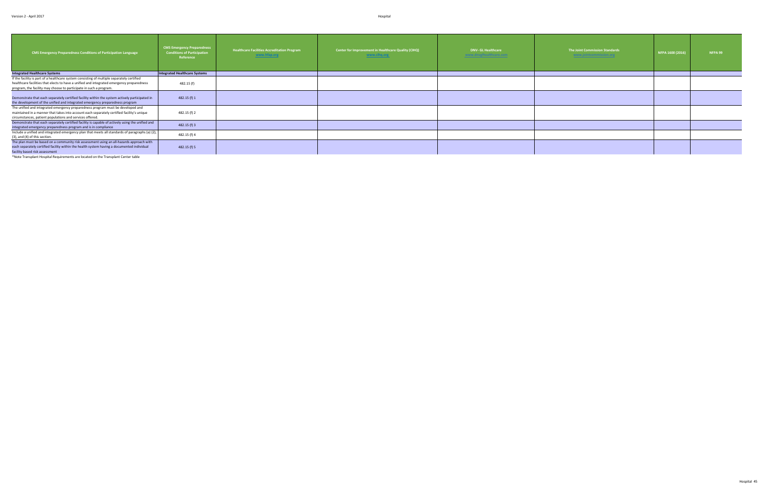| CMS Emergency Preparedness Conditions of Participation Language | CMS Emergency Preparedness Conditions of Participation Reference | Healthcare Facilities Accreditation Program www.hfap.org | Center for Improvement in Healthcare Quality (CIHQ) www.cihq.org | DNV- GL Healthcare www.dnvglhealthcare.com | The Joint Commission Standards www.jointcommission.org | NFPA 1600 (2016) | NFPA 99 |
|---|---|---|---|---|---|---|---|
| **Integrated Healthcare Systems** | **Integrated Healthcare Systems** | | | | | | |
| If the facility is part of a healthcare system consisting of multiple separately certified healthcare facilities that elects to have a unified and integrated emergency preparedness program, the facility may choose to participate in such a program. | 482.15 (f) | | | | | | |
| Demonstrate that each separately certified facility within the system actively participated in the development of the unified and integrated emergency preparedness program | 482.15 (f) 1 | | | | | | |
| The unified and integrated emergency preparedness program must be developed and maintained in a manner that takes into account each separately certified facility's unique circumstances, patient populations and services offered. | 482.15 (f) 2 | | | | | | |
| Demonstrate that each separately certified facility is capable of actively using the unified and integrated emergency preparedness program and is in compliance | 482.15 (f) 3 | | | | | | |
| Include a unified and integrated emergency plan that meets all standards of paragraphs (a) (2), (3), and (4) of this section. | 482.15 (f) 4 | | | | | | |
| The plan must be based on a community risk assessment using an all-hazards approach with each separately certified facility within the health system having a documented individual facility based risk assessment | 482.15 (f) 5 | | | | | | |

*Note Transplant Hospital Requirements are located on the Transplant Center table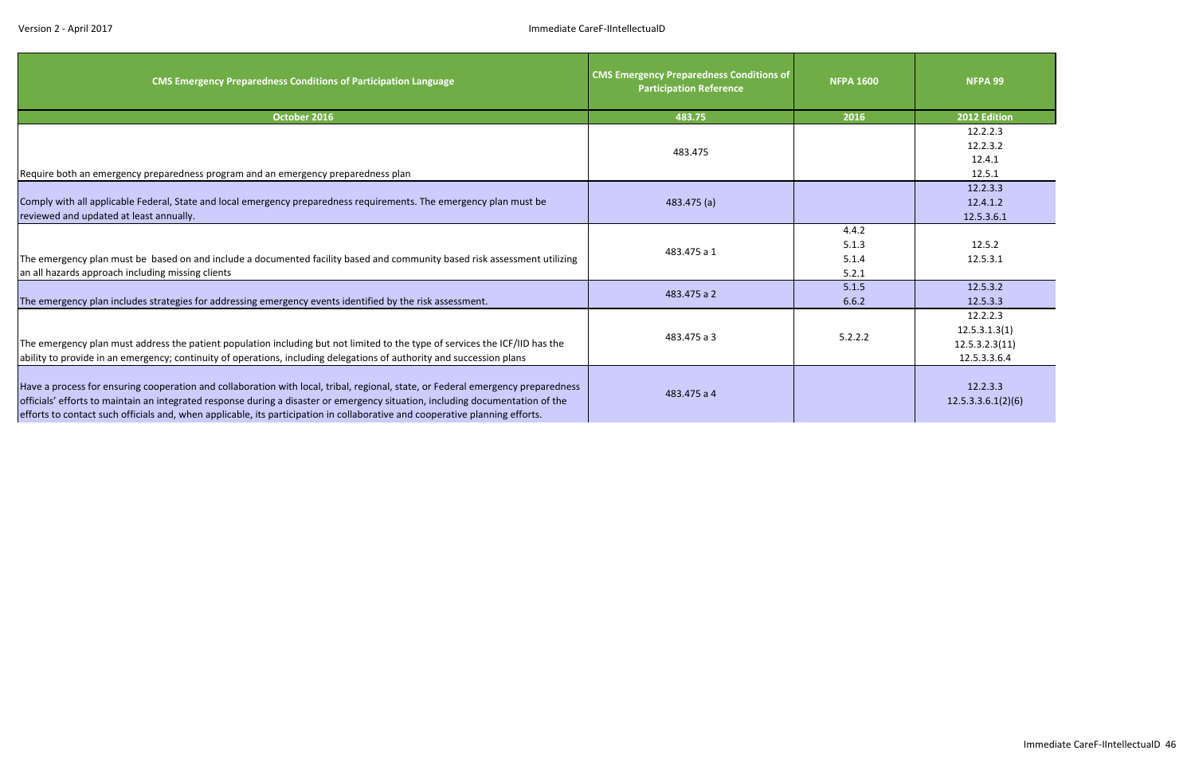| CMS Emergency Preparedness Conditions of Participation Language | CMS Emergency Preparedness Conditions of Participation Reference | NFPA 1600 | NFPA 99 |
|---|---|---|---|
| October 2016 | 483.75 | 2016 | 2012 Edition |
| Require both an emergency preparedness program and an emergency preparedness plan | 483.475 | | 12.2.2.3<br>12.2.3.2<br>12.4.1<br>12.5.1 |
| Comply with all applicable Federal, State and local emergency preparedness requirements. The emergency plan must be reviewed and updated at least annually. | 483.475 (a) | | 12.2.3.3<br>12.4.1.2<br>12.5.3.6.1 |
| The emergency plan must be based on and include a documented facility based and community based risk assessment utilizing an all hazards approach including missing clients | 483.475 a 1 | 4.4.2<br>5.1.3<br>5.1.4<br>5.2.1 | 12.5.2<br>12.5.3.1 |
| The emergency plan includes strategies for addressing emergency events identified by the risk assessment. | 483.475 a 2 | 5.1.5<br>6.6.2 | 12.5.3.2<br>12.5.3.3 |
| The emergency plan must address the patient population including but not limited to the type of services the ICF/IID has the ability to provide in an emergency; continuity of operations, including delegations of authority and succession plans | 483.475 a 3 | 5.2.2.2 | 12.2.2.3<br>12.5.3.1.3(1)<br>12.5.3.2.3(11)<br>12.5.3.3.6.4 |
| Have a process for ensuring cooperation and collaboration with local, tribal, regional, state, or Federal emergency preparedness officials' efforts to maintain an integrated response during a disaster or emergency situation, including documentation of the efforts to contact such officials and, when applicable, its participation in collaborative and cooperative planning efforts. | 483.475 a 4 | | 12.2.3.3<br>12.5.3.3.6.1(2)(6) |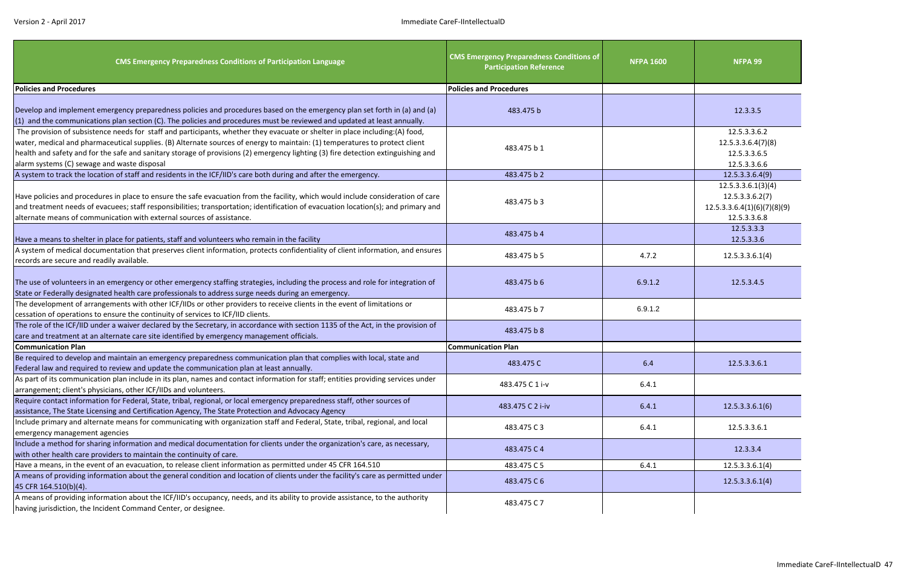| CMS Emergency Preparedness Conditions of Participation Language | CMS Emergency Preparedness Conditions of Participation Reference | NFPA 1600 | NFPA 99 |
|---|---|---|---|
| **Policies and Procedures** | **Policies and Procedures** | | |
| Develop and implement emergency preparedness policies and procedures based on the emergency plan set forth in (a) and (a)(1) and the communications plan section (C). The policies and procedures must be reviewed and updated at least annually. | 483.475 b | | 12.3.3.5 |
| The provision of subsistence needs for staff and participants, whether they evacuate or shelter in place including:(A) food, water, medical and pharmaceutical supplies. (B) Alternate sources of energy to maintain: (1) temperatures to protect client health and safety and for the safe and sanitary storage of provisions (2) emergency lighting (3) fire detection extinguishing and alarm systems (C) sewage and waste disposal | 483.475 b 1 | | 12.5.3.3.6.2<br>12.5.3.3.6.4(7)(8)<br>12.5.3.3.6.5<br>12.5.3.3.6.6 |
| A system to track the location of staff and residents in the ICF/IID's care both during and after the emergency. | 483.475 b 2 | | 12.5.3.3.6.4(9) |
| Have policies and procedures in place to ensure the safe evacuation from the facility, which would include consideration of care and treatment needs of evacuees; staff responsibilities; transportation; identification of evacuation location(s); and primary and alternate means of communication with external sources of assistance. | 483.475 b 3 | | 12.5.3.3.6.1(3)(4)<br>12.5.3.3.6.2(7)<br>12.5.3.3.6.4(1)(6)(7)(8)(9)<br>12.5.3.3.6.8 |
| Have a means to shelter in place for patients, staff and volunteers who remain in the facility | 483.475 b 4 | | 12.5.3.3.3<br>12.5.3.3.6 |
| A system of medical documentation that preserves client information, protects confidentiality of client information, and ensures records are secure and readily available. | 483.475 b 5 | 4.7.2 | 12.5.3.3.6.1(4) |
| The use of volunteers in an emergency or other emergency staffing strategies, including the process and role for integration of State or Federally designated health care professionals to address surge needs during an emergency. | 483.475 b 6 | 6.9.1.2 | 12.5.3.4.5 |
| The development of arrangements with other ICF/IIDs or other providers to receive clients in the event of limitations or cessation of operations to ensure the continuity of services to ICF/IID clients. | 483.475 b 7 | 6.9.1.2 | |
| The role of the ICF/IID under a waiver declared by the Secretary, in accordance with section 1135 of the Act, in the provision of care and treatment at an alternate care site identified by emergency management officials. | 483.475 b 8 | | |
| **Communication Plan** | **Communication Plan** | | |
| Be required to develop and maintain an emergency preparedness communication plan that complies with local, state and Federal law and required to review and update the communication plan at least annually. | 483.475 C | 6.4 | 12.5.3.3.6.1 |
| As part of its communication plan include in its plan, names and contact information for staff; entities providing services under arrangement; client's physicians, other ICF/IIDs and volunteers. | 483.475 C 1 i-v | 6.4.1 | |
| Require contact information for Federal, State, tribal, regional, or local emergency preparedness staff, other sources of assistance, The State Licensing and Certification Agency, The State Protection and Advocacy Agency | 483.475 C 2 i-iv | 6.4.1 | 12.5.3.3.6.1(6) |
| Include primary and alternate means for communicating with organization staff and Federal, State, tribal, regional, and local emergency management agencies | 483.475 C 3 | 6.4.1 | 12.5.3.3.6.1 |
| Include a method for sharing information and medical documentation for clients under the organization's care, as necessary, with other health care providers to maintain the continuity of care. | 483.475 C 4 | | 12.3.3.4 |
| Have a means, in the event of an evacuation, to release client information as permitted under 45 CFR 164.510 | 483.475 C 5 | 6.4.1 | 12.5.3.3.6.1(4) |
| A means of providing information about the general condition and location of clients under the facility's care as permitted under 45 CFR 164.510(b)(4). | 483.475 C 6 | | 12.5.3.3.6.1(4) |
| A means of providing information about the ICF/IID's occupancy, needs, and its ability to provide assistance, to the authority having jurisdiction, the Incident Command Center, or designee. | 483.475 C 7 | | |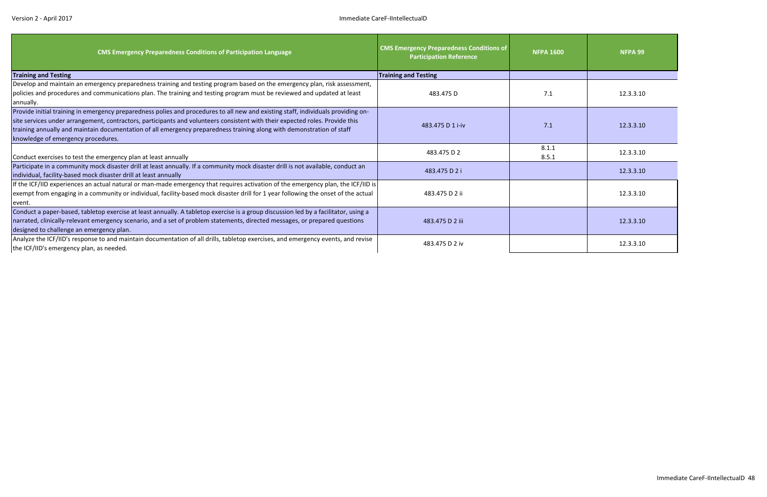| CMS Emergency Preparedness Conditions of Participation Language | CMS Emergency Preparedness Conditions of Participation Reference | NFPA 1600 | NFPA 99 |
|---|---|---|---|
| **Training and Testing** | **Training and Testing** | | |
| Develop and maintain an emergency preparedness training and testing program based on the emergency plan, risk assessment, policies and procedures and communications plan. The training and testing program must be reviewed and updated at least annually. | 483.475 D | 7.1 | 12.3.3.10 |
| Provide initial training in emergency preparedness polies and procedures to all new and existing staff, individuals providing on-site services under arrangement, contractors, participants and volunteers consistent with their expected roles. Provide this training annually and maintain documentation of all emergency preparedness training along with demonstration of staff knowledge of emergency procedures. | 483.475 D 1 i-iv | 7.1 | 12.3.3.10 |
| Conduct exercises to test the emergency plan at least annually | 483.475 D 2 | 8.1.1<br>8.5.1 | 12.3.3.10 |
| Participate in a community mock disaster drill at least annually. If a community mock disaster drill is not available, conduct an individual, facility-based mock disaster drill at least annually | 483.475 D 2 i | | 12.3.3.10 |
| If the ICF/IID experiences an actual natural or man-made emergency that requires activation of the emergency plan, the ICF/IID is exempt from engaging in a community or individual, facility-based mock disaster drill for 1 year following the onset of the actual event. | 483.475 D 2 ii | | 12.3.3.10 |
| Conduct a paper-based, tabletop exercise at least annually. A tabletop exercise is a group discussion led by a facilitator, using a narrated, clinically-relevant emergency scenario, and a set of problem statements, directed messages, or prepared questions designed to challenge an emergency plan. | 483.475 D 2 iii | | 12.3.3.10 |
| Analyze the ICF/IID's response to and maintain documentation of all drills, tabletop exercises, and emergency events, and revise the ICF/IID's emergency plan, as needed. | 483.475 D 2 iv | | 12.3.3.10 |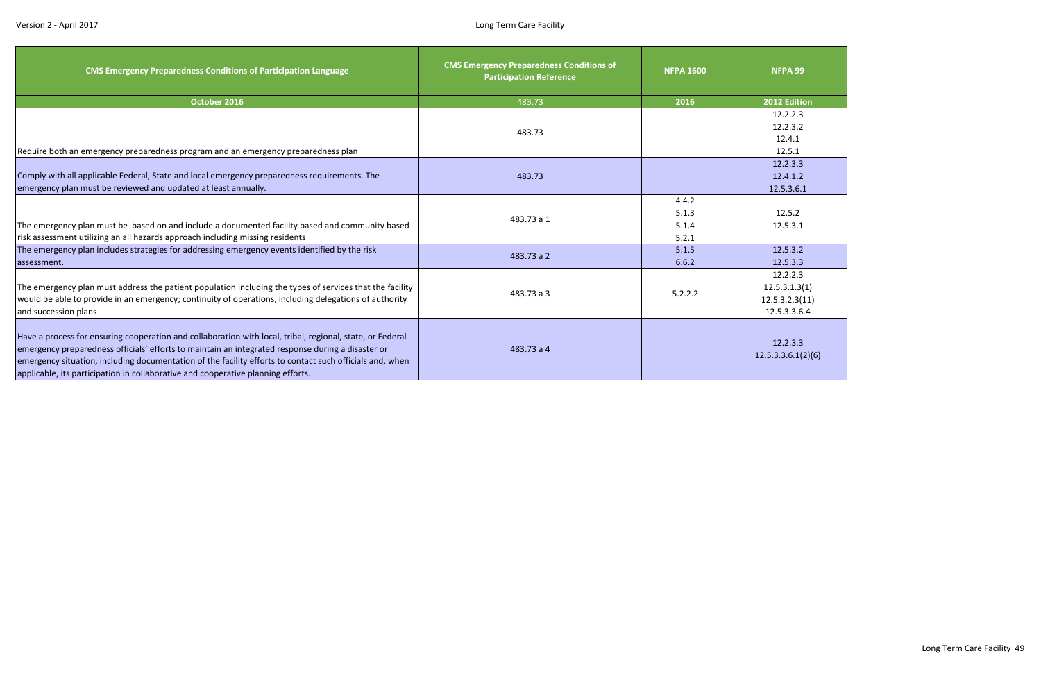| CMS Emergency Preparedness Conditions of Participation Language | CMS Emergency Preparedness Conditions of Participation Reference | NFPA 1600 | NFPA 99 |
|---|---|---|---|
| October 2016 | 483.73 | 2016 | 2012 Edition |
| Require both an emergency preparedness program and an emergency preparedness plan | 483.73 | | 12.2.2.3<br>12.2.3.2<br>12.4.1<br>12.5.1 |
| Comply with all applicable Federal, State and local emergency preparedness requirements. The emergency plan must be reviewed and updated at least annually. | 483.73 | | 12.2.3.3<br>12.4.1.2<br>12.5.3.6.1 |
| The emergency plan must be based on and include a documented facility based and community based risk assessment utilizing an all hazards approach including missing residents | 483.73 a 1 | 4.4.2<br>5.1.3<br>5.1.4<br>5.2.1 | 12.5.2<br>12.5.3.1 |
| The emergency plan includes strategies for addressing emergency events identified by the risk assessment. | 483.73 a 2 | 5.1.5<br>6.6.2 | 12.5.3.2<br>12.5.3.3 |
| The emergency plan must address the patient population including the types of services that the facility would be able to provide in an emergency; continuity of operations, including delegations of authority and succession plans | 483.73 a 3 | 5.2.2.2 | 12.2.2.3<br>12.5.3.1.3(1)<br>12.5.3.2.3(11)<br>12.5.3.3.6.4 |
| Have a process for ensuring cooperation and collaboration with local, tribal, regional, state, or Federal emergency preparedness officials' efforts to maintain an integrated response during a disaster or emergency situation, including documentation of the facility efforts to contact such officials and, when applicable, its participation in collaborative and cooperative planning efforts. | 483.73 a 4 | | 12.2.3.3<br>12.5.3.3.6.1(2)(6) |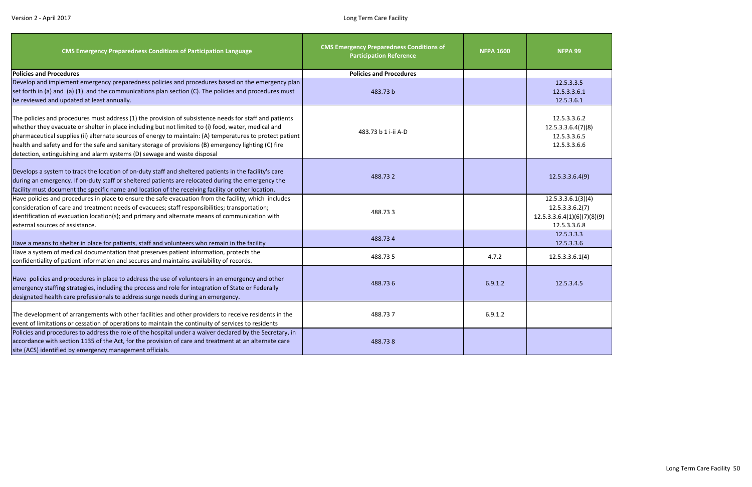| CMS Emergency Preparedness Conditions of Participation Language | CMS Emergency Preparedness Conditions of Participation Reference | NFPA 1600 | NFPA 99 |
|---|---|---|---|
| **Policies and Procedures** | **Policies and Procedures** | | |
| Develop and implement emergency preparedness policies and procedures based on the emergency plan set forth in (a) and (a) (1) and the communications plan section (C). The policies and procedures must be reviewed and updated at least annually. | 483.73 b | | 12.5.3.5<br>12.5.3.3.6.1<br>12.5.3.6.1 |
| The policies and procedures must address (1) the provision of subsistence needs for staff and patients whether they evacuate or shelter in place including but not limited to (i) food, water, medical and pharmaceutical supplies (ii) alternate sources of energy to maintain: (A) temperatures to protect patient health and safety and for the safe and sanitary storage of provisions (B) emergency lighting (C) fire detection, extinguishing and alarm systems (D) sewage and waste disposal | 483.73 b 1 i-ii A-D | | 12.5.3.3.6.2<br>12.5.3.3.6.4(7)(8)<br>12.5.3.3.6.5<br>12.5.3.3.6.6 |
| Develops a system to track the location of on-duty staff and sheltered patients in the facility's care during an emergency. If on-duty staff or sheltered patients are relocated during the emergency the facility must document the specific name and location of the receiving facility or other location. | 488.73 2 | | 12.5.3.3.6.4(9) |
| Have policies and procedures in place to ensure the safe evacuation from the facility, which includes consideration of care and treatment needs of evacuees; staff responsibilities; transportation; identification of evacuation location(s); and primary and alternate means of communication with external sources of assistance. | 488.73 3 | | 12.5.3.3.6.1(3)(4)<br>12.5.3.3.6.2(7)<br>12.5.3.3.6.4(1)(6)(7)(8)(9)<br>12.5.3.3.6.8 |
| Have a means to shelter in place for patients, staff and volunteers who remain in the facility | 488.73 4 | | 12.5.3.3.3<br>12.5.3.3.6 |
| Have a system of medical documentation that preserves patient information, protects the confidentiality of patient information and secures and maintains availability of records. | 488.73 5 | 4.7.2 | 12.5.3.3.6.1(4) |
| Have policies and procedures in place to address the use of volunteers in an emergency and other emergency staffing strategies, including the process and role for integration of State or Federally designated health care professionals to address surge needs during an emergency. | 488.73 6 | 6.9.1.2 | 12.5.3.4.5 |
| The development of arrangements with other facilities and other providers to receive residents in the event of limitations or cessation of operations to maintain the continuity of services to residents | 488.73 7 | 6.9.1.2 | |
| Policies and procedures to address the role of the hospital under a waiver declared by the Secretary, in accordance with section 1135 of the Act, for the provision of care and treatment at an alternate care site (ACS) identified by emergency management officials. | 488.73 8 | | |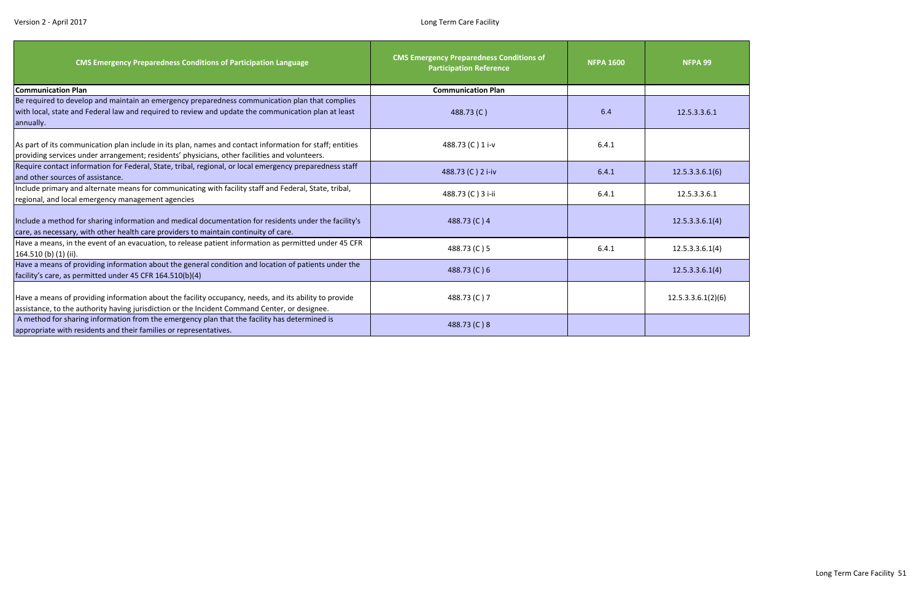| CMS Emergency Preparedness Conditions of Participation Language | CMS Emergency Preparedness Conditions of Participation Reference | NFPA 1600 | NFPA 99 |
|---|---|---|---|
| **Communication Plan** | **Communication Plan** | | |
| Be required to develop and maintain an emergency preparedness communication plan that complies with local, state and Federal law and required to review and update the communication plan at least annually. | 488.73 (C ) | 6.4 | 12.5.3.3.6.1 |
| As part of its communication plan include in its plan, names and contact information for staff; entities providing services under arrangement; residents' physicians, other facilities and volunteers. | 488.73 (C ) 1 i-v | 6.4.1 | |
| Require contact information for Federal, State, tribal, regional, or local emergency preparedness staff and other sources of assistance. | 488.73 (C ) 2 i-iv | 6.4.1 | 12.5.3.3.6.1(6) |
| Include primary and alternate means for communicating with facility staff and Federal, State, tribal, regional, and local emergency management agencies | 488.73 (C ) 3 i-ii | 6.4.1 | 12.5.3.3.6.1 |
| Include a method for sharing information and medical documentation for residents under the facility's care, as necessary, with other health care providers to maintain continuity of care. | 488.73 (C ) 4 | | 12.5.3.3.6.1(4) |
| Have a means, in the event of an evacuation, to release patient information as permitted under 45 CFR 164.510 (b) (1) (ii). | 488.73 (C ) 5 | 6.4.1 | 12.5.3.3.6.1(4) |
| Have a means of providing information about the general condition and location of patients under the facility's care, as permitted under 45 CFR 164.510(b)(4) | 488.73 (C ) 6 | | 12.5.3.3.6.1(4) |
| Have a means of providing information about the facility occupancy, needs, and its ability to provide assistance, to the authority having jurisdiction or the Incident Command Center, or designee. | 488.73 (C ) 7 | | 12.5.3.3.6.1(2)(6) |
| A method for sharing information from the emergency plan that the facility has determined is appropriate with residents and their families or representatives. | 488.73 (C ) 8 | | |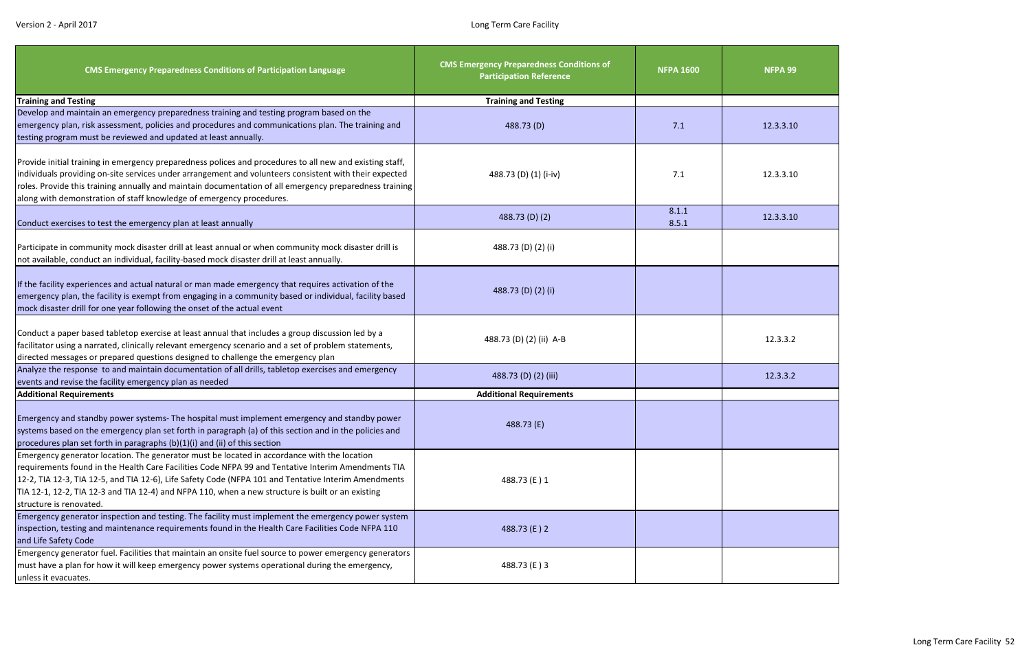| CMS Emergency Preparedness Conditions of Participation Language | CMS Emergency Preparedness Conditions of Participation Reference | NFPA 1600 | NFPA 99 |
|---|---|---|---|
| **Training and Testing** | **Training and Testing** | | |
| Develop and maintain an emergency preparedness training and testing program based on the emergency plan, risk assessment, policies and procedures and communications plan. The training and testing program must be reviewed and updated at least annually. | 488.73 (D) | 7.1 | 12.3.3.10 |
| Provide initial training in emergency preparedness polices and procedures to all new and existing staff, individuals providing on-site services under arrangement and volunteers consistent with their expected roles. Provide this training annually and maintain documentation of all emergency preparedness training along with demonstration of staff knowledge of emergency procedures. | 488.73 (D) (1) (i-iv) | 7.1 | 12.3.3.10 |
| Conduct exercises to test the emergency plan at least annually | 488.73 (D) (2) | 8.1.1<br>8.5.1 | 12.3.3.10 |
| Participate in community mock disaster drill at least annual or when community mock disaster drill is not available, conduct an individual, facility-based mock disaster drill at least annually. | 488.73 (D) (2) (i) | | |
| If the facility experiences and actual natural or man made emergency that requires activation of the emergency plan, the facility is exempt from engaging in a community based or individual, facility based mock disaster drill for one year following the onset of the actual event | 488.73 (D) (2) (i) | | |
| Conduct a paper based tabletop exercise at least annual that includes a group discussion led by a facilitator using a narrated, clinically relevant emergency scenario and a set of problem statements, directed messages or prepared questions designed to challenge the emergency plan | 488.73 (D) (2) (ii) A-B | | 12.3.3.2 |
| Analyze the response to and maintain documentation of all drills, tabletop exercises and emergency events and revise the facility emergency plan as needed | 488.73 (D) (2) (iii) | | 12.3.3.2 |
| **Additional Requirements** | **Additional Requirements** | | |
| Emergency and standby power systems- The hospital must implement emergency and standby power systems based on the emergency plan set forth in paragraph (a) of this section and in the policies and procedures plan set forth in paragraphs (b)(1)(i) and (ii) of this section | 488.73 (E) | | |
| Emergency generator location. The generator must be located in accordance with the location requirements found in the Health Care Facilities Code NFPA 99 and Tentative Interim Amendments TIA 12-2, TIA 12-3, TIA 12-5, and TIA 12-6), Life Safety Code (NFPA 101 and Tentative Interim Amendments TIA 12-1, 12-2, TIA 12-3 and TIA 12-4) and NFPA 110, when a new structure is built or an existing structure is renovated. | 488.73 (E ) 1 | | |
| Emergency generator inspection and testing. The facility must implement the emergency power system inspection, testing and maintenance requirements found in the Health Care Facilities Code NFPA 110 and Life Safety Code | 488.73 (E ) 2 | | |
| Emergency generator fuel. Facilities that maintain an onsite fuel source to power emergency generators must have a plan for how it will keep emergency power systems operational during the emergency, unless it evacuates. | 488.73 (E ) 3 | | |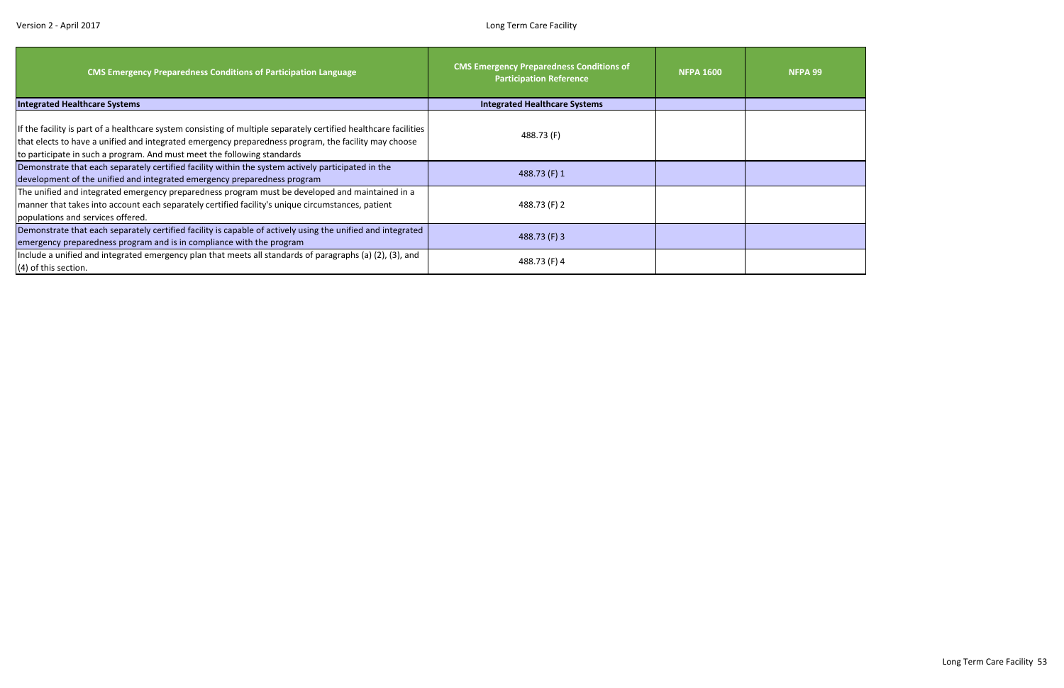| CMS Emergency Preparedness Conditions of Participation Language | CMS Emergency Preparedness Conditions of Participation Reference | NFPA 1600 | NFPA 99 |
|---|---|---|---|
| **Integrated Healthcare Systems** | **Integrated Healthcare Systems** | | |
| If the facility is part of a healthcare system consisting of multiple separately certified healthcare facilities that elects to have a unified and integrated emergency preparedness program, the facility may choose to participate in such a program. And must meet the following standards | 488.73 (F) | | |
| Demonstrate that each separately certified facility within the system actively participated in the development of the unified and integrated emergency preparedness program | 488.73 (F) 1 | | |
| The unified and integrated emergency preparedness program must be developed and maintained in a manner that takes into account each separately certified facility's unique circumstances, patient populations and services offered. | 488.73 (F) 2 | | |
| Demonstrate that each separately certified facility is capable of actively using the unified and integrated emergency preparedness program and is in compliance with the program | 488.73 (F) 3 | | |
| Include a unified and integrated emergency plan that meets all standards of paragraphs (a) (2), (3), and (4) of this section. | 488.73 (F) 4 | | |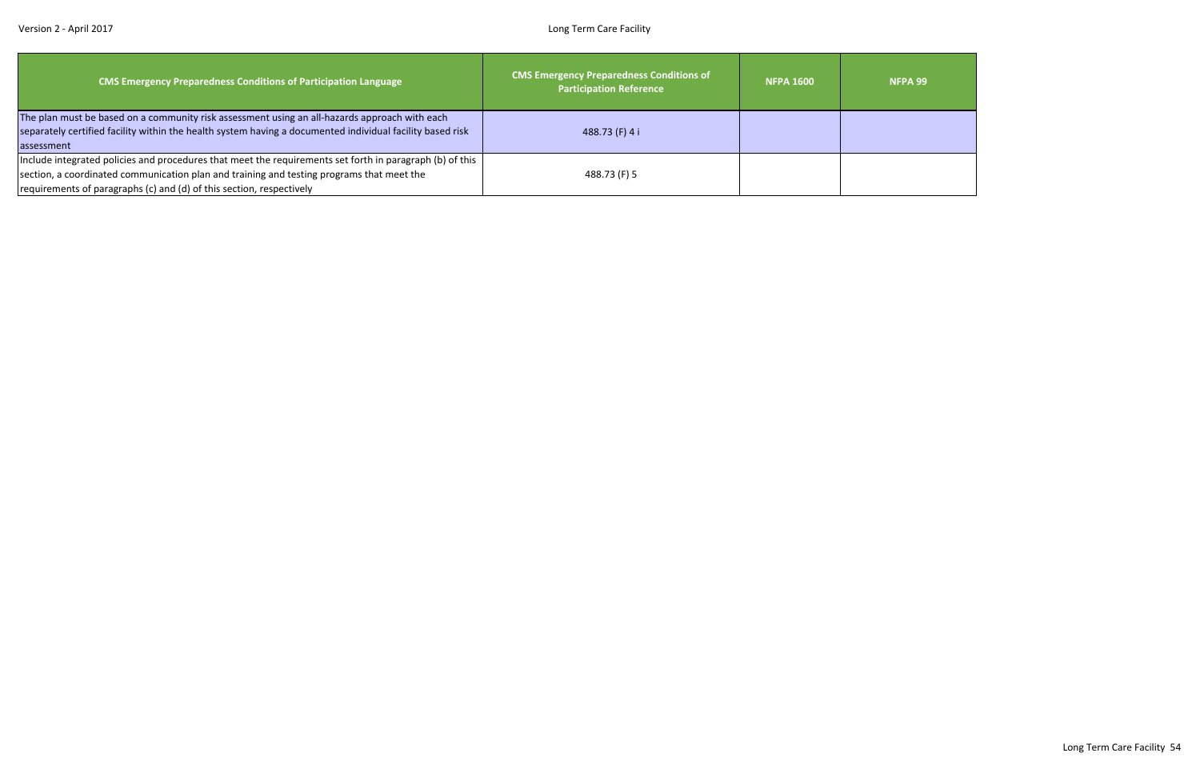| CMS Emergency Preparedness Conditions of Participation Language | CMS Emergency Preparedness Conditions of Participation Reference | NFPA 1600 | NFPA 99 |
|---|---|---|---|
| The plan must be based on a community risk assessment using an all-hazards approach with each separately certified facility within the health system having a documented individual facility based risk assessment | 488.73 (F) 4 i | | |
| Include integrated policies and procedures that meet the requirements set forth in paragraph (b) of this section, a coordinated communication plan and training and testing programs that meet the requirements of paragraphs (c) and (d) of this section, respectively | 488.73 (F) 5 | | |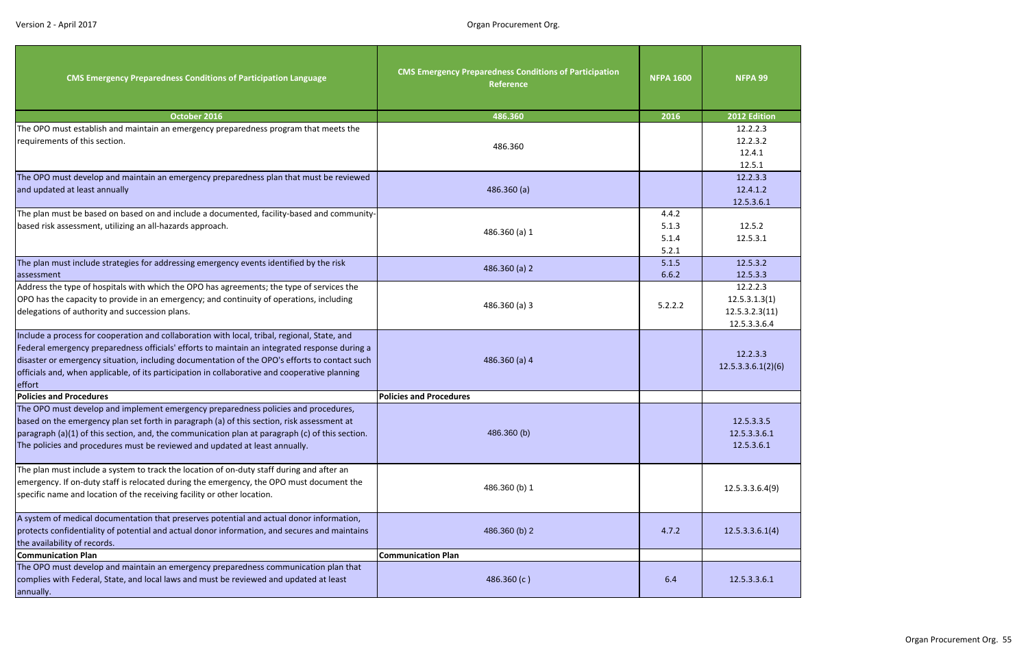| CMS Emergency Preparedness Conditions of Participation Language | CMS Emergency Preparedness Conditions of Participation Reference | NFPA 1600 | NFPA 99 |
|---|---|---|---|
| **October 2016** | **486.360** | **2016** | **2012 Edition** |
| The OPO must establish and maintain an emergency preparedness program that meets the requirements of this section. | 486.360 | | 12.2.2.3<br>12.2.3.2<br>12.4.1<br>12.5.1 |
| The OPO must develop and maintain an emergency preparedness plan that must be reviewed and updated at least annually | 486.360 (a) | | 12.2.3.3<br>12.4.1.2<br>12.5.3.6.1 |
| The plan must be based on based on and include a documented, facility-based and community-based risk assessment, utilizing an all-hazards approach. | 486.360 (a) 1 | 4.4.2<br>5.1.3<br>5.1.4<br>5.2.1 | 12.5.2<br>12.5.3.1 |
| The plan must include strategies for addressing emergency events identified by the risk assessment | 486.360 (a) 2 | 5.1.5<br>6.6.2 | 12.5.3.2<br>12.5.3.3 |
| Address the type of hospitals with which the OPO has agreements; the type of services the OPO has the capacity to provide in an emergency; and continuity of operations, including delegations of authority and succession plans. | 486.360 (a) 3 | 5.2.2.2 | 12.2.2.3<br>12.5.3.1.3(1)<br>12.5.3.2.3(11)<br>12.5.3.3.6.4 |
| Include a process for cooperation and collaboration with local, tribal, regional, State, and Federal emergency preparedness officials' efforts to maintain an integrated response during a disaster or emergency situation, including documentation of the OPO's efforts to contact such officials and, when applicable, of its participation in collaborative and cooperative planning effort | 486.360 (a) 4 | | 12.2.3.3<br>12.5.3.3.6.1(2)(6) |
| **Policies and Procedures** | **Policies and Procedures** | | |
| The OPO must develop and implement emergency preparedness policies and procedures, based on the emergency plan set forth in paragraph (a) of this section, risk assessment at paragraph (a)(1) of this section, and, the communication plan at paragraph (c) of this section. The policies and procedures must be reviewed and updated at least annually. | 486.360 (b) | | 12.5.3.3.5<br>12.5.3.3.6.1<br>12.5.3.6.1 |
| The plan must include a system to track the location of on-duty staff during and after an emergency. If on-duty staff is relocated during the emergency, the OPO must document the specific name and location of the receiving facility or other location. | 486.360 (b) 1 | | 12.5.3.3.6.4(9) |
| A system of medical documentation that preserves potential and actual donor information, protects confidentiality of potential and actual donor information, and secures and maintains the availability of records. | 486.360 (b) 2 | 4.7.2 | 12.5.3.3.6.1(4) |
| **Communication Plan** | **Communication Plan** | | |
| The OPO must develop and maintain an emergency preparedness communication plan that complies with Federal, State, and local laws and must be reviewed and updated at least annually. | 486.360 (c ) | 6.4 | 12.5.3.3.6.1 |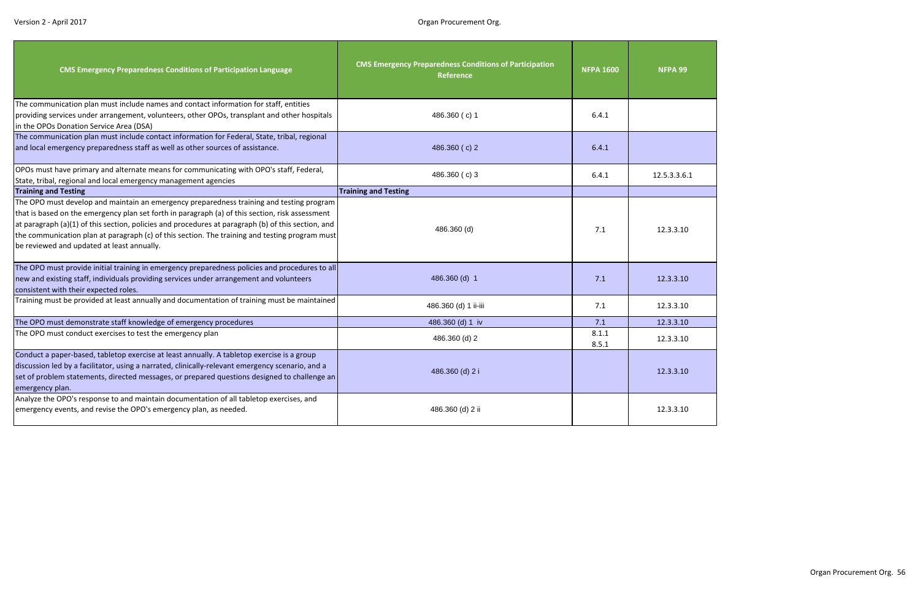| CMS Emergency Preparedness Conditions of Participation Language | CMS Emergency Preparedness Conditions of Participation Reference | NFPA 1600 | NFPA 99 |
|---|---|---|---|
| The communication plan must include names and contact information for staff, entities providing services under arrangement, volunteers, other OPOs, transplant and other hospitals in the OPOs Donation Service Area (DSA) | 486.360 ( c) 1 | 6.4.1 | |
| The communication plan must include contact information for Federal, State, tribal, regional and local emergency preparedness staff as well as other sources of assistance. | 486.360 ( c) 2 | 6.4.1 | |
| OPOs must have primary and alternate means for communicating with OPO's staff, Federal, State, tribal, regional and local emergency management agencies | 486.360 ( c) 3 | 6.4.1 | 12.5.3.3.6.1 |
| **Training and Testing** | **Training and Testing** | | |
| The OPO must develop and maintain an emergency preparedness training and testing program that is based on the emergency plan set forth in paragraph (a) of this section, risk assessment at paragraph (a)(1) of this section, policies and procedures at paragraph (b) of this section, and the communication plan at paragraph (c) of this section. The training and testing program must be reviewed and updated at least annually. | 486.360 (d) | 7.1 | 12.3.3.10 |
| The OPO must provide initial training in emergency preparedness policies and procedures to all new and existing staff, individuals providing services under arrangement and volunteers consistent with their expected roles. | 486.360 (d) 1 | 7.1 | 12.3.3.10 |
| Training must be provided at least annually and documentation of training must be maintained | 486.360 (d) 1 ii-iii | 7.1 | 12.3.3.10 |
| The OPO must demonstrate staff knowledge of emergency procedures | 486.360 (d) 1 iv | 7.1 | 12.3.3.10 |
| The OPO must conduct exercises to test the emergency plan | 486.360 (d) 2 | 8.1.1<br>8.5.1 | 12.3.3.10 |
| Conduct a paper-based, tabletop exercise at least annually. A tabletop exercise is a group discussion led by a facilitator, using a narrated, clinically-relevant emergency scenario, and a set of problem statements, directed messages, or prepared questions designed to challenge an emergency plan. | 486.360 (d) 2 i | | 12.3.3.10 |
| Analyze the OPO's response to and maintain documentation of all tabletop exercises, and emergency events, and revise the OPO's emergency plan, as needed. | 486.360 (d) 2 ii | | 12.3.3.10 |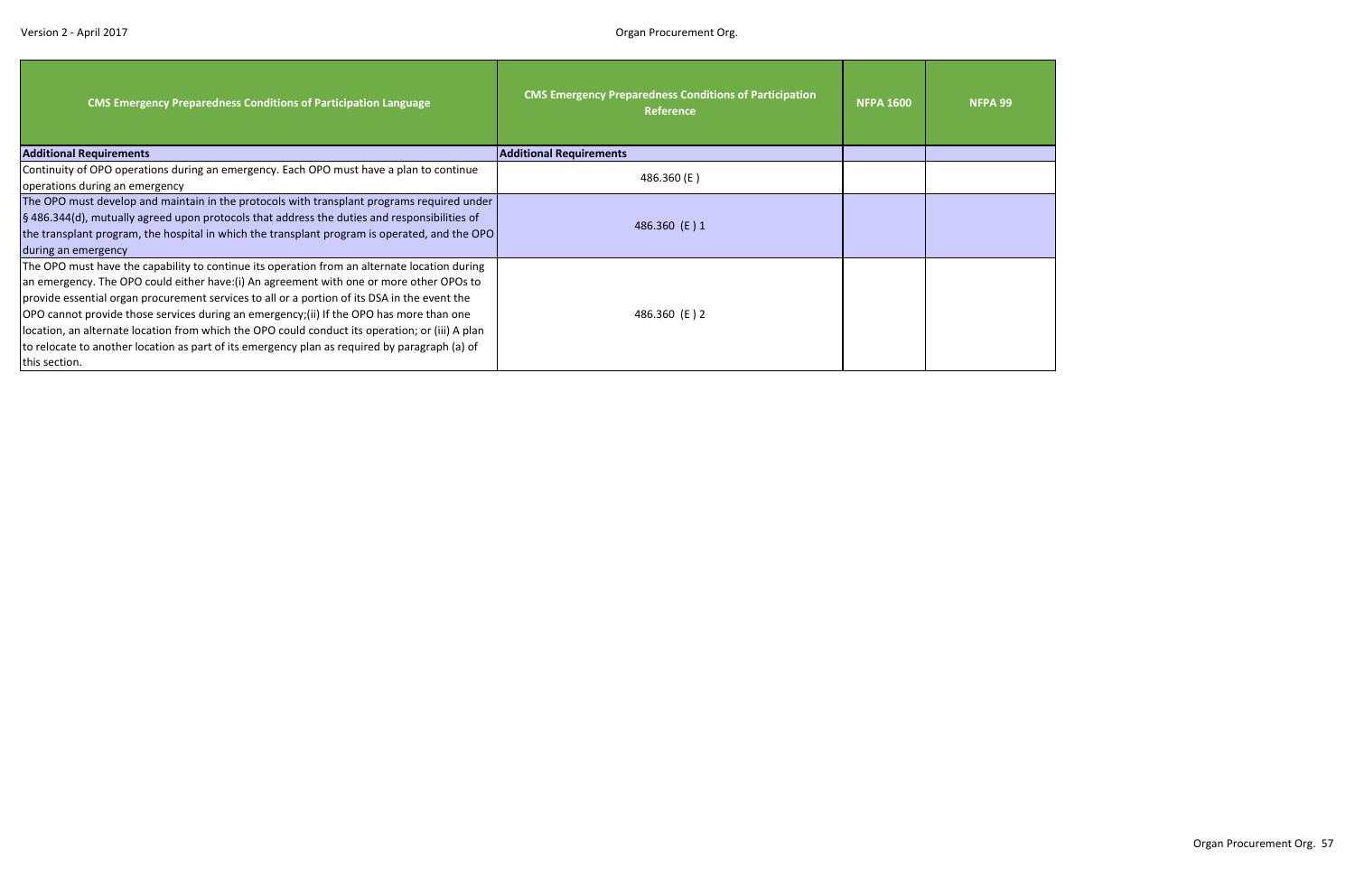| CMS Emergency Preparedness Conditions of Participation Language | CMS Emergency Preparedness Conditions of Participation Reference | NFPA 1600 | NFPA 99 |
|---|---|---|---|
| **Additional Requirements** | **Additional Requirements** | | |
| Continuity of OPO operations during an emergency. Each OPO must have a plan to continue operations during an emergency | 486.360 (E ) | | |
| The OPO must develop and maintain in the protocols with transplant programs required under § 486.344(d), mutually agreed upon protocols that address the duties and responsibilities of the transplant program, the hospital in which the transplant program is operated, and the OPO during an emergency | 486.360 (E ) 1 | | |
| The OPO must have the capability to continue its operation from an alternate location during an emergency. The OPO could either have:(i) An agreement with one or more other OPOs to provide essential organ procurement services to all or a portion of its DSA in the event the OPO cannot provide those services during an emergency;(ii) If the OPO has more than one location, an alternate location from which the OPO could conduct its operation; or (iii) A plan to relocate to another location as part of its emergency plan as required by paragraph (a) of this section. | 486.360 (E ) 2 | | |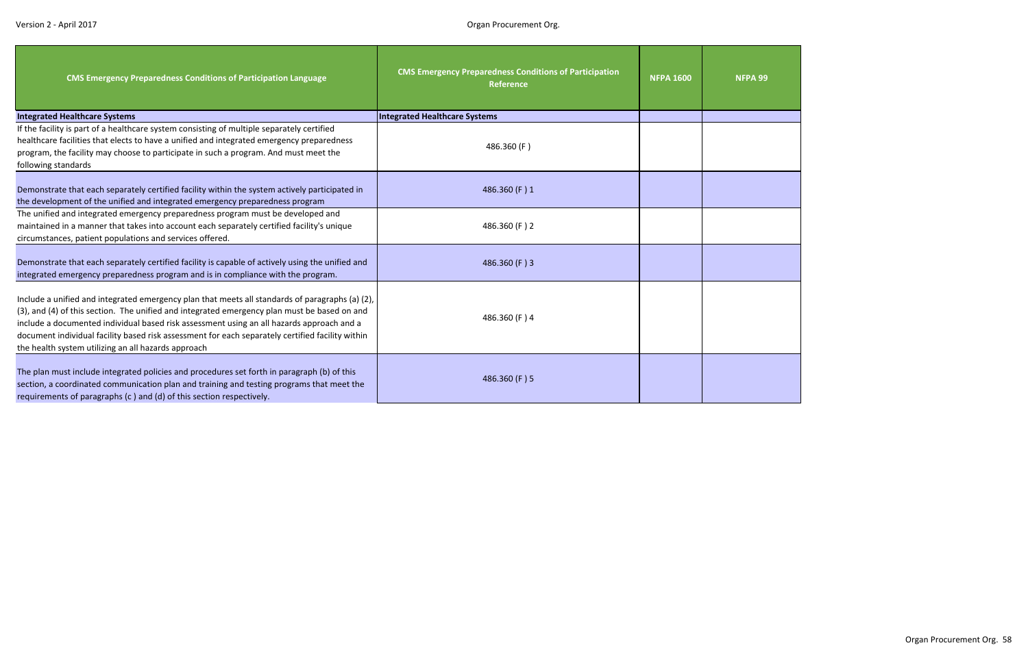| CMS Emergency Preparedness Conditions of Participation Language | CMS Emergency Preparedness Conditions of Participation Reference | NFPA 1600 | NFPA 99 |
|---|---|---|---|
| **Integrated Healthcare Systems** | **Integrated Healthcare Systems** | | |
| If the facility is part of a healthcare system consisting of multiple separately certified healthcare facilities that elects to have a unified and integrated emergency preparedness program, the facility may choose to participate in such a program. And must meet the following standards | 486.360 (F ) | | |
| Demonstrate that each separately certified facility within the system actively participated in the development of the unified and integrated emergency preparedness program | 486.360 (F ) 1 | | |
| The unified and integrated emergency preparedness program must be developed and maintained in a manner that takes into account each separately certified facility's unique circumstances, patient populations and services offered. | 486.360 (F ) 2 | | |
| Demonstrate that each separately certified facility is capable of actively using the unified and integrated emergency preparedness program and is in compliance with the program. | 486.360 (F ) 3 | | |
| Include a unified and integrated emergency plan that meets all standards of paragraphs (a) (2), (3), and (4) of this section. The unified and integrated emergency plan must be based on and include a documented individual based risk assessment using an all hazards approach and a document individual facility based risk assessment for each separately certified facility within the health system utilizing an all hazards approach | 486.360 (F ) 4 | | |
| The plan must include integrated policies and procedures set forth in paragraph (b) of this section, a coordinated communication plan and training and testing programs that meet the requirements of paragraphs (c ) and (d) of this section respectively. | 486.360 (F ) 5 | | |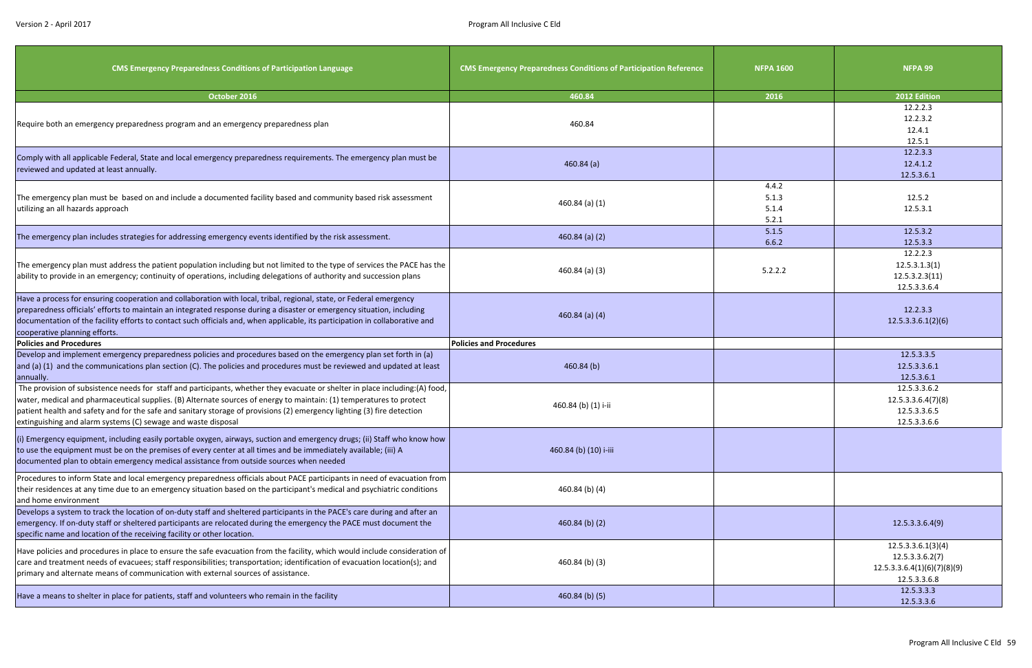| CMS Emergency Preparedness Conditions of Participation Language | CMS Emergency Preparedness Conditions of Participation Reference | NFPA 1600 | NFPA 99 |
|---|---|---|---|
| October 2016 | 460.84 | 2016 | 2012 Edition |
| Require both an emergency preparedness program and an emergency preparedness plan | 460.84 | | 12.2.2.3<br>12.2.3.2<br>12.4.1<br>12.5.1 |
| Comply with all applicable Federal, State and local emergency preparedness requirements. The emergency plan must be reviewed and updated at least annually. | 460.84 (a) | | 12.2.3.3<br>12.4.1.2<br>12.5.3.6.1 |
| The emergency plan must be based on and include a documented facility based and community based risk assessment utilizing an all hazards approach | 460.84 (a) (1) | 4.4.2<br>5.1.3<br>5.1.4<br>5.2.1 | 12.5.2<br>12.5.3.1 |
| The emergency plan includes strategies for addressing emergency events identified by the risk assessment. | 460.84 (a) (2) | 5.1.5<br>6.6.2 | 12.5.3.2<br>12.5.3.3 |
| The emergency plan must address the patient population including but not limited to the type of services the PACE has the ability to provide in an emergency; continuity of operations, including delegations of authority and succession plans | 460.84 (a) (3) | 5.2.2.2 | 12.2.2.3<br>12.5.3.1.3(1)<br>12.5.3.2.3(11)<br>12.5.3.3.6.4 |
| Have a process for ensuring cooperation and collaboration with local, tribal, regional, state, or Federal emergency preparedness officials' efforts to maintain an integrated response during a disaster or emergency situation, including documentation of the facility efforts to contact such officials and, when applicable, its participation in collaborative and cooperative planning efforts. | 460.84 (a) (4) | | 12.2.3.3<br>12.5.3.3.6.1(2)(6) |
| **Policies and Procedures** | **Policies and Procedures** | | |
| Develop and implement emergency preparedness policies and procedures based on the emergency plan set forth in (a) and (a) (1) and the communications plan section (C). The policies and procedures must be reviewed and updated at least annually. | 460.84 (b) | | 12.5.3.3.5<br>12.5.3.3.6.1<br>12.5.3.6.1 |
| The provision of subsistence needs for staff and participants, whether they evacuate or shelter in place including:(A) food, water, medical and pharmaceutical supplies. (B) Alternate sources of energy to maintain: (1) temperatures to protect patient health and safety and for the safe and sanitary storage of provisions (2) emergency lighting (3) fire detection extinguishing and alarm systems (C) sewage and waste disposal | 460.84 (b) (1) i-ii | | 12.5.3.3.6.2<br>12.5.3.3.6.4(7)(8)<br>12.5.3.3.6.5<br>12.5.3.3.6.6 |
| (i) Emergency equipment, including easily portable oxygen, airways, suction and emergency drugs; (ii) Staff who know how to use the equipment must be on the premises of every center at all times and be immediately available; (iii) A documented plan to obtain emergency medical assistance from outside sources when needed | 460.84 (b) (10) i-iii | | |
| Procedures to inform State and local emergency preparedness officials about PACE participants in need of evacuation from their residences at any time due to an emergency situation based on the participant's medical and psychiatric conditions and home environment | 460.84 (b) (4) | | |
| Develops a system to track the location of on-duty staff and sheltered participants in the PACE's care during and after an emergency. If on-duty staff or sheltered participants are relocated during the emergency the PACE must document the specific name and location of the receiving facility or other location. | 460.84 (b) (2) | | 12.5.3.3.6.4(9) |
| Have policies and procedures in place to ensure the safe evacuation from the facility, which would include consideration of care and treatment needs of evacuees; staff responsibilities; transportation; identification of evacuation location(s); and primary and alternate means of communication with external sources of assistance. | 460.84 (b) (3) | | 12.5.3.3.6.1(3)(4)<br>12.5.3.3.6.2(7)<br>12.5.3.3.6.4(1)(6)(7)(8)(9)<br>12.5.3.3.6.8 |
| Have a means to shelter in place for patients, staff and volunteers who remain in the facility | 460.84 (b) (5) | | 12.5.3.3.3<br>12.5.3.3.6 |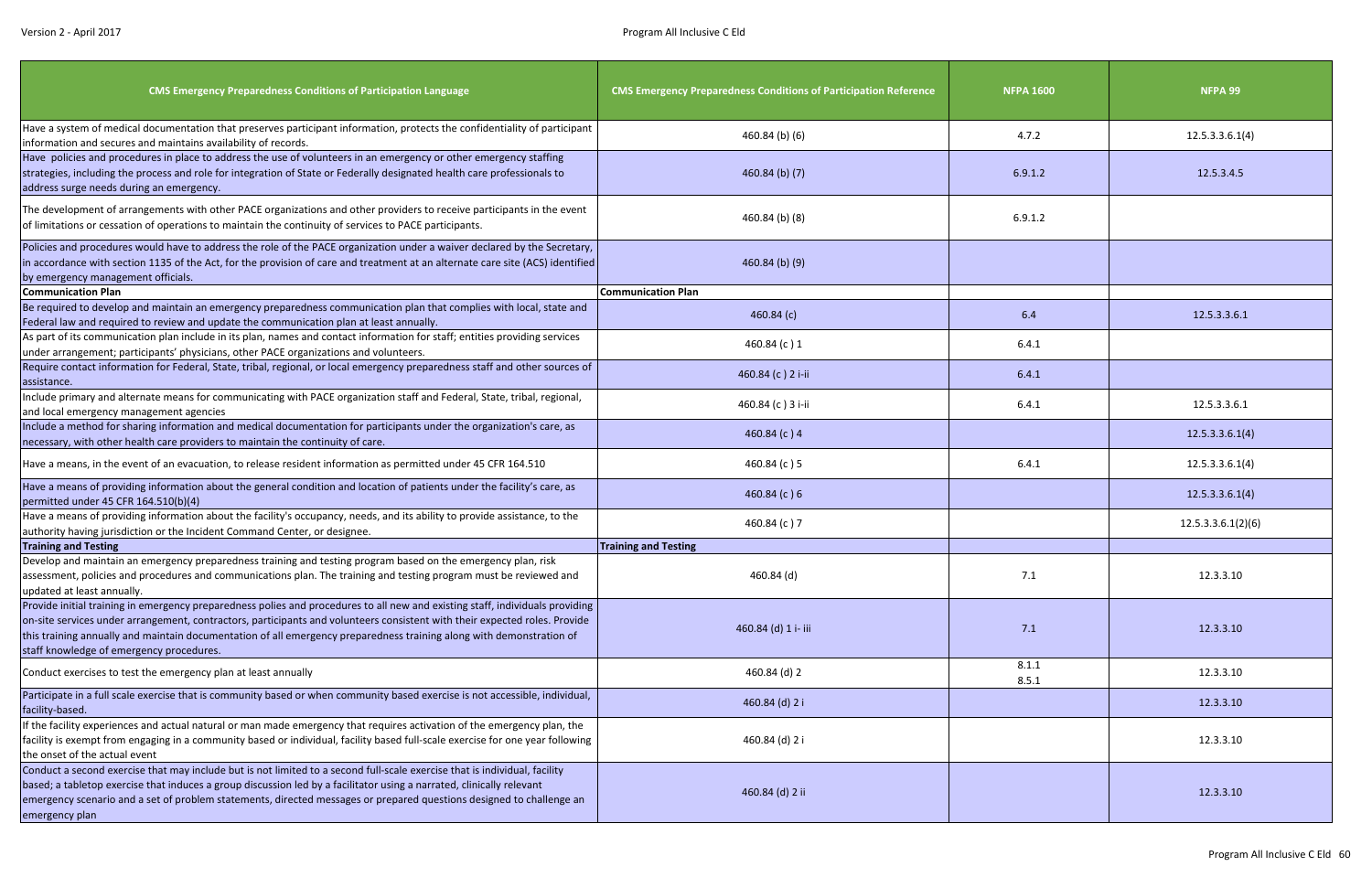| CMS Emergency Preparedness Conditions of Participation Language | CMS Emergency Preparedness Conditions of Participation Reference | NFPA 1600 | NFPA 99 |
|---|---|---|---|
| Have a system of medical documentation that preserves participant information, protects the confidentiality of participant information and secures and maintains availability of records. | 460.84 (b) (6) | 4.7.2 | 12.5.3.3.6.1(4) |
| Have policies and procedures in place to address the use of volunteers in an emergency or other emergency staffing strategies, including the process and role for integration of State or Federally designated health care professionals to address surge needs during an emergency. | 460.84 (b) (7) | 6.9.1.2 | 12.5.3.4.5 |
| The development of arrangements with other PACE organizations and other providers to receive participants in the event of limitations or cessation of operations to maintain the continuity of services to PACE participants. | 460.84 (b) (8) | 6.9.1.2 | |
| Policies and procedures would have to address the role of the PACE organization under a waiver declared by the Secretary, in accordance with section 1135 of the Act, for the provision of care and treatment at an alternate care site (ACS) identified by emergency management officials. | 460.84 (b) (9) | | |
| **Communication Plan** | **Communication Plan** | | |
| Be required to develop and maintain an emergency preparedness communication plan that complies with local, state and Federal law and required to review and update the communication plan at least annually. | 460.84 (c) | 6.4 | 12.5.3.3.6.1 |
| As part of its communication plan include in its plan, names and contact information for staff; entities providing services under arrangement; participants' physicians, other PACE organizations and volunteers. | 460.84 (c ) 1 | 6.4.1 | |
| Require contact information for Federal, State, tribal, regional, or local emergency preparedness staff and other sources of assistance. | 460.84 (c ) 2 i-ii | 6.4.1 | |
| Include primary and alternate means for communicating with PACE organization staff and Federal, State, tribal, regional, and local emergency management agencies | 460.84 (c ) 3 i-ii | 6.4.1 | 12.5.3.3.6.1 |
| Include a method for sharing information and medical documentation for participants under the organization's care, as necessary, with other health care providers to maintain the continuity of care. | 460.84 (c ) 4 | | 12.5.3.3.6.1(4) |
| Have a means, in the event of an evacuation, to release resident information as permitted under 45 CFR 164.510 | 460.84 (c ) 5 | 6.4.1 | 12.5.3.3.6.1(4) |
| Have a means of providing information about the general condition and location of patients under the facility's care, as permitted under 45 CFR 164.510(b)(4) | 460.84 (c ) 6 | | 12.5.3.3.6.1(4) |
| Have a means of providing information about the facility's occupancy, needs, and its ability to provide assistance, to the authority having jurisdiction or the Incident Command Center, or designee. | 460.84 (c ) 7 | | 12.5.3.3.6.1(2)(6) |
| **Training and Testing** | **Training and Testing** | | |
| Develop and maintain an emergency preparedness training and testing program based on the emergency plan, risk assessment, policies and procedures and communications plan. The training and testing program must be reviewed and updated at least annually. | 460.84 (d) | 7.1 | 12.3.3.10 |
| Provide initial training in emergency preparedness polies and procedures to all new and existing staff, individuals providing on-site services under arrangement, contractors, participants and volunteers consistent with their expected roles. Provide this training annually and maintain documentation of all emergency preparedness training along with demonstration of staff knowledge of emergency procedures. | 460.84 (d) 1 i- iii | 7.1 | 12.3.3.10 |
| Conduct exercises to test the emergency plan at least annually | 460.84 (d) 2 | 8.1.1<br>8.5.1 | 12.3.3.10 |
| Participate in a full scale exercise that is community based or when community based exercise is not accessible, individual, facility-based. | 460.84 (d) 2 i | | 12.3.3.10 |
| If the facility experiences and actual natural or man made emergency that requires activation of the emergency plan, the facility is exempt from engaging in a community based or individual, facility based full-scale exercise for one year following the onset of the actual event | 460.84 (d) 2 i | | 12.3.3.10 |
| Conduct a second exercise that may include but is not limited to a second full-scale exercise that is individual, facility based; a tabletop exercise that induces a group discussion led by a facilitator using a narrated, clinically relevant emergency scenario and a set of problem statements, directed messages or prepared questions designed to challenge an emergency plan | 460.84 (d) 2 ii | | 12.3.3.10 |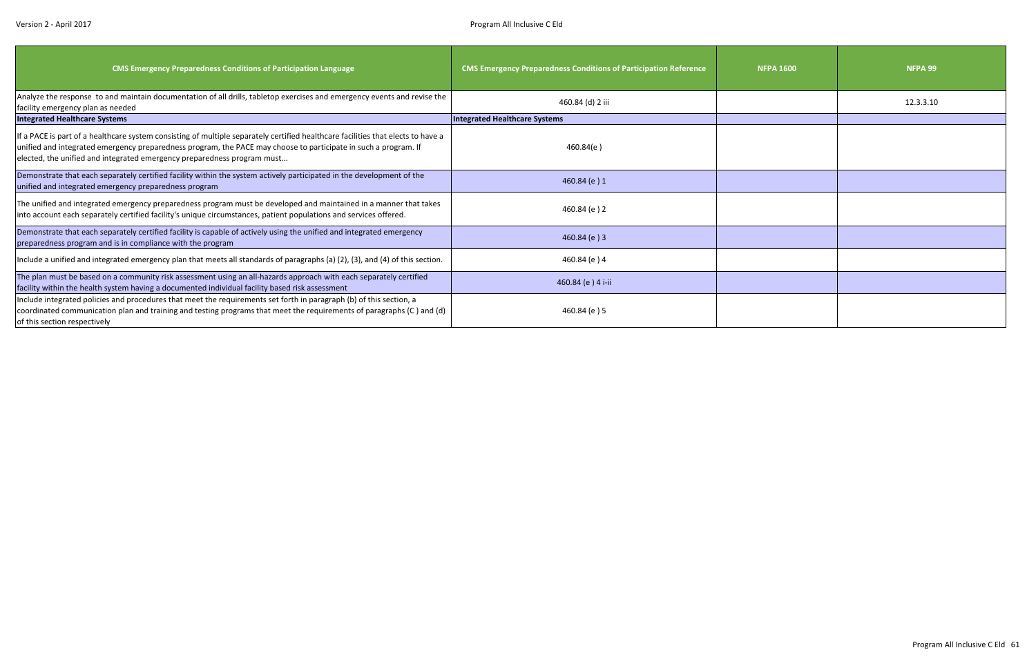| CMS Emergency Preparedness Conditions of Participation Language | CMS Emergency Preparedness Conditions of Participation Reference | NFPA 1600 | NFPA 99 |
|---|---|---|---|
| Analyze the response to and maintain documentation of all drills, tabletop exercises and emergency events and revise the facility emergency plan as needed | 460.84 (d) 2 iii | | 12.3.3.10 |
| **Integrated Healthcare Systems** | **Integrated Healthcare Systems** | | |
| If a PACE is part of a healthcare system consisting of multiple separately certified healthcare facilities that elects to have a unified and integrated emergency preparedness program, the PACE may choose to participate in such a program. If elected, the unified and integrated emergency preparedness program must... | 460.84(e ) | | |
| Demonstrate that each separately certified facility within the system actively participated in the development of the unified and integrated emergency preparedness program | 460.84 (e ) 1 | | |
| The unified and integrated emergency preparedness program must be developed and maintained in a manner that takes into account each separately certified facility's unique circumstances, patient populations and services offered. | 460.84 (e ) 2 | | |
| Demonstrate that each separately certified facility is capable of actively using the unified and integrated emergency preparedness program and is in compliance with the program | 460.84 (e ) 3 | | |
| Include a unified and integrated emergency plan that meets all standards of paragraphs (a) (2), (3), and (4) of this section. | 460.84 (e ) 4 | | |
| The plan must be based on a community risk assessment using an all-hazards approach with each separately certified facility within the health system having a documented individual facility based risk assessment | 460.84 (e ) 4 i-ii | | |
| Include integrated policies and procedures that meet the requirements set forth in paragraph (b) of this section, a coordinated communication plan and training and testing programs that meet the requirements of paragraphs (C ) and (d) of this section respectively | 460.84 (e ) 5 | | |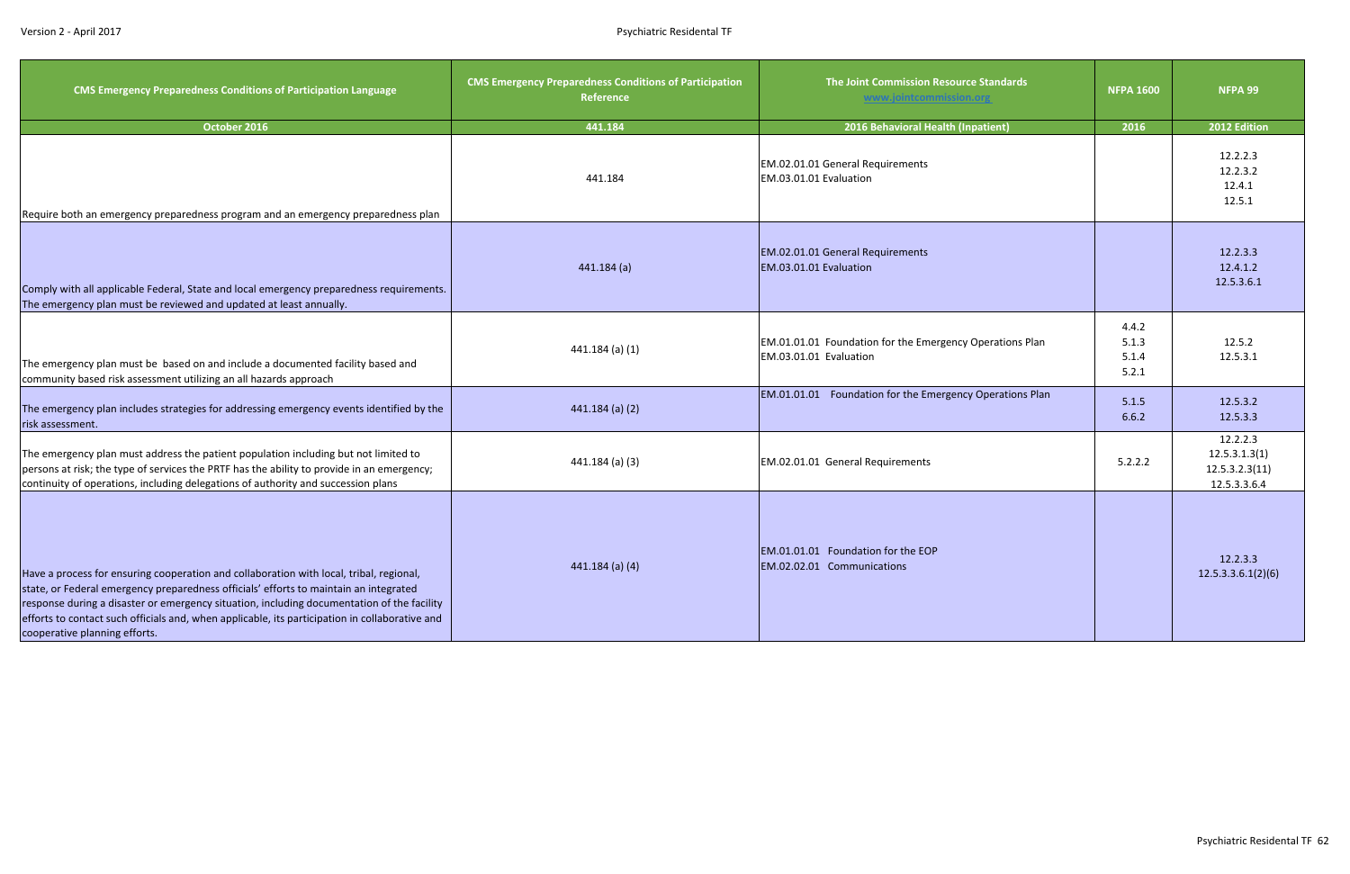| CMS Emergency Preparedness Conditions of Participation Language | CMS Emergency Preparedness Conditions of Participation Reference | The Joint Commission Resource Standards www.jointcommission.org | NFPA 1600 | NFPA 99 |
|---|---|---|---|---|
| October 2016 | 441.184 | 2016 Behavioral Health (Inpatient) | 2016 | 2012 Edition |
| Require both an emergency preparedness program and an emergency preparedness plan | 441.184 | EM.02.01.01 General Requirements<br>EM.03.01.01 Evaluation | | 12.2.2.3<br>12.2.3.2<br>12.4.1<br>12.5.1 |
| Comply with all applicable Federal, State and local emergency preparedness requirements. The emergency plan must be reviewed and updated at least annually. | 441.184 (a) | EM.02.01.01 General Requirements<br>EM.03.01.01 Evaluation | | 12.2.3.3<br>12.4.1.2<br>12.5.3.6.1 |
| The emergency plan must be based on and include a documented facility based and community based risk assessment utilizing an all hazards approach | 441.184 (a) (1) | EM.01.01.01 Foundation for the Emergency Operations Plan<br>EM.03.01.01 Evaluation | 4.4.2<br>5.1.3<br>5.1.4<br>5.2.1 | 12.5.2<br>12.5.3.1 |
| The emergency plan includes strategies for addressing emergency events identified by the risk assessment. | 441.184 (a) (2) | EM.01.01.01 Foundation for the Emergency Operations Plan | 5.1.5<br>6.6.2 | 12.5.3.2<br>12.5.3.3 |
| The emergency plan must address the patient population including but not limited to persons at risk; the type of services the PRTF has the ability to provide in an emergency; continuity of operations, including delegations of authority and succession plans | 441.184 (a) (3) | EM.02.01.01 General Requirements | 5.2.2.2 | 12.2.2.3<br>12.5.3.1.3(1)<br>12.5.3.2.3(11)<br>12.5.3.3.6.4 |
| Have a process for ensuring cooperation and collaboration with local, tribal, regional, state, or Federal emergency preparedness officials' efforts to maintain an integrated response during a disaster or emergency situation, including documentation of the facility efforts to contact such officials and, when applicable, its participation in collaborative and cooperative planning efforts. | 441.184 (a) (4) | EM.01.01.01 Foundation for the EOP<br>EM.02.02.01 Communications | | 12.2.3.3<br>12.5.3.3.6.1(2)(6) |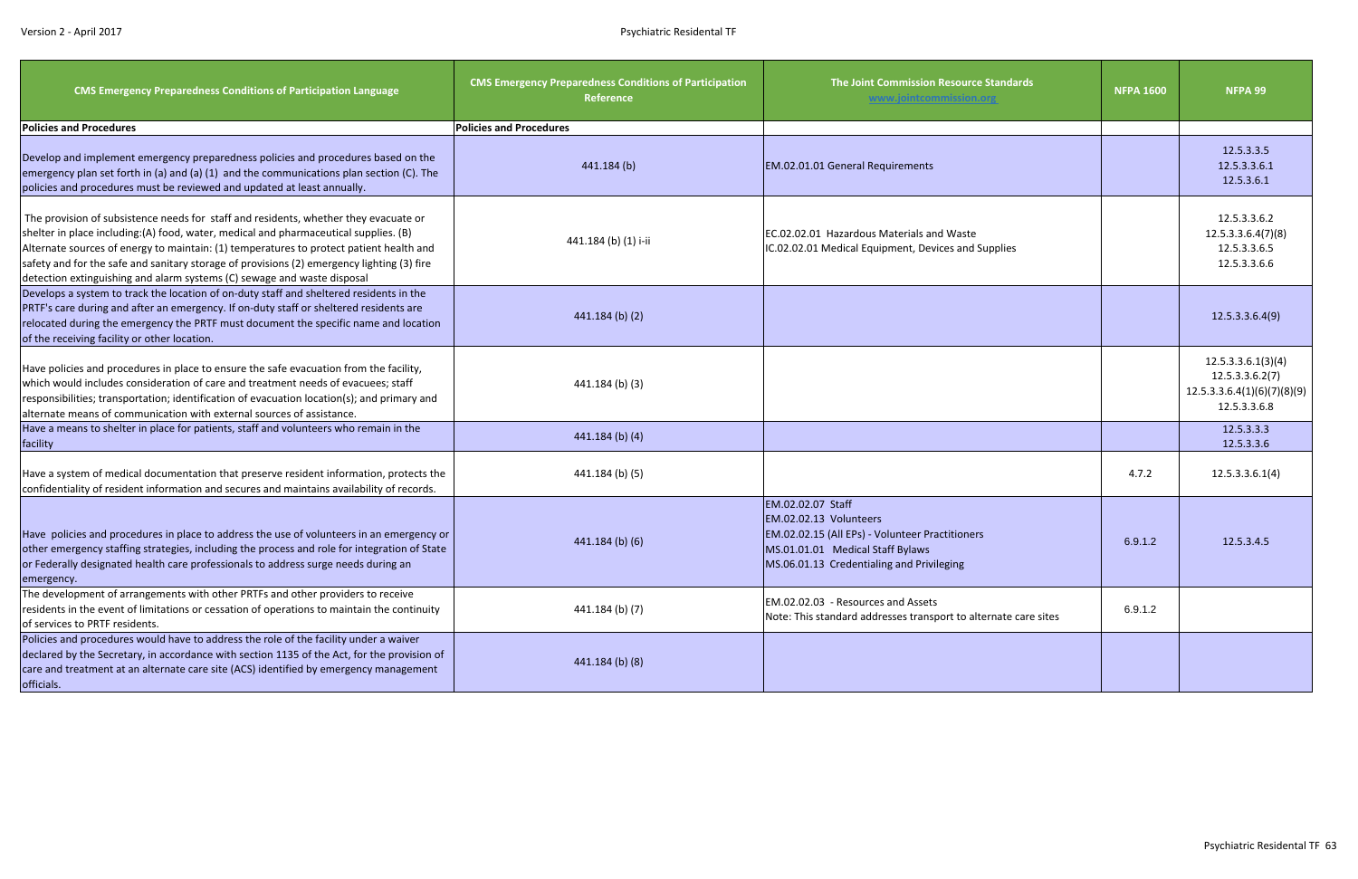| CMS Emergency Preparedness Conditions of Participation Language | CMS Emergency Preparedness Conditions of Participation Reference | The Joint Commission Resource Standards www.jointcommission.org | NFPA 1600 | NFPA 99 |
|---|---|---|---|---|
| **Policies and Procedures** | **Policies and Procedures** | | | |
| Develop and implement emergency preparedness policies and procedures based on the emergency plan set forth in (a) and (a) (1) and the communications plan section (C). The policies and procedures must be reviewed and updated at least annually. | 441.184 (b) | EM.02.01.01 General Requirements | | 12.5.3.3.5<br>12.5.3.3.6.1<br>12.5.3.6.1 |
| The provision of subsistence needs for staff and residents, whether they evacuate or shelter in place including:(A) food, water, medical and pharmaceutical supplies. (B) Alternate sources of energy to maintain: (1) temperatures to protect patient health and safety and for the safe and sanitary storage of provisions (2) emergency lighting (3) fire detection extinguishing and alarm systems (C) sewage and waste disposal | 441.184 (b) (1) i-ii | EC.02.02.01 Hazardous Materials and Waste<br>IC.02.02.01 Medical Equipment, Devices and Supplies | | 12.5.3.3.6.2<br>12.5.3.3.6.4(7)(8)<br>12.5.3.3.6.5<br>12.5.3.3.6.6 |
| Develops a system to track the location of on-duty staff and sheltered residents in the PRTF's care during and after an emergency. If on-duty staff or sheltered residents are relocated during the emergency the PRTF must document the specific name and location of the receiving facility or other location. | 441.184 (b) (2) | | | 12.5.3.3.6.4(9) |
| Have policies and procedures in place to ensure the safe evacuation from the facility, which would includes consideration of care and treatment needs of evacuees; staff responsibilities; transportation; identification of evacuation location(s); and primary and alternate means of communication with external sources of assistance. | 441.184 (b) (3) | | | 12.5.3.3.6.1(3)(4)<br>12.5.3.3.6.2(7)<br>12.5.3.3.6.4(1)(6)(7)(8)(9)<br>12.5.3.3.6.8 |
| Have a means to shelter in place for patients, staff and volunteers who remain in the facility | 441.184 (b) (4) | | | 12.5.3.3.3<br>12.5.3.3.6 |
| Have a system of medical documentation that preserve resident information, protects the confidentiality of resident information and secures and maintains availability of records. | 441.184 (b) (5) | | 4.7.2 | 12.5.3.3.6.1(4) |
| Have policies and procedures in place to address the use of volunteers in an emergency or other emergency staffing strategies, including the process and role for integration of State or Federally designated health care professionals to address surge needs during an emergency. | 441.184 (b) (6) | EM.02.02.07 Staff<br>EM.02.02.13 Volunteers<br>EM.02.02.15 (All EPs) - Volunteer Practitioners<br>MS.01.01.01 Medical Staff Bylaws<br>MS.06.01.13 Credentialing and Privileging | 6.9.1.2 | 12.5.3.4.5 |
| The development of arrangements with other PRTFs and other providers to receive residents in the event of limitations or cessation of operations to maintain the continuity of services to PRTF residents. | 441.184 (b) (7) | EM.02.02.03 - Resources and Assets<br>Note: This standard addresses transport to alternate care sites | 6.9.1.2 | |
| Policies and procedures would have to address the role of the facility under a waiver declared by the Secretary, in accordance with section 1135 of the Act, for the provision of care and treatment at an alternate care site (ACS) identified by emergency management officials. | 441.184 (b) (8) | | | |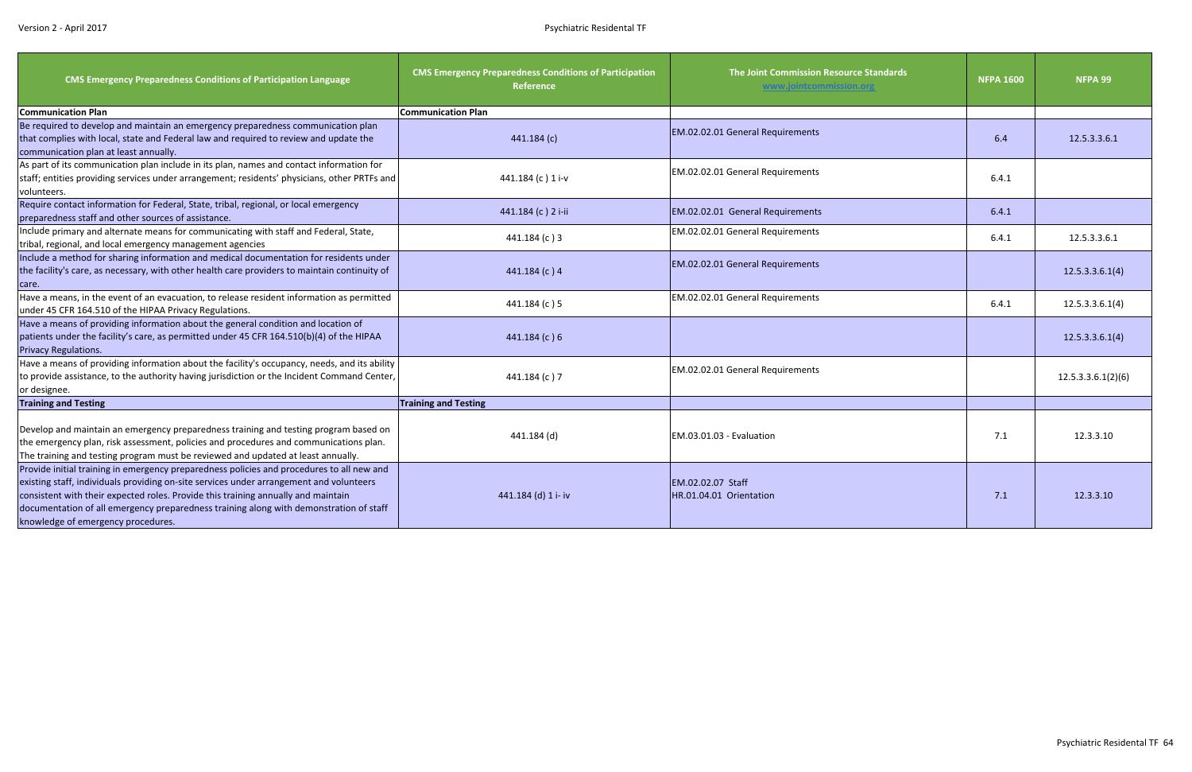| CMS Emergency Preparedness Conditions of Participation Language | CMS Emergency Preparedness Conditions of Participation Reference | The Joint Commission Resource Standards www.jointcommission.org | NFPA 1600 | NFPA 99 |
|---|---|---|---|---|
| **Communication Plan** | **Communication Plan** | | | |
| Be required to develop and maintain an emergency preparedness communication plan that complies with local, state and Federal law and required to review and update the communication plan at least annually. | 441.184 (c) | EM.02.02.01 General Requirements | 6.4 | 12.5.3.3.6.1 |
| As part of its communication plan include in its plan, names and contact information for staff; entities providing services under arrangement; residents' physicians, other PRTFs and volunteers. | 441.184 (c ) 1 i-v | EM.02.02.01 General Requirements | 6.4.1 | |
| Require contact information for Federal, State, tribal, regional, or local emergency preparedness staff and other sources of assistance. | 441.184 (c ) 2 i-ii | EM.02.02.01 General Requirements | 6.4.1 | |
| Include primary and alternate means for communicating with staff and Federal, State, tribal, regional, and local emergency management agencies | 441.184 (c ) 3 | EM.02.02.01 General Requirements | 6.4.1 | 12.5.3.3.6.1 |
| Include a method for sharing information and medical documentation for residents under the facility's care, as necessary, with other health care providers to maintain continuity of care. | 441.184 (c ) 4 | EM.02.02.01 General Requirements | | 12.5.3.3.6.1(4) |
| Have a means, in the event of an evacuation, to release resident information as permitted under 45 CFR 164.510 of the HIPAA Privacy Regulations. | 441.184 (c ) 5 | EM.02.02.01 General Requirements | 6.4.1 | 12.5.3.3.6.1(4) |
| Have a means of providing information about the general condition and location of patients under the facility's care, as permitted under 45 CFR 164.510(b)(4) of the HIPAA Privacy Regulations. | 441.184 (c ) 6 | | | 12.5.3.3.6.1(4) |
| Have a means of providing information about the facility's occupancy, needs, and its ability to provide assistance, to the authority having jurisdiction or the Incident Command Center, or designee. | 441.184 (c ) 7 | EM.02.02.01 General Requirements | | 12.5.3.3.6.1(2)(6) |
| **Training and Testing** | **Training and Testing** | | | |
| Develop and maintain an emergency preparedness training and testing program based on the emergency plan, risk assessment, policies and procedures and communications plan. The training and testing program must be reviewed and updated at least annually. | 441.184 (d) | EM.03.01.03 - Evaluation | 7.1 | 12.3.3.10 |
| Provide initial training in emergency preparedness policies and procedures to all new and existing staff, individuals providing on-site services under arrangement and volunteers consistent with their expected roles. Provide this training annually and maintain documentation of all emergency preparedness training along with demonstration of staff knowledge of emergency procedures. | 441.184 (d) 1 i- iv | EM.02.02.07 Staff<br>HR.01.04.01 Orientation | 7.1 | 12.3.3.10 |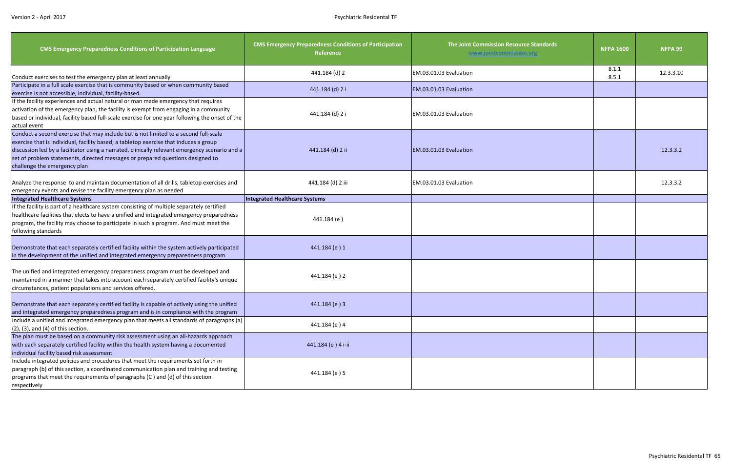| CMS Emergency Preparedness Conditions of Participation Language | CMS Emergency Preparedness Conditions of Participation Reference | The Joint Commission Resource Standards www.jointcommission.org | NFPA 1600 | NFPA 99 |
|---|---|---|---|---|
| Conduct exercises to test the emergency plan at least annually | 441.184 (d) 2 | EM.03.01.03 Evaluation | 8.1.1 8.5.1 | 12.3.3.10 |
| Participate in a full scale exercise that is community based or when community based exercise is not accessible, individual, facility-based. | 441.184 (d) 2 i | EM.03.01.03 Evaluation | | |
| If the facility experiences and actual natural or man made emergency that requires activation of the emergency plan, the facility is exempt from engaging in a community based or individual, facility based full-scale exercise for one year following the onset of the actual event | 441.184 (d) 2 i | EM.03.01.03 Evaluation | | |
| Conduct a second exercise that may include but is not limited to a second full-scale exercise that is individual, facility based; a tabletop exercise that induces a group discussion led by a facilitator using a narrated, clinically relevant emergency scenario and a set of problem statements, directed messages or prepared questions designed to challenge the emergency plan | 441.184 (d) 2 ii | EM.03.01.03 Evaluation | | 12.3.3.2 |
| Analyze the response to and maintain documentation of all drills, tabletop exercises and emergency events and revise the facility emergency plan as needed | 441.184 (d) 2 iii | EM.03.01.03 Evaluation | | 12.3.3.2 |
| **Integrated Healthcare Systems** | **Integrated Healthcare Systems** | | | |
| If the facility is part of a healthcare system consisting of multiple separately certified healthcare facilities that elects to have a unified and integrated emergency preparedness program, the facility may choose to participate in such a program. And must meet the following standards | 441.184 (e ) | | | |
| Demonstrate that each separately certified facility within the system actively participated in the development of the unified and integrated emergency preparedness program | 441.184 (e ) 1 | | | |
| The unified and integrated emergency preparedness program must be developed and maintained in a manner that takes into account each separately certified facility's unique circumstances, patient populations and services offered. | 441.184 (e ) 2 | | | |
| Demonstrate that each separately certified facility is capable of actively using the unified and integrated emergency preparedness program and is in compliance with the program | 441.184 (e ) 3 | | | |
| Include a unified and integrated emergency plan that meets all standards of paragraphs (a)(2), (3), and (4) of this section. | 441.184 (e ) 4 | | | |
| The plan must be based on a community risk assessment using an all-hazards approach with each separately certified facility within the health system having a documented individual facility based risk assessment | 441.184 (e ) 4 i-ii | | | |
| Include integrated policies and procedures that meet the requirements set forth in paragraph (b) of this section, a coordinated communication plan and training and testing programs that meet the requirements of paragraphs (C ) and (d) of this section respectively | 441.184 (e ) 5 | | | |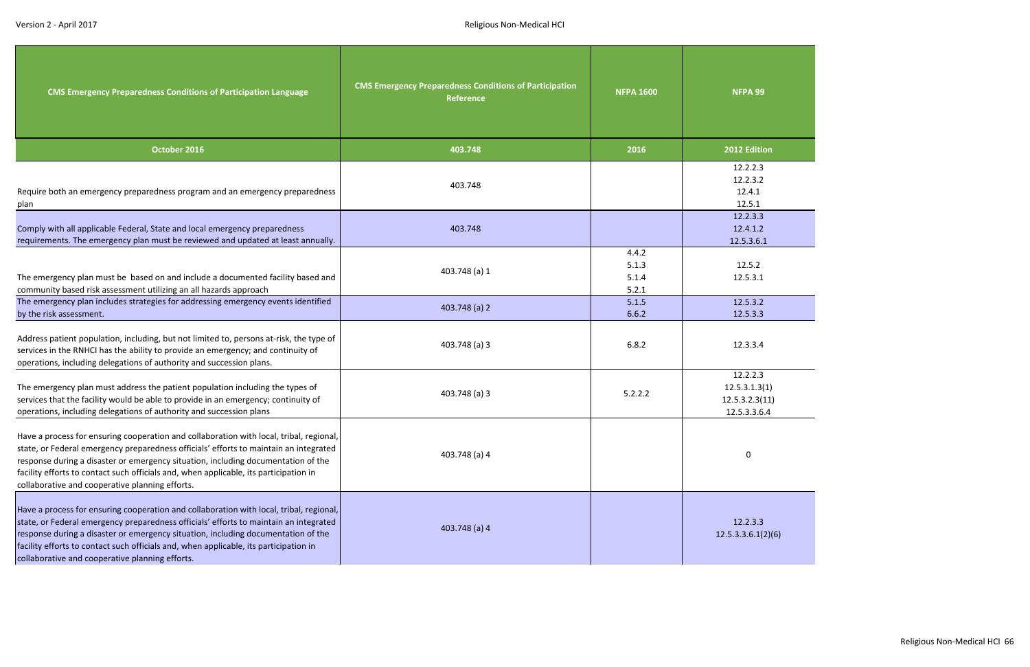| CMS Emergency Preparedness Conditions of Participation Language | CMS Emergency Preparedness Conditions of Participation Reference | NFPA 1600 | NFPA 99 |
|---|---|---|---|
| **October 2016** | **403.748** | **2016** | **2012 Edition** |
| Require both an emergency preparedness program and an emergency preparedness plan | 403.748 | | 12.2.2.3<br>12.2.3.2<br>12.4.1<br>12.5.1 |
| Comply with all applicable Federal, State and local emergency preparedness requirements. The emergency plan must be reviewed and updated at least annually. | 403.748 | | 12.2.3.3<br>12.4.1.2<br>12.5.3.6.1 |
| The emergency plan must be based on and include a documented facility based and community based risk assessment utilizing an all hazards approach | 403.748 (a) 1 | 4.4.2<br>5.1.3<br>5.1.4<br>5.2.1 | 12.5.2<br>12.5.3.1 |
| The emergency plan includes strategies for addressing emergency events identified by the risk assessment. | 403.748 (a) 2 | 5.1.5<br>6.6.2 | 12.5.3.2<br>12.5.3.3 |
| Address patient population, including, but not limited to, persons at-risk, the type of services in the RNHCI has the ability to provide an emergency; and continuity of operations, including delegations of authority and succession plans. | 403.748 (a) 3 | 6.8.2 | 12.3.3.4 |
| The emergency plan must address the patient population including the types of services that the facility would be able to provide in an emergency; continuity of operations, including delegations of authority and succession plans | 403.748 (a) 3 | 5.2.2.2 | 12.2.2.3<br>12.5.3.1.3(1)<br>12.5.3.2.3(11)<br>12.5.3.3.6.4 |
| Have a process for ensuring cooperation and collaboration with local, tribal, regional, state, or Federal emergency preparedness officials' efforts to maintain an integrated response during a disaster or emergency situation, including documentation of the facility efforts to contact such officials and, when applicable, its participation in collaborative and cooperative planning efforts. | 403.748 (a) 4 | | 0 |
| Have a process for ensuring cooperation and collaboration with local, tribal, regional, state, or Federal emergency preparedness officials' efforts to maintain an integrated response during a disaster or emergency situation, including documentation of the facility efforts to contact such officials and, when applicable, its participation in collaborative and cooperative planning efforts. | 403.748 (a) 4 | | 12.2.3.3<br>12.5.3.3.6.1(2)(6) |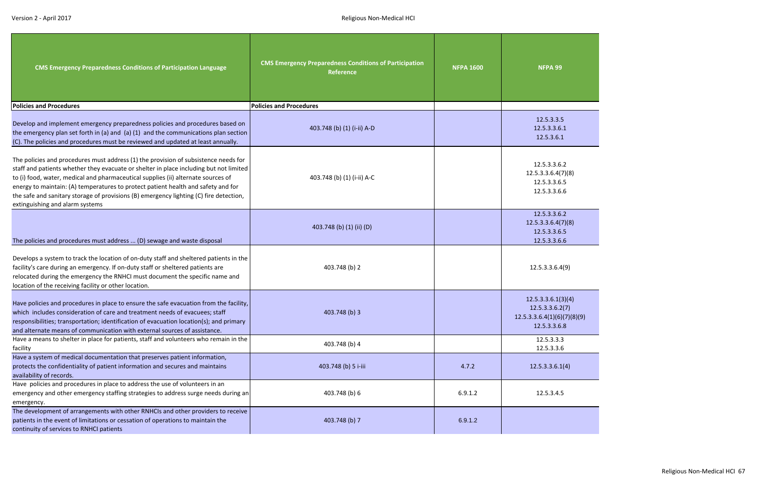| CMS Emergency Preparedness Conditions of Participation Language | CMS Emergency Preparedness Conditions of Participation Reference | NFPA 1600 | NFPA 99 |
|---|---|---|---|
| **Policies and Procedures** | **Policies and Procedures** | | |
| Develop and implement emergency preparedness policies and procedures based on the emergency plan set forth in (a) and (a) (1) and the communications plan section (C). The policies and procedures must be reviewed and updated at least annually. | 403.748 (b) (1) (i-ii) A-D | | 12.5.3.3.5<br>12.5.3.3.6.1<br>12.5.3.6.1 |
| The policies and procedures must address (1) the provision of subsistence needs for staff and patients whether they evacuate or shelter in place including but not limited to (i) food, water, medical and pharmaceutical supplies (ii) alternate sources of energy to maintain: (A) temperatures to protect patient health and safety and for the safe and sanitary storage of provisions (B) emergency lighting (C) fire detection, extinguishing and alarm systems | 403.748 (b) (1) (i-ii) A-C | | 12.5.3.3.6.2<br>12.5.3.3.6.4(7)(8)<br>12.5.3.3.6.5<br>12.5.3.3.6.6 |
| The policies and procedures must address ... (D) sewage and waste disposal | 403.748 (b) (1) (ii) (D) | | 12.5.3.3.6.2<br>12.5.3.3.6.4(7)(8)<br>12.5.3.3.6.5<br>12.5.3.3.6.6 |
| Develops a system to track the location of on-duty staff and sheltered patients in the facility's care during an emergency. If on-duty staff or sheltered patients are relocated during the emergency the RNHCI must document the specific name and location of the receiving facility or other location. | 403.748 (b) 2 | | 12.5.3.3.6.4(9) |
| Have policies and procedures in place to ensure the safe evacuation from the facility, which includes consideration of care and treatment needs of evacuees; staff responsibilities; transportation; identification of evacuation location(s); and primary and alternate means of communication with external sources of assistance. | 403.748 (b) 3 | | 12.5.3.3.6.1(3)(4)<br>12.5.3.3.6.2(7)<br>12.5.3.3.6.4(1)(6)(7)(8)(9)<br>12.5.3.3.6.8 |
| Have a means to shelter in place for patients, staff and volunteers who remain in the facility | 403.748 (b) 4 | | 12.5.3.3.3<br>12.5.3.3.6 |
| Have a system of medical documentation that preserves patient information, protects the confidentiality of patient information and secures and maintains availability of records. | 403.748 (b) 5 i-iii | 4.7.2 | 12.5.3.3.6.1(4) |
| Have policies and procedures in place to address the use of volunteers in an emergency and other emergency staffing strategies to address surge needs during an emergency. | 403.748 (b) 6 | 6.9.1.2 | 12.5.3.4.5 |
| The development of arrangements with other RNHCIs and other providers to receive patients in the event of limitations or cessation of operations to maintain the continuity of services to RNHCI patients | 403.748 (b) 7 | 6.9.1.2 | |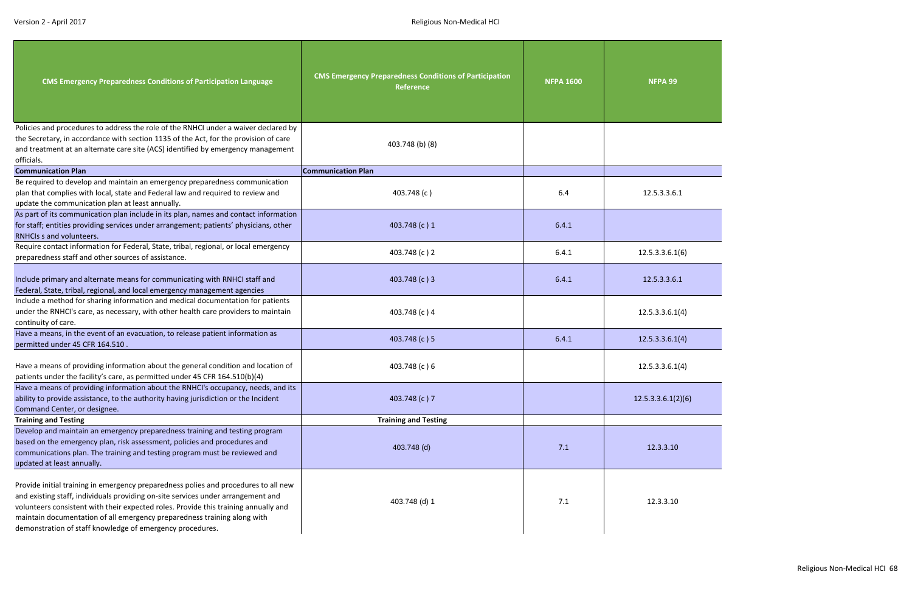| CMS Emergency Preparedness Conditions of Participation Language | CMS Emergency Preparedness Conditions of Participation Reference | NFPA 1600 | NFPA 99 |
|---|---|---|---|
| Policies and procedures to address the role of the RNHCI under a waiver declared by the Secretary, in accordance with section 1135 of the Act, for the provision of care and treatment at an alternate care site (ACS) identified by emergency management officials. | 403.748 (b) (8) | | |
| **Communication Plan** | **Communication Plan** | | |
| Be required to develop and maintain an emergency preparedness communication plan that complies with local, state and Federal law and required to review and update the communication plan at least annually. | 403.748 (c ) | 6.4 | 12.5.3.3.6.1 |
| As part of its communication plan include in its plan, names and contact information for staff; entities providing services under arrangement; patients' physicians, other RNHCIs s and volunteers. | 403.748 (c ) 1 | 6.4.1 | |
| Require contact information for Federal, State, tribal, regional, or local emergency preparedness staff and other sources of assistance. | 403.748 (c ) 2 | 6.4.1 | 12.5.3.3.6.1(6) |
| Include primary and alternate means for communicating with RNHCI staff and Federal, State, tribal, regional, and local emergency management agencies | 403.748 (c ) 3 | 6.4.1 | 12.5.3.3.6.1 |
| Include a method for sharing information and medical documentation for patients under the RNHCI's care, as necessary, with other health care providers to maintain continuity of care. | 403.748 (c ) 4 | | 12.5.3.3.6.1(4) |
| Have a means, in the event of an evacuation, to release patient information as permitted under 45 CFR 164.510 . | 403.748 (c ) 5 | 6.4.1 | 12.5.3.3.6.1(4) |
| Have a means of providing information about the general condition and location of patients under the facility's care, as permitted under 45 CFR 164.510(b)(4) | 403.748 (c ) 6 | | 12.5.3.3.6.1(4) |
| Have a means of providing information about the RNHCI's occupancy, needs, and its ability to provide assistance, to the authority having jurisdiction or the Incident Command Center, or designee. | 403.748 (c ) 7 | | 12.5.3.3.6.1(2)(6) |
| **Training and Testing** | **Training and Testing** | | |
| Develop and maintain an emergency preparedness training and testing program based on the emergency plan, risk assessment, policies and procedures and communications plan. The training and testing program must be reviewed and updated at least annually. | 403.748 (d) | 7.1 | 12.3.3.10 |
| Provide initial training in emergency preparedness polies and procedures to all new and existing staff, individuals providing on-site services under arrangement and volunteers consistent with their expected roles. Provide this training annually and maintain documentation of all emergency preparedness training along with demonstration of staff knowledge of emergency procedures. | 403.748 (d) 1 | 7.1 | 12.3.3.10 |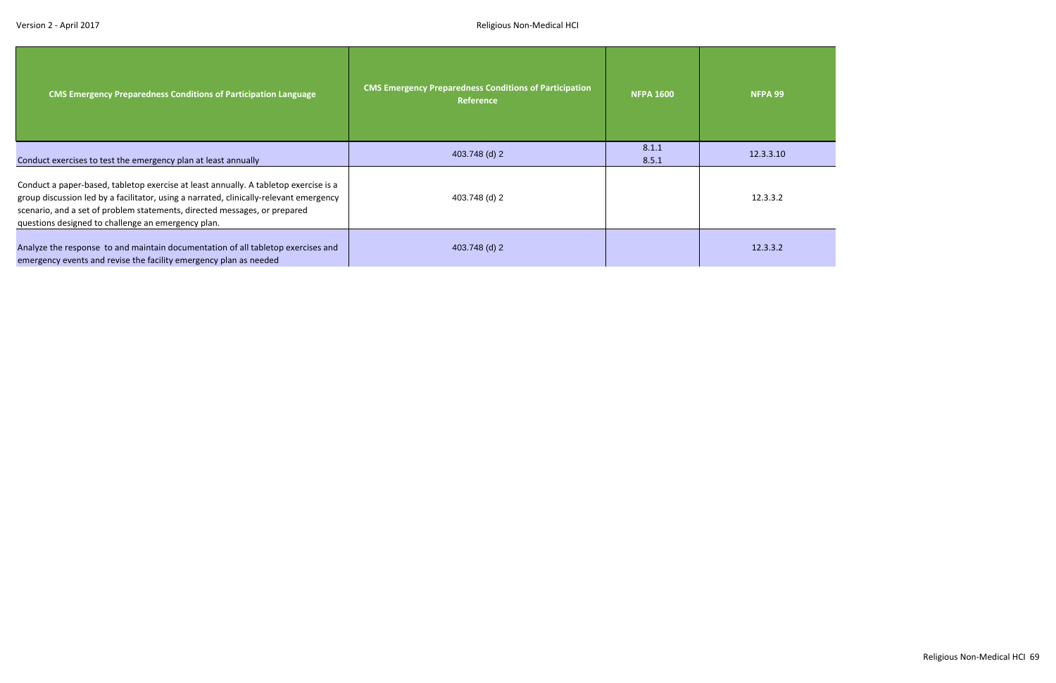| CMS Emergency Preparedness Conditions of Participation Language | CMS Emergency Preparedness Conditions of Participation Reference | NFPA 1600 | NFPA 99 |
|---|---|---|---|
| Conduct exercises to test the emergency plan at least annually | 403.748 (d) 2 | 8.1.1<br>8.5.1 | 12.3.3.10 |
| Conduct a paper-based, tabletop exercise at least annually. A tabletop exercise is a group discussion led by a facilitator, using a narrated, clinically-relevant emergency scenario, and a set of problem statements, directed messages, or prepared questions designed to challenge an emergency plan. | 403.748 (d) 2 | | 12.3.3.2 |
| Analyze the response to and maintain documentation of all tabletop exercises and emergency events and revise the facility emergency plan as needed | 403.748 (d) 2 | | 12.3.3.2 |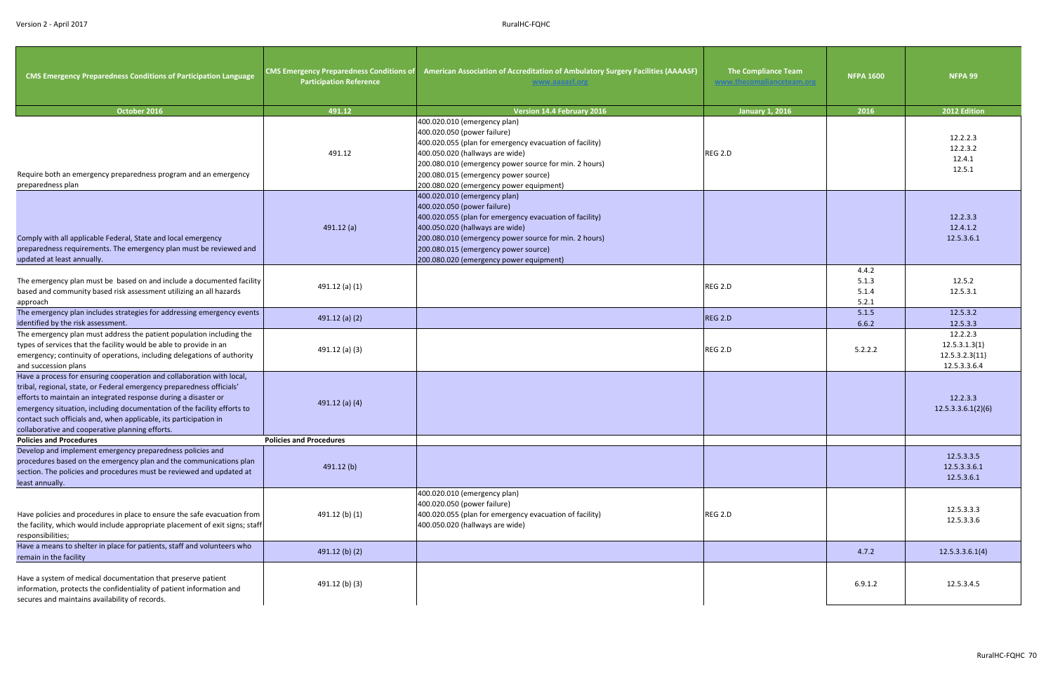| CMS Emergency Preparedness Conditions of Participation Language | CMS Emergency Preparedness Conditions of Participation Reference | American Association of Accreditation of Ambulatory Surgery Facilities (AAAASF) www.aaaasf.org | The Compliance Team www.thecomplianceteam.org | NFPA 1600 | NFPA 99 |
|---|---|---|---|---|---|
| October 2016 | 491.12 | Version 14.4 February 2016 | January 1, 2016 | 2016 | 2012 Edition |
| Require both an emergency preparedness program and an emergency preparedness plan | 491.12 | 400.020.010 (emergency plan)<br>400.020.050 (power failure)<br>400.020.055 (plan for emergency evacuation of facility)<br>400.050.020 (hallways are wide)<br>200.080.010 (emergency power source for min. 2 hours)<br>200.080.015 (emergency power source)<br>200.080.020 (emergency power equipment) | REG 2.D | | 12.2.2.3<br>12.2.3.2<br>12.4.1<br>12.5.1 |
| Comply with all applicable Federal, State and local emergency preparedness requirements. The emergency plan must be reviewed and updated at least annually. | 491.12 (a) | 400.020.010 (emergency plan)<br>400.020.050 (power failure)<br>400.020.055 (plan for emergency evacuation of facility)<br>400.050.020 (hallways are wide)<br>200.080.010 (emergency power source for min. 2 hours)<br>200.080.015 (emergency power source)<br>200.080.020 (emergency power equipment) | | | 12.2.3.3<br>12.4.1.2<br>12.5.3.6.1 |
| The emergency plan must be based on and include a documented facility based and community based risk assessment utilizing an all hazards approach | 491.12 (a) (1) | | REG 2.D | 4.4.2<br>5.1.3<br>5.1.4<br>5.2.1 | 12.5.2<br>12.5.3.1 |
| The emergency plan includes strategies for addressing emergency events identified by the risk assessment. | 491.12 (a) (2) | | REG 2.D | 5.1.5<br>6.6.2 | 12.5.3.2<br>12.5.3.3 |
| The emergency plan must address the patient population including the types of services that the facility would be able to provide in an emergency; continuity of operations, including delegations of authority and succession plans | 491.12 (a) (3) | | REG 2.D | 5.2.2.2 | 12.2.2.3<br>12.5.3.1.3(1)<br>12.5.3.2.3(11)<br>12.5.3.3.6.4 |
| Have a process for ensuring cooperation and collaboration with local, tribal, regional, state, or Federal emergency preparedness officials' efforts to maintain an integrated response during a disaster or emergency situation, including documentation of the facility efforts to contact such officials and, when applicable, its participation in collaborative and cooperative planning efforts. | 491.12 (a) (4) | | | | 12.2.3.3<br>12.5.3.3.6.1(2)(6) |
| **Policies and Procedures** | **Policies and Procedures** | | | | |
| Develop and implement emergency preparedness policies and procedures based on the emergency plan and the communications plan section. The policies and procedures must be reviewed and updated at least annually. | 491.12 (b) | | | | 12.5.3.3.5<br>12.5.3.3.6.1<br>12.5.3.6.1 |
| Have policies and procedures in place to ensure the safe evacuation from the facility, which would include appropriate placement of exit signs; staff responsibilities; | 491.12 (b) (1) | 400.020.010 (emergency plan)<br>400.020.050 (power failure)<br>400.020.055 (plan for emergency evacuation of facility)<br>400.050.020 (hallways are wide) | REG 2.D | | 12.5.3.3.3<br>12.5.3.3.6 |
| Have a means to shelter in place for patients, staff and volunteers who remain in the facility | 491.12 (b) (2) | | | 4.7.2 | 12.5.3.3.6.1(4) |
| Have a system of medical documentation that preserve patient information, protects the confidentiality of patient information and secures and maintains availability of records. | 491.12 (b) (3) | | | 6.9.1.2 | 12.5.3.4.5 |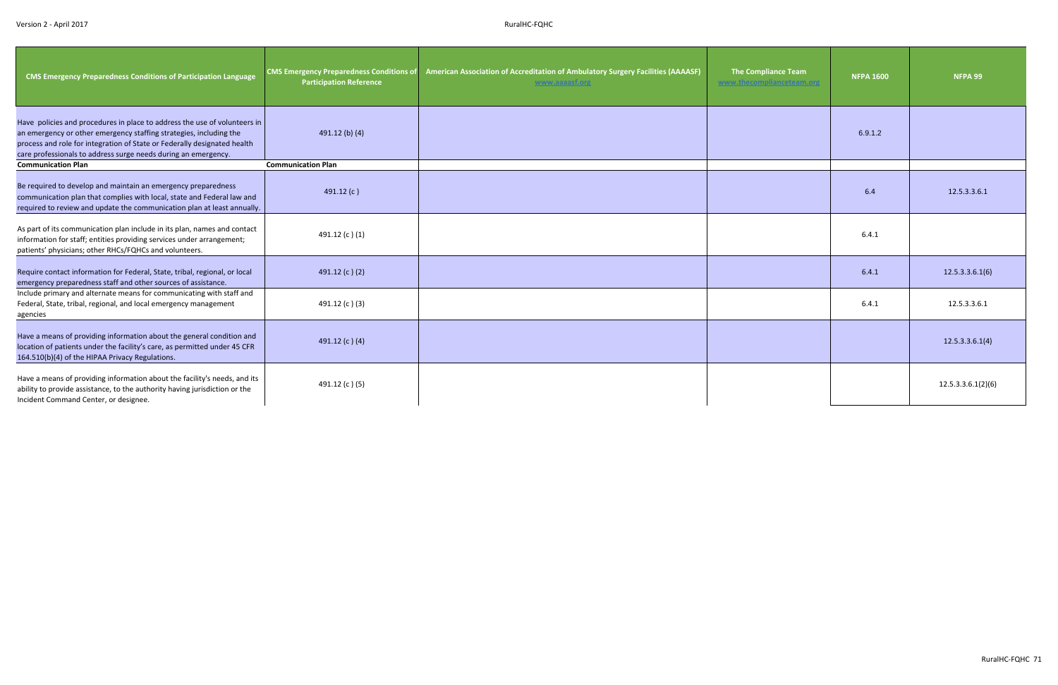| CMS Emergency Preparedness Conditions of Participation Language | CMS Emergency Preparedness Conditions of Participation Reference | American Association of Accreditation of Ambulatory Surgery Facilities (AAAASF) www.aaaasf.org | The Compliance Team www.thecomplianceteam.org | NFPA 1600 | NFPA 99 |
|---|---|---|---|---|---|
| Have policies and procedures in place to address the use of volunteers in an emergency or other emergency staffing strategies, including the process and role for integration of State or Federally designated health care professionals to address surge needs during an emergency. | 491.12 (b) (4) | | | 6.9.1.2 | |
| **Communication Plan** | **Communication Plan** | | | | |
| Be required to develop and maintain an emergency preparedness communication plan that complies with local, state and Federal law and required to review and update the communication plan at least annually. | 491.12 (c ) | | | 6.4 | 12.5.3.3.6.1 |
| As part of its communication plan include in its plan, names and contact information for staff; entities providing services under arrangement; patients' physicians; other RHCs/FQHCs and volunteers. | 491.12 (c ) (1) | | | 6.4.1 | |
| Require contact information for Federal, State, tribal, regional, or local emergency preparedness staff and other sources of assistance. | 491.12 (c ) (2) | | | 6.4.1 | 12.5.3.3.6.1(6) |
| Include primary and alternate means for communicating with staff and Federal, State, tribal, regional, and local emergency management agencies | 491.12 (c ) (3) | | | 6.4.1 | 12.5.3.3.6.1 |
| Have a means of providing information about the general condition and location of patients under the facility's care, as permitted under 45 CFR 164.510(b)(4) of the HIPAA Privacy Regulations. | 491.12 (c ) (4) | | | | 12.5.3.3.6.1(4) |
| Have a means of providing information about the facility's needs, and its ability to provide assistance, to the authority having jurisdiction or the Incident Command Center, or designee. | 491.12 (c ) (5) | | | | 12.5.3.3.6.1(2)(6) |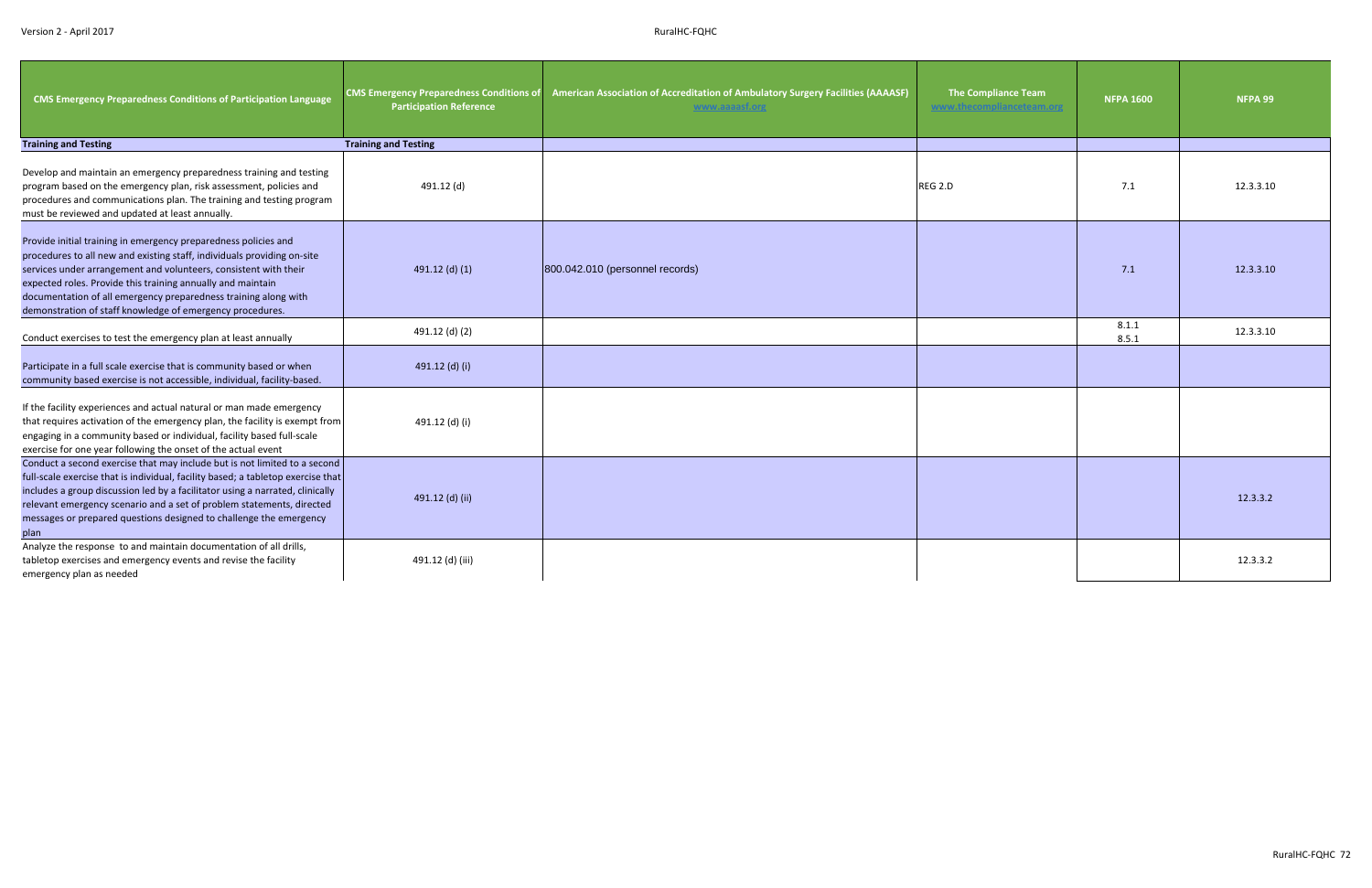| CMS Emergency Preparedness Conditions of Participation Language | CMS Emergency Preparedness Conditions of Participation Reference | American Association of Accreditation of Ambulatory Surgery Facilities (AAAASF) www.aaaasf.org | The Compliance Team www.thecomplianceteam.org | NFPA 1600 | NFPA 99 |
|---|---|---|---|---|---|
| **Training and Testing** | **Training and Testing** | | | | |
| Develop and maintain an emergency preparedness training and testing program based on the emergency plan, risk assessment, policies and procedures and communications plan. The training and testing program must be reviewed and updated at least annually. | 491.12 (d) | | REG 2.D | 7.1 | 12.3.3.10 |
| Provide initial training in emergency preparedness policies and procedures to all new and existing staff, individuals providing on-site services under arrangement and volunteers, consistent with their expected roles. Provide this training annually and maintain documentation of all emergency preparedness training along with demonstration of staff knowledge of emergency procedures. | 491.12 (d) (1) | 800.042.010 (personnel records) | | 7.1 | 12.3.3.10 |
| Conduct exercises to test the emergency plan at least annually | 491.12 (d) (2) | | | 8.1.1<br>8.5.1 | 12.3.3.10 |
| Participate in a full scale exercise that is community based or when community based exercise is not accessible, individual, facility-based. | 491.12 (d) (i) | | | | |
| If the facility experiences and actual natural or man made emergency that requires activation of the emergency plan, the facility is exempt from engaging in a community based or individual, facility based full-scale exercise for one year following the onset of the actual event | 491.12 (d) (i) | | | | |
| Conduct a second exercise that may include but is not limited to a second full-scale exercise that is individual, facility based; a tabletop exercise that includes a group discussion led by a facilitator using a narrated, clinically relevant emergency scenario and a set of problem statements, directed messages or prepared questions designed to challenge the emergency plan | 491.12 (d) (ii) | | | | 12.3.3.2 |
| Analyze the response to and maintain documentation of all drills, tabletop exercises and emergency events and revise the facility emergency plan as needed | 491.12 (d) (iii) | | | | 12.3.3.2 |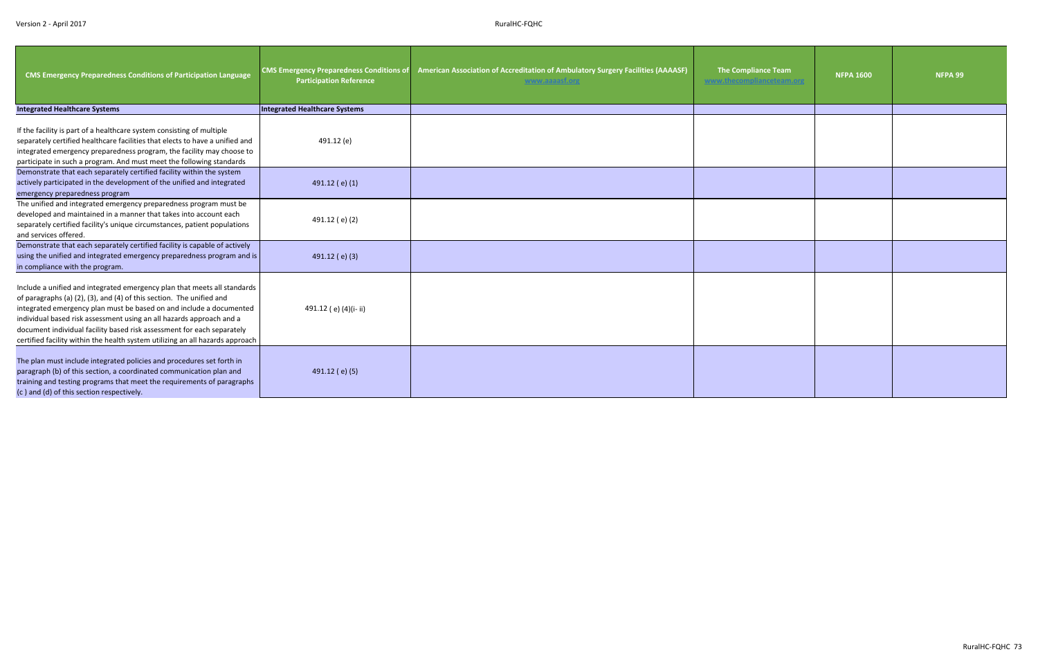| CMS Emergency Preparedness Conditions of Participation Language | CMS Emergency Preparedness Conditions of Participation Reference | American Association of Accreditation of Ambulatory Surgery Facilities (AAAASF) www.aaaasf.org | The Compliance Team www.thecomplianceteam.org | NFPA 1600 | NFPA 99 |
|---|---|---|---|---|---|
| **Integrated Healthcare Systems** | **Integrated Healthcare Systems** | | | | |
| If the facility is part of a healthcare system consisting of multiple separately certified healthcare facilities that elects to have a unified and integrated emergency preparedness program, the facility may choose to participate in such a program. And must meet the following standards | 491.12 (e) | | | | |
| Demonstrate that each separately certified facility within the system actively participated in the development of the unified and integrated emergency preparedness program | 491.12 ( e) (1) | | | | |
| The unified and integrated emergency preparedness program must be developed and maintained in a manner that takes into account each separately certified facility's unique circumstances, patient populations and services offered. | 491.12 ( e) (2) | | | | |
| Demonstrate that each separately certified facility is capable of actively using the unified and integrated emergency preparedness program and is in compliance with the program. | 491.12 ( e) (3) | | | | |
| Include a unified and integrated emergency plan that meets all standards of paragraphs (a) (2), (3), and (4) of this section. The unified and integrated emergency plan must be based on and include a documented individual based risk assessment using an all hazards approach and a document individual facility based risk assessment for each separately certified facility within the health system utilizing an all hazards approach | 491.12 ( e) (4)(i- ii) | | | | |
| The plan must include integrated policies and procedures set forth in paragraph (b) of this section, a coordinated communication plan and training and testing programs that meet the requirements of paragraphs (c ) and (d) of this section respectively. | 491.12 ( e) (5) | | | | |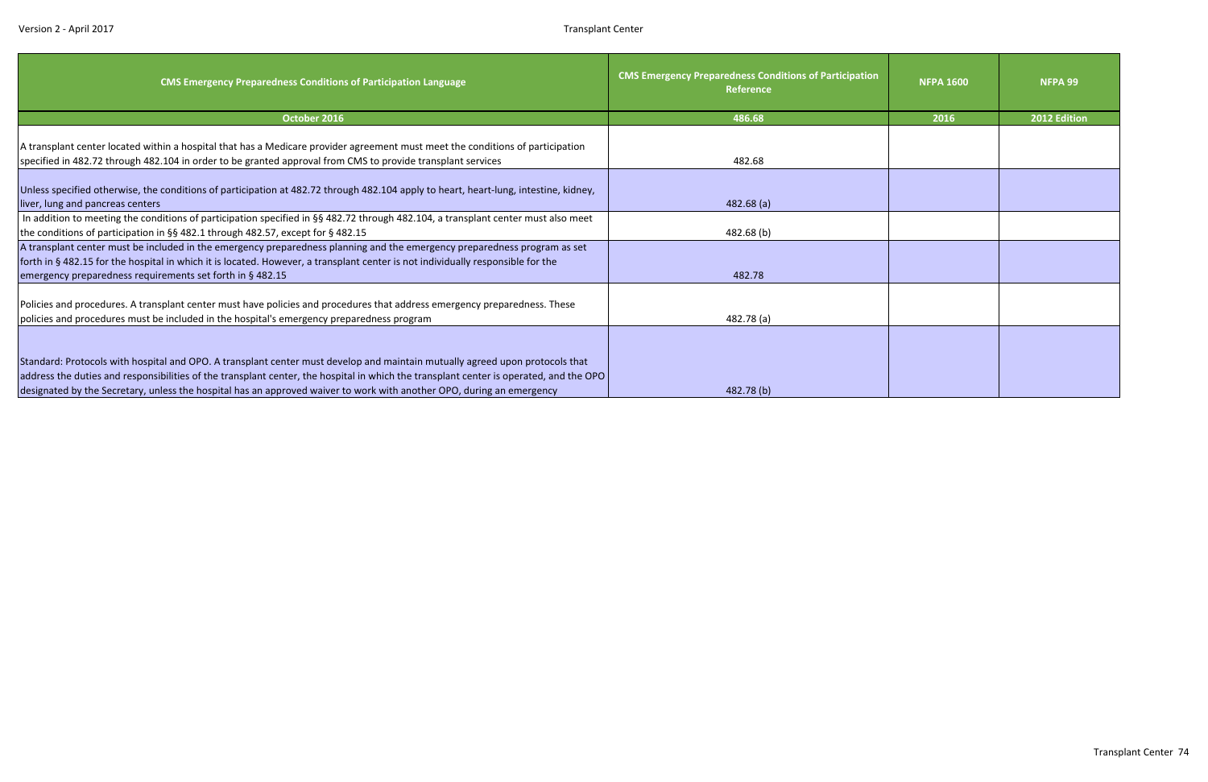| CMS Emergency Preparedness Conditions of Participation Language | CMS Emergency Preparedness Conditions of Participation Reference | NFPA 1600 | NFPA 99 |
|---|---|---|---|
| October 2016 | 486.68 | 2016 | 2012 Edition |
| A transplant center located within a hospital that has a Medicare provider agreement must meet the conditions of participation specified in 482.72 through 482.104 in order to be granted approval from CMS to provide transplant services | 482.68 | | |
| Unless specified otherwise, the conditions of participation at 482.72 through 482.104 apply to heart, heart-lung, intestine, kidney, liver, lung and pancreas centers | 482.68 (a) | | |
| In addition to meeting the conditions of participation specified in §§ 482.72 through 482.104, a transplant center must also meet the conditions of participation in §§ 482.1 through 482.57, except for § 482.15 | 482.68 (b) | | |
| A transplant center must be included in the emergency preparedness planning and the emergency preparedness program as set forth in § 482.15 for the hospital in which it is located. However, a transplant center is not individually responsible for the emergency preparedness requirements set forth in § 482.15 | 482.78 | | |
| Policies and procedures. A transplant center must have policies and procedures that address emergency preparedness. These policies and procedures must be included in the hospital's emergency preparedness program | 482.78 (a) | | |
| Standard: Protocols with hospital and OPO. A transplant center must develop and maintain mutually agreed upon protocols that address the duties and responsibilities of the transplant center, the hospital in which the transplant center is operated, and the OPO designated by the Secretary, unless the hospital has an approved waiver to work with another OPO, during an emergency | 482.78 (b) | | |